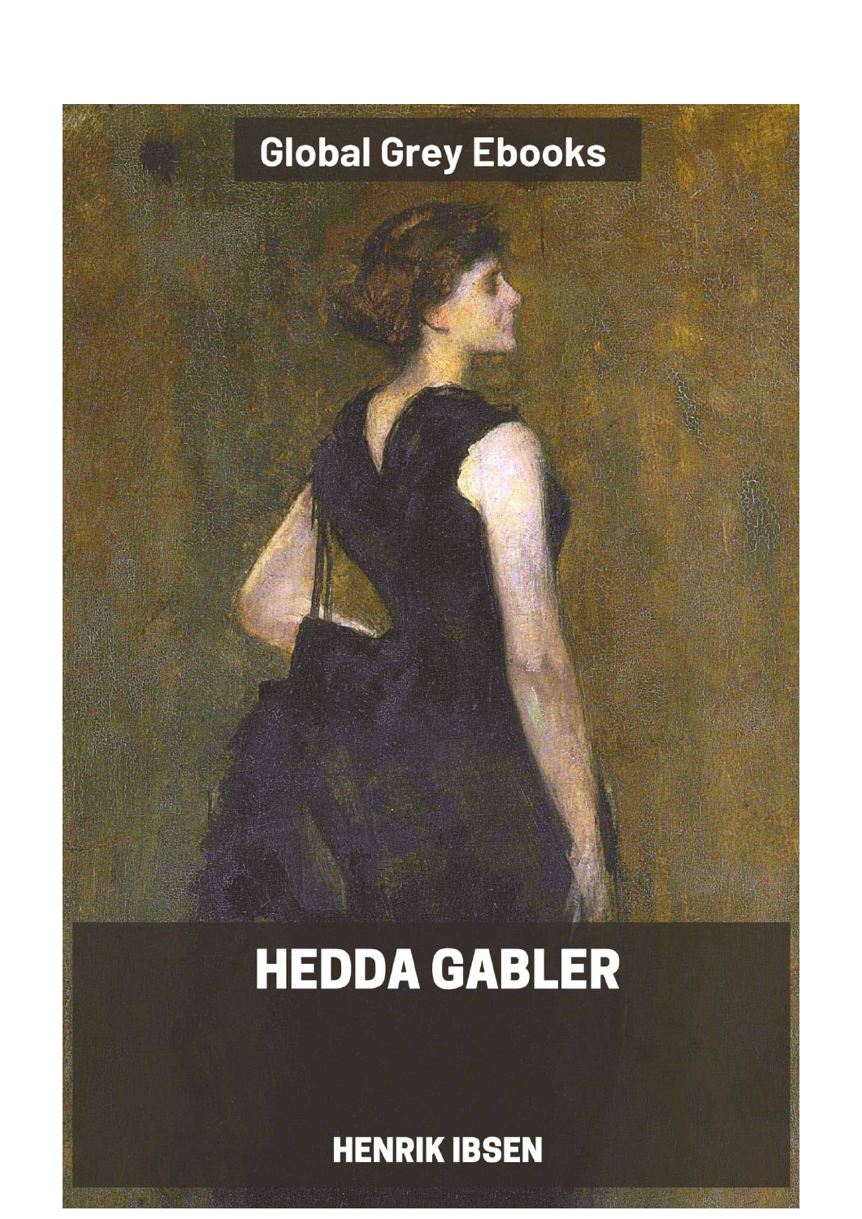Global Grey Ebooks

# HEDDA GABLER

HENRIK IBSEN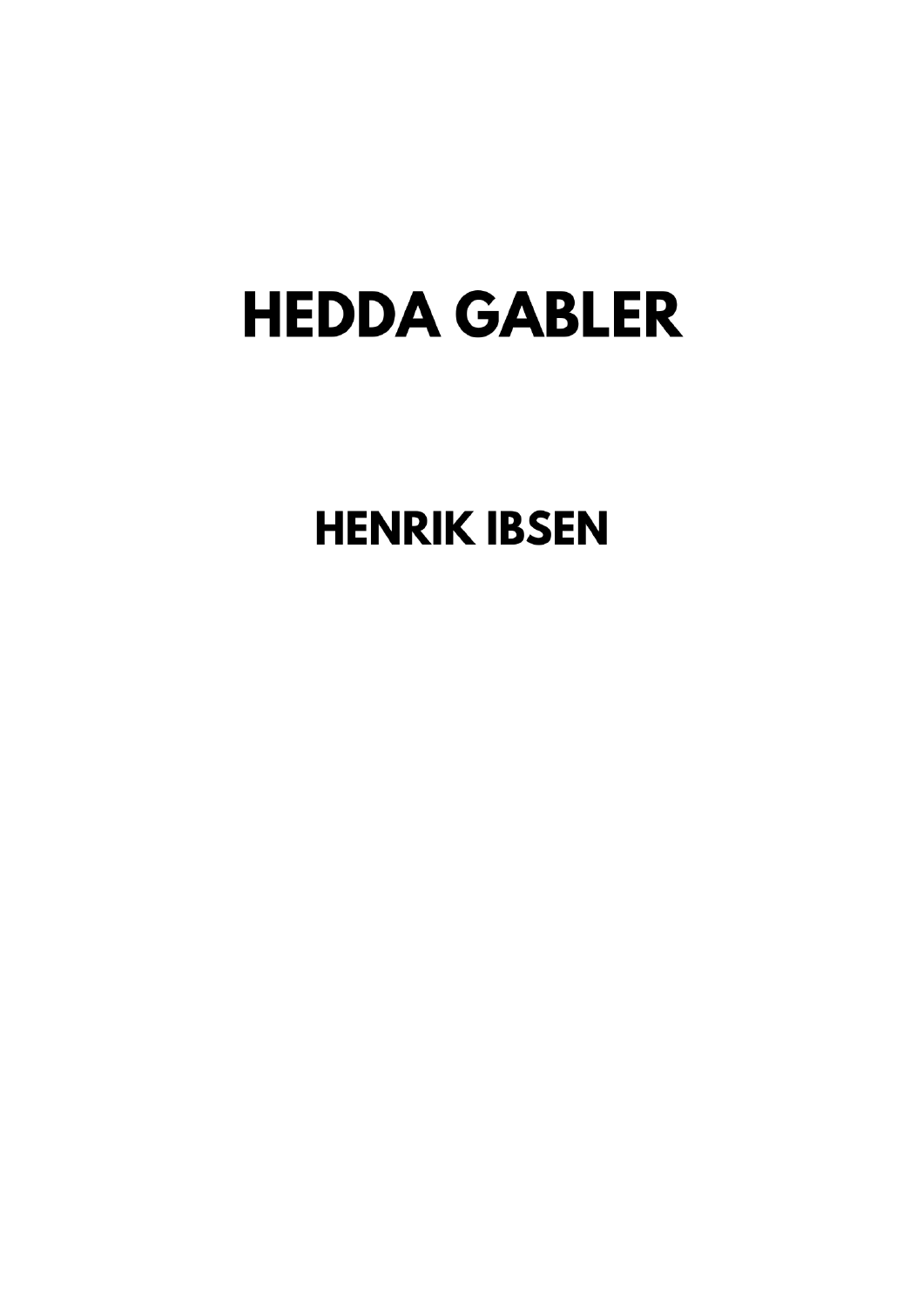# HEDDA GABLER

## HENRIK IBSEN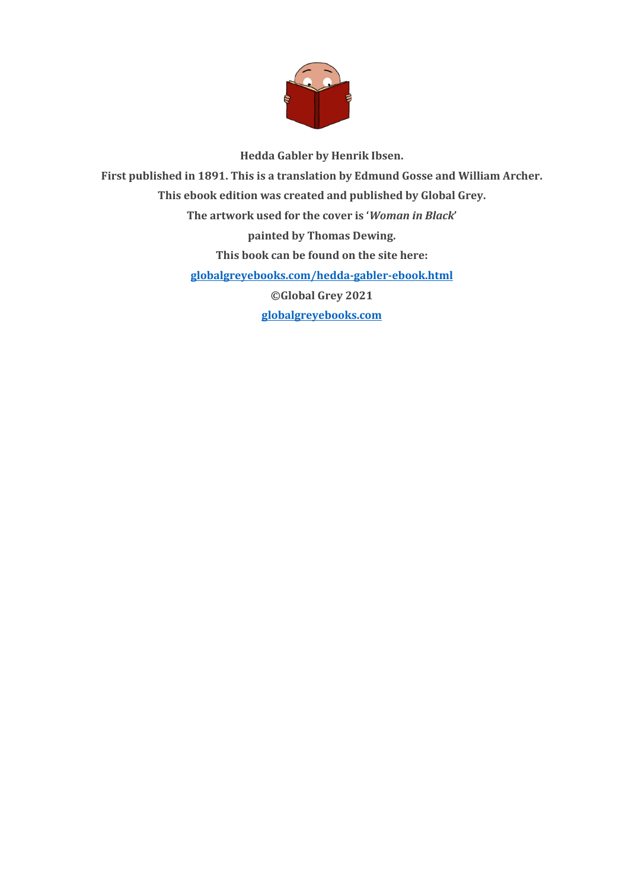**Hedda Gabler by Henrik Ibsen.**

**First published in 1891. This is a translation by Edmund Gosse and William Archer.**

**This ebook edition was created and published by Global Grey.**

**The artwork used for the cover is '*Woman in Black*'**

**painted by Thomas Dewing.**

**This book can be found on the site here:**

**[globalgreyebooks.com/hedda-gabler-ebook.html](https://www.globalgreyebooks.com/hedda-gabler-ebook.html)**

**©Global Grey 2021**

**[globalgreyebooks.com](https://www.globalgreyebooks.com)**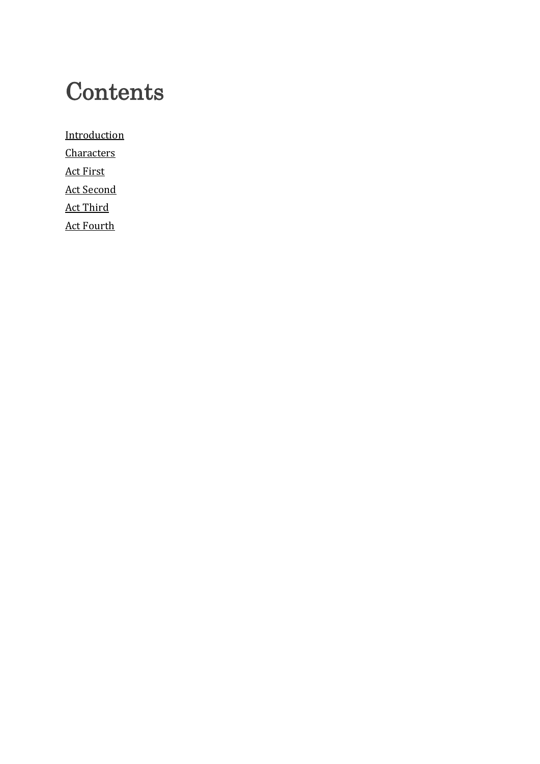# Contents

- Introduction
- Characters
- Act First
- Act Second
- Act Third
- Act Fourth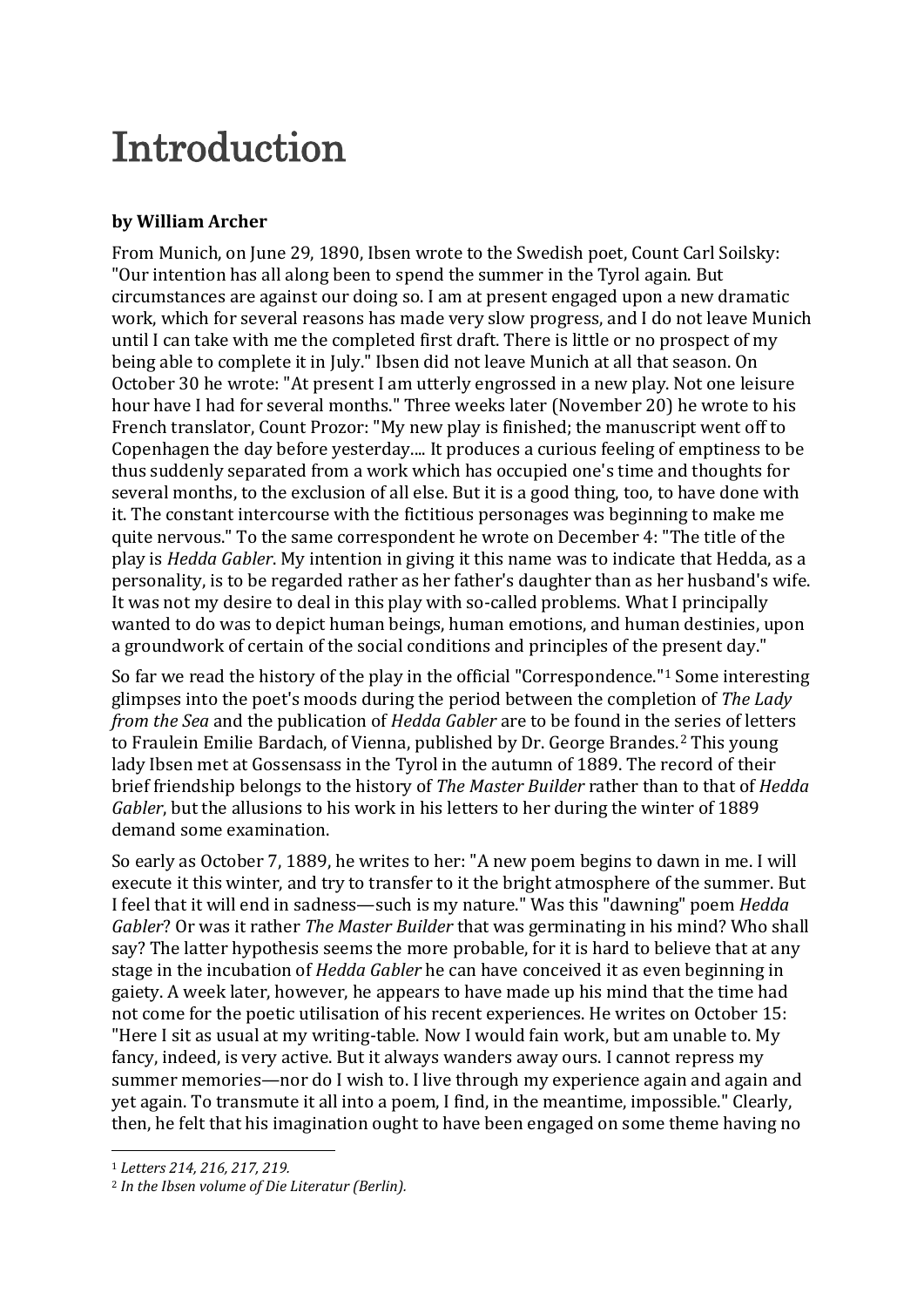# Introduction

**by William Archer**

From Munich, on June 29, 1890, Ibsen wrote to the Swedish poet, Count Carl Soilsky: "Our intention has all along been to spend the summer in the Tyrol again. But circumstances are against our doing so. I am at present engaged upon a new dramatic work, which for several reasons has made very slow progress, and I do not leave Munich until I can take with me the completed first draft. There is little or no prospect of my being able to complete it in July." Ibsen did not leave Munich at all that season. On October 30 he wrote: "At present I am utterly engrossed in a new play. Not one leisure hour have I had for several months." Three weeks later (November 20) he wrote to his French translator, Count Prozor: "My new play is finished; the manuscript went off to Copenhagen the day before yesterday.... It produces a curious feeling of emptiness to be thus suddenly separated from a work which has occupied one's time and thoughts for several months, to the exclusion of all else. But it is a good thing, too, to have done with it. The constant intercourse with the fictitious personages was beginning to make me quite nervous." To the same correspondent he wrote on December 4: "The title of the play is *Hedda Gabler*. My intention in giving it this name was to indicate that Hedda, as a personality, is to be regarded rather as her father's daughter than as her husband's wife. It was not my desire to deal in this play with so-called problems. What I principally wanted to do was to depict human beings, human emotions, and human destinies, upon a groundwork of certain of the social conditions and principles of the present day."

So far we read the history of the play in the official "Correspondence."[1] Some interesting glimpses into the poet's moods during the period between the completion of *The Lady from the Sea* and the publication of *Hedda Gabler* are to be found in the series of letters to Fraulein Emilie Bardach, of Vienna, published by Dr. George Brandes.[2] This young lady Ibsen met at Gossensass in the Tyrol in the autumn of 1889. The record of their brief friendship belongs to the history of *The Master Builder* rather than to that of *Hedda Gabler*, but the allusions to his work in his letters to her during the winter of 1889 demand some examination.

So early as October 7, 1889, he writes to her: "A new poem begins to dawn in me. I will execute it this winter, and try to transfer to it the bright atmosphere of the summer. But I feel that it will end in sadness—such is my nature." Was this "dawning" poem *Hedda Gabler*? Or was it rather *The Master Builder* that was germinating in his mind? Who shall say? The latter hypothesis seems the more probable, for it is hard to believe that at any stage in the incubation of *Hedda Gabler* he can have conceived it as even beginning in gaiety. A week later, however, he appears to have made up his mind that the time had not come for the poetic utilisation of his recent experiences. He writes on October 15: "Here I sit as usual at my writing-table. Now I would fain work, but am unable to. My fancy, indeed, is very active. But it always wanders away ours. I cannot repress my summer memories—nor do I wish to. I live through my experience again and again and yet again. To transmute it all into a poem, I find, in the meantime, impossible." Clearly, then, he felt that his imagination ought to have been engaged on some theme having no

---

[1] *Letters 214, 216, 217, 219.*

[2] *In the Ibsen volume of Die Literatur (Berlin).*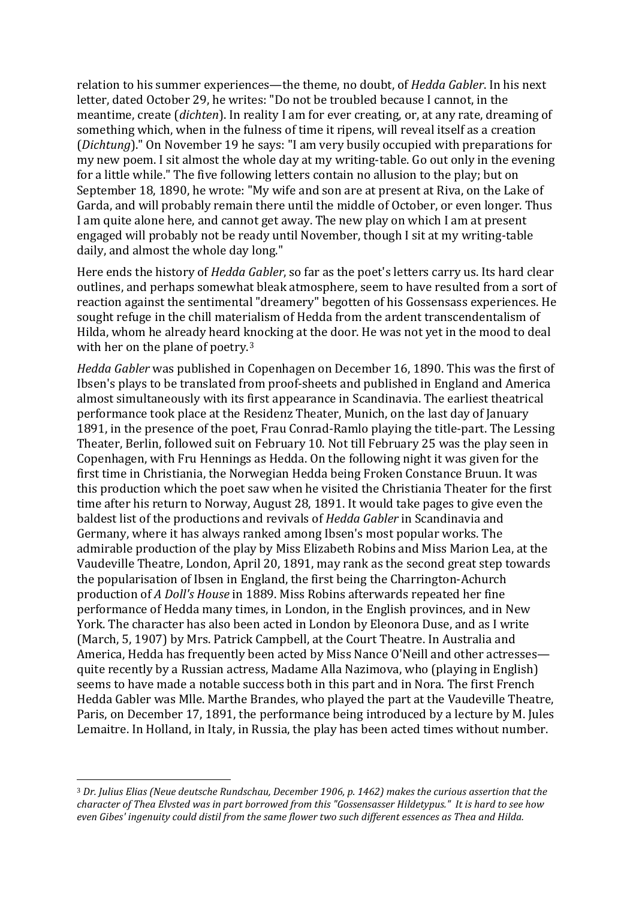relation to his summer experiences—the theme, no doubt, of *Hedda Gabler*. In his next letter, dated October 29, he writes: "Do not be troubled because I cannot, in the meantime, create (*dichten*). In reality I am for ever creating, or, at any rate, dreaming of something which, when in the fulness of time it ripens, will reveal itself as a creation (*Dichtung*)." On November 19 he says: "I am very busily occupied with preparations for my new poem. I sit almost the whole day at my writing-table. Go out only in the evening for a little while." The five following letters contain no allusion to the play; but on September 18, 1890, he wrote: "My wife and son are at present at Riva, on the Lake of Garda, and will probably remain there until the middle of October, or even longer. Thus I am quite alone here, and cannot get away. The new play on which I am at present engaged will probably not be ready until November, though I sit at my writing-table daily, and almost the whole day long."

Here ends the history of *Hedda Gabler*, so far as the poet's letters carry us. Its hard clear outlines, and perhaps somewhat bleak atmosphere, seem to have resulted from a sort of reaction against the sentimental "dreamery" begotten of his Gossensass experiences. He sought refuge in the chill materialism of Hedda from the ardent transcendentalism of Hilda, whom he already heard knocking at the door. He was not yet in the mood to deal with her on the plane of poetry.[3]

*Hedda Gabler* was published in Copenhagen on December 16, 1890. This was the first of Ibsen's plays to be translated from proof-sheets and published in England and America almost simultaneously with its first appearance in Scandinavia. The earliest theatrical performance took place at the Residenz Theater, Munich, on the last day of January 1891, in the presence of the poet, Frau Conrad-Ramlo playing the title-part. The Lessing Theater, Berlin, followed suit on February 10. Not till February 25 was the play seen in Copenhagen, with Fru Hennings as Hedda. On the following night it was given for the first time in Christiania, the Norwegian Hedda being Froken Constance Bruun. It was this production which the poet saw when he visited the Christiania Theater for the first time after his return to Norway, August 28, 1891. It would take pages to give even the baldest list of the productions and revivals of *Hedda Gabler* in Scandinavia and Germany, where it has always ranked among Ibsen's most popular works. The admirable production of the play by Miss Elizabeth Robins and Miss Marion Lea, at the Vaudeville Theatre, London, April 20, 1891, may rank as the second great step towards the popularisation of Ibsen in England, the first being the Charrington-Achurch production of *A Doll's House* in 1889. Miss Robins afterwards repeated her fine performance of Hedda many times, in London, in the English provinces, and in New York. The character has also been acted in London by Eleonora Duse, and as I write (March, 5, 1907) by Mrs. Patrick Campbell, at the Court Theatre. In Australia and America, Hedda has frequently been acted by Miss Nance O'Neill and other actresses—quite recently by a Russian actress, Madame Alla Nazimova, who (playing in English) seems to have made a notable success both in this part and in Nora. The first French Hedda Gabler was Mlle. Marthe Brandes, who played the part at the Vaudeville Theatre, Paris, on December 17, 1891, the performance being introduced by a lecture by M. Jules Lemaitre. In Holland, in Italy, in Russia, the play has been acted times without number.

---

[3] *Dr. Julius Elias (Neue deutsche Rundschau, December 1906, p. 1462) makes the curious assertion that the character of Thea Elvsted was in part borrowed from this "Gossensasser Hildetypus." It is hard to see how even Gibes' ingenuity could distil from the same flower two such different essences as Thea and Hilda.*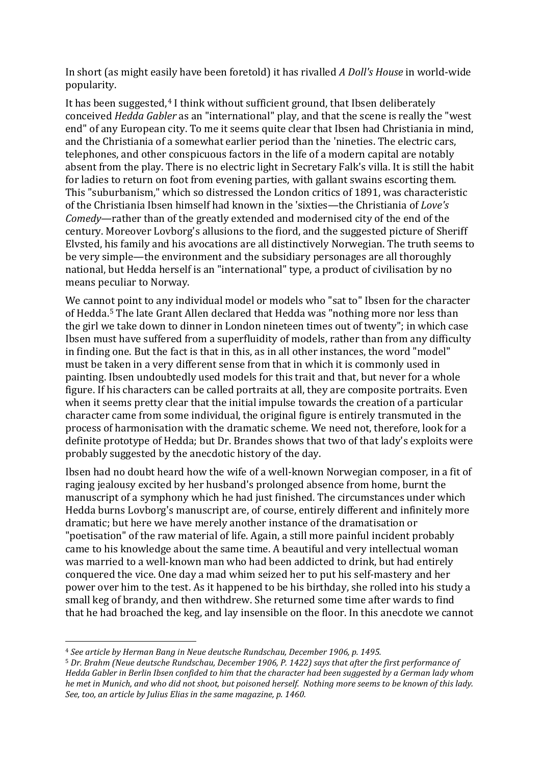In short (as might easily have been foretold) it has rivalled *A Doll's House* in world-wide popularity.

It has been suggested,[4] I think without sufficient ground, that Ibsen deliberately conceived *Hedda Gabler* as an "international" play, and that the scene is really the "west end" of any European city. To me it seems quite clear that Ibsen had Christiania in mind, and the Christiania of a somewhat earlier period than the 'nineties. The electric cars, telephones, and other conspicuous factors in the life of a modern capital are notably absent from the play. There is no electric light in Secretary Falk's villa. It is still the habit for ladies to return on foot from evening parties, with gallant swains escorting them. This "suburbanism," which so distressed the London critics of 1891, was characteristic of the Christiania Ibsen himself had known in the 'sixties—the Christiania of *Love's Comedy*—rather than of the greatly extended and modernised city of the end of the century. Moreover Lovborg's allusions to the fiord, and the suggested picture of Sheriff Elvsted, his family and his avocations are all distinctively Norwegian. The truth seems to be very simple—the environment and the subsidiary personages are all thoroughly national, but Hedda herself is an "international" type, a product of civilisation by no means peculiar to Norway.

We cannot point to any individual model or models who "sat to" Ibsen for the character of Hedda.[5] The late Grant Allen declared that Hedda was "nothing more nor less than the girl we take down to dinner in London nineteen times out of twenty"; in which case Ibsen must have suffered from a superfluidity of models, rather than from any difficulty in finding one. But the fact is that in this, as in all other instances, the word "model" must be taken in a very different sense from that in which it is commonly used in painting. Ibsen undoubtedly used models for this trait and that, but never for a whole figure. If his characters can be called portraits at all, they are composite portraits. Even when it seems pretty clear that the initial impulse towards the creation of a particular character came from some individual, the original figure is entirely transmuted in the process of harmonisation with the dramatic scheme. We need not, therefore, look for a definite prototype of Hedda; but Dr. Brandes shows that two of that lady's exploits were probably suggested by the anecdotic history of the day.

Ibsen had no doubt heard how the wife of a well-known Norwegian composer, in a fit of raging jealousy excited by her husband's prolonged absence from home, burnt the manuscript of a symphony which he had just finished. The circumstances under which Hedda burns Lovborg's manuscript are, of course, entirely different and infinitely more dramatic; but here we have merely another instance of the dramatisation or "poetisation" of the raw material of life. Again, a still more painful incident probably came to his knowledge about the same time. A beautiful and very intellectual woman was married to a well-known man who had been addicted to drink, but had entirely conquered the vice. One day a mad whim seized her to put his self-mastery and her power over him to the test. As it happened to be his birthday, she rolled into his study a small keg of brandy, and then withdrew. She returned some time after wards to find that he had broached the keg, and lay insensible on the floor. In this anecdote we cannot

---

[4] *See article by Herman Bang in Neue deutsche Rundschau, December 1906, p. 1495.*

[5] *Dr. Brahm (Neue deutsche Rundschau, December 1906, P. 1422) says that after the first performance of Hedda Gabler in Berlin Ibsen confided to him that the character had been suggested by a German lady whom he met in Munich, and who did not shoot, but poisoned herself. Nothing more seems to be known of this lady. See, too, an article by Julius Elias in the same magazine, p. 1460.*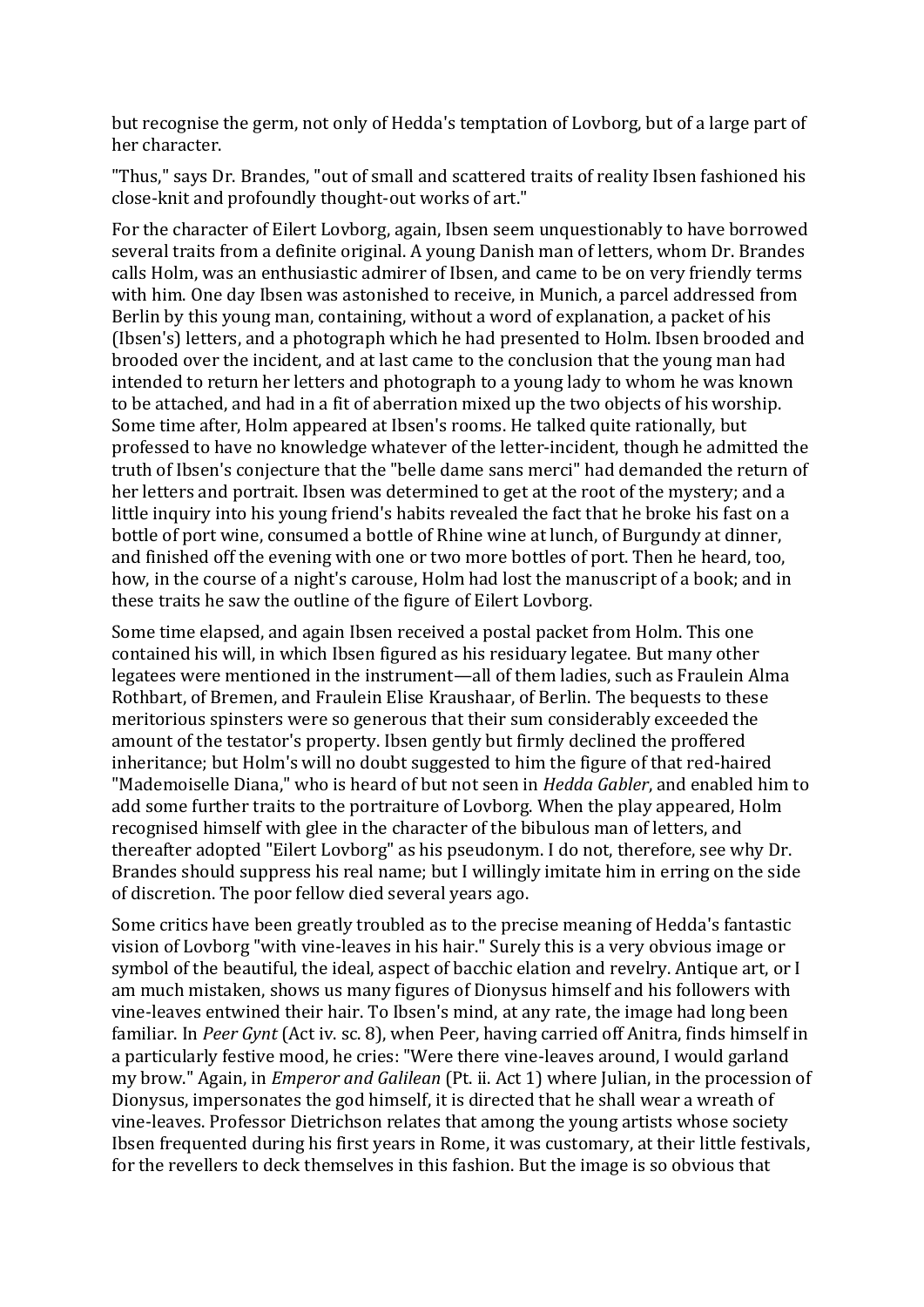but recognise the germ, not only of Hedda's temptation of Lovborg, but of a large part of her character.

"Thus," says Dr. Brandes, "out of small and scattered traits of reality Ibsen fashioned his close-knit and profoundly thought-out works of art."

For the character of Eilert Lovborg, again, Ibsen seem unquestionably to have borrowed several traits from a definite original. A young Danish man of letters, whom Dr. Brandes calls Holm, was an enthusiastic admirer of Ibsen, and came to be on very friendly terms with him. One day Ibsen was astonished to receive, in Munich, a parcel addressed from Berlin by this young man, containing, without a word of explanation, a packet of his (Ibsen's) letters, and a photograph which he had presented to Holm. Ibsen brooded and brooded over the incident, and at last came to the conclusion that the young man had intended to return her letters and photograph to a young lady to whom he was known to be attached, and had in a fit of aberration mixed up the two objects of his worship. Some time after, Holm appeared at Ibsen's rooms. He talked quite rationally, but professed to have no knowledge whatever of the letter-incident, though he admitted the truth of Ibsen's conjecture that the "belle dame sans merci" had demanded the return of her letters and portrait. Ibsen was determined to get at the root of the mystery; and a little inquiry into his young friend's habits revealed the fact that he broke his fast on a bottle of port wine, consumed a bottle of Rhine wine at lunch, of Burgundy at dinner, and finished off the evening with one or two more bottles of port. Then he heard, too, how, in the course of a night's carouse, Holm had lost the manuscript of a book; and in these traits he saw the outline of the figure of Eilert Lovborg.

Some time elapsed, and again Ibsen received a postal packet from Holm. This one contained his will, in which Ibsen figured as his residuary legatee. But many other legatees were mentioned in the instrument—all of them ladies, such as Fraulein Alma Rothbart, of Bremen, and Fraulein Elise Kraushaar, of Berlin. The bequests to these meritorious spinsters were so generous that their sum considerably exceeded the amount of the testator's property. Ibsen gently but firmly declined the proffered inheritance; but Holm's will no doubt suggested to him the figure of that red-haired "Mademoiselle Diana," who is heard of but not seen in *Hedda Gabler*, and enabled him to add some further traits to the portraiture of Lovborg. When the play appeared, Holm recognised himself with glee in the character of the bibulous man of letters, and thereafter adopted "Eilert Lovborg" as his pseudonym. I do not, therefore, see why Dr. Brandes should suppress his real name; but I willingly imitate him in erring on the side of discretion. The poor fellow died several years ago.

Some critics have been greatly troubled as to the precise meaning of Hedda's fantastic vision of Lovborg "with vine-leaves in his hair." Surely this is a very obvious image or symbol of the beautiful, the ideal, aspect of bacchic elation and revelry. Antique art, or I am much mistaken, shows us many figures of Dionysus himself and his followers with vine-leaves entwined their hair. To Ibsen's mind, at any rate, the image had long been familiar. In *Peer Gynt* (Act iv. sc. 8), when Peer, having carried off Anitra, finds himself in a particularly festive mood, he cries: "Were there vine-leaves around, I would garland my brow." Again, in *Emperor and Galilean* (Pt. ii. Act 1) where Julian, in the procession of Dionysus, impersonates the god himself, it is directed that he shall wear a wreath of vine-leaves. Professor Dietrichson relates that among the young artists whose society Ibsen frequented during his first years in Rome, it was customary, at their little festivals, for the revellers to deck themselves in this fashion. But the image is so obvious that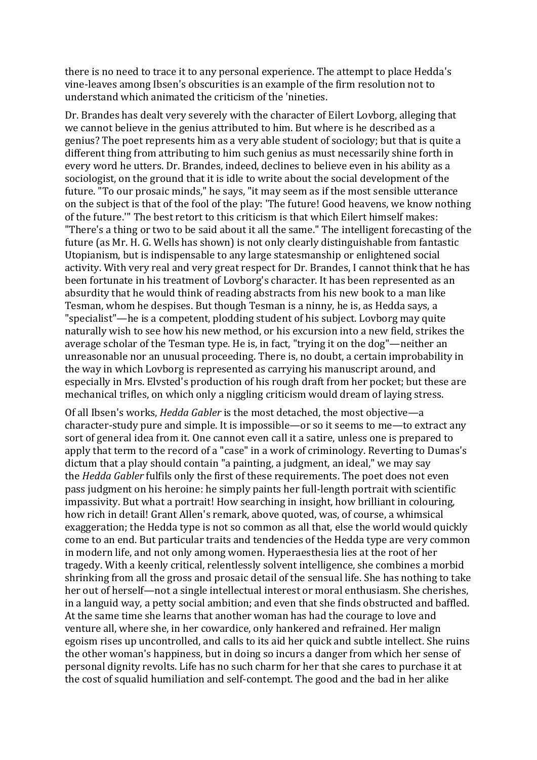there is no need to trace it to any personal experience. The attempt to place Hedda's vine-leaves among Ibsen's obscurities is an example of the firm resolution not to understand which animated the criticism of the 'nineties.

Dr. Brandes has dealt very severely with the character of Eilert Lovborg, alleging that we cannot believe in the genius attributed to him. But where is he described as a genius? The poet represents him as a very able student of sociology; but that is quite a different thing from attributing to him such genius as must necessarily shine forth in every word he utters. Dr. Brandes, indeed, declines to believe even in his ability as a sociologist, on the ground that it is idle to write about the social development of the future. "To our prosaic minds," he says, "it may seem as if the most sensible utterance on the subject is that of the fool of the play: 'The future! Good heavens, we know nothing of the future.'" The best retort to this criticism is that which Eilert himself makes: "There's a thing or two to be said about it all the same." The intelligent forecasting of the future (as Mr. H. G. Wells has shown) is not only clearly distinguishable from fantastic Utopianism, but is indispensable to any large statesmanship or enlightened social activity. With very real and very great respect for Dr. Brandes, I cannot think that he has been fortunate in his treatment of Lovborg's character. It has been represented as an absurdity that he would think of reading abstracts from his new book to a man like Tesman, whom he despises. But though Tesman is a ninny, he is, as Hedda says, a "specialist"—he is a competent, plodding student of his subject. Lovborg may quite naturally wish to see how his new method, or his excursion into a new field, strikes the average scholar of the Tesman type. He is, in fact, "trying it on the dog"—neither an unreasonable nor an unusual proceeding. There is, no doubt, a certain improbability in the way in which Lovborg is represented as carrying his manuscript around, and especially in Mrs. Elvsted's production of his rough draft from her pocket; but these are mechanical trifles, on which only a niggling criticism would dream of laying stress.

Of all Ibsen's works, *Hedda Gabler* is the most detached, the most objective—a character-study pure and simple. It is impossible—or so it seems to me—to extract any sort of general idea from it. One cannot even call it a satire, unless one is prepared to apply that term to the record of a "case" in a work of criminology. Reverting to Dumas's dictum that a play should contain "a painting, a judgment, an ideal," we may say the *Hedda Gabler* fulfils only the first of these requirements. The poet does not even pass judgment on his heroine: he simply paints her full-length portrait with scientific impassivity. But what a portrait! How searching in insight, how brilliant in colouring, how rich in detail! Grant Allen's remark, above quoted, was, of course, a whimsical exaggeration; the Hedda type is not so common as all that, else the world would quickly come to an end. But particular traits and tendencies of the Hedda type are very common in modern life, and not only among women. Hyperaesthesia lies at the root of her tragedy. With a keenly critical, relentlessly solvent intelligence, she combines a morbid shrinking from all the gross and prosaic detail of the sensual life. She has nothing to take her out of herself—not a single intellectual interest or moral enthusiasm. She cherishes, in a languid way, a petty social ambition; and even that she finds obstructed and baffled. At the same time she learns that another woman has had the courage to love and venture all, where she, in her cowardice, only hankered and refrained. Her malign egoism rises up uncontrolled, and calls to its aid her quick and subtle intellect. She ruins the other woman's happiness, but in doing so incurs a danger from which her sense of personal dignity revolts. Life has no such charm for her that she cares to purchase it at the cost of squalid humiliation and self-contempt. The good and the bad in her alike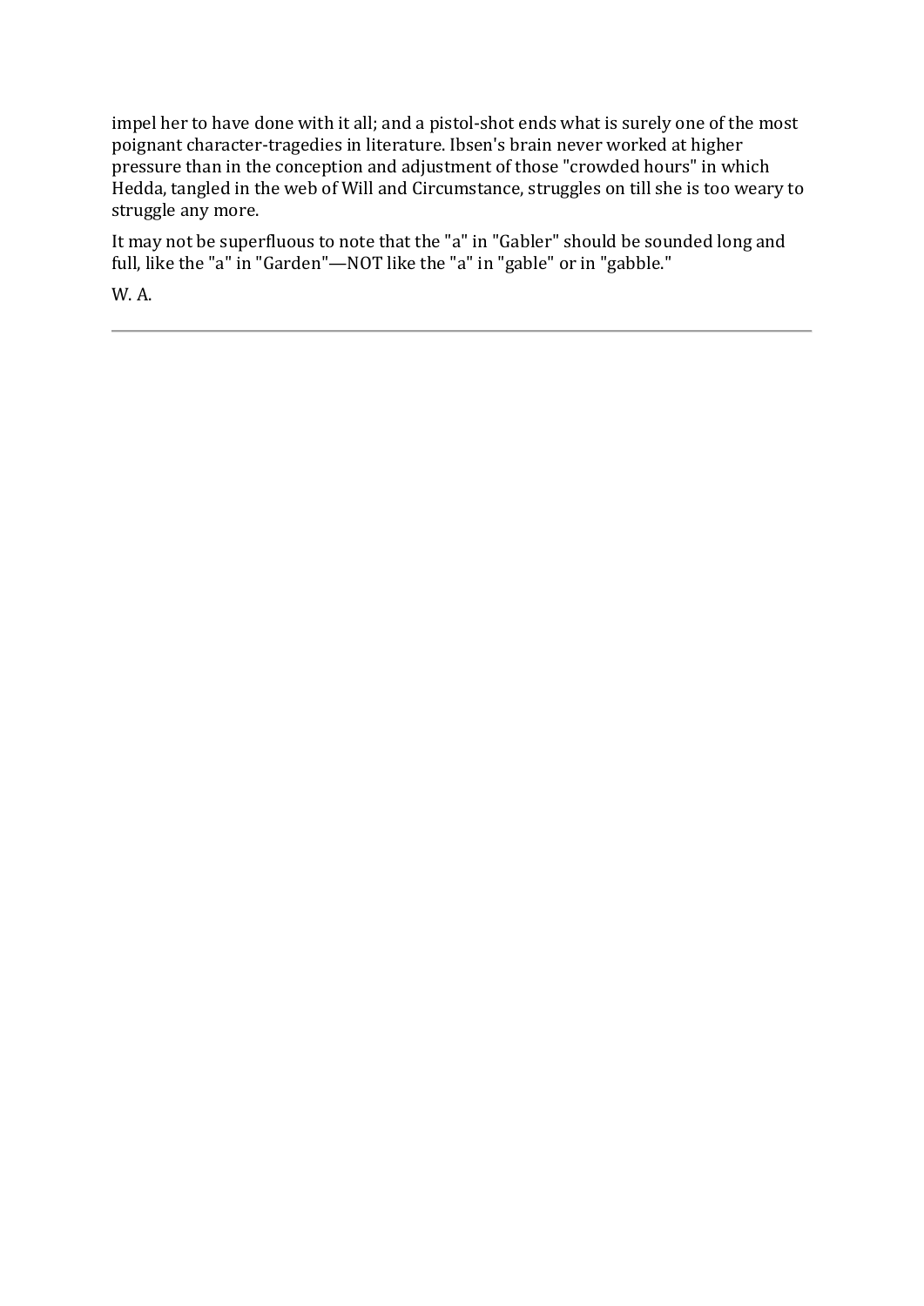impel her to have done with it all; and a pistol-shot ends what is surely one of the most poignant character-tragedies in literature. Ibsen's brain never worked at higher pressure than in the conception and adjustment of those "crowded hours" in which Hedda, tangled in the web of Will and Circumstance, struggles on till she is too weary to struggle any more.

It may not be superfluous to note that the "a" in "Gabler" should be sounded long and full, like the "a" in "Garden"—NOT like the "a" in "gable" or in "gabble."

W. A.

---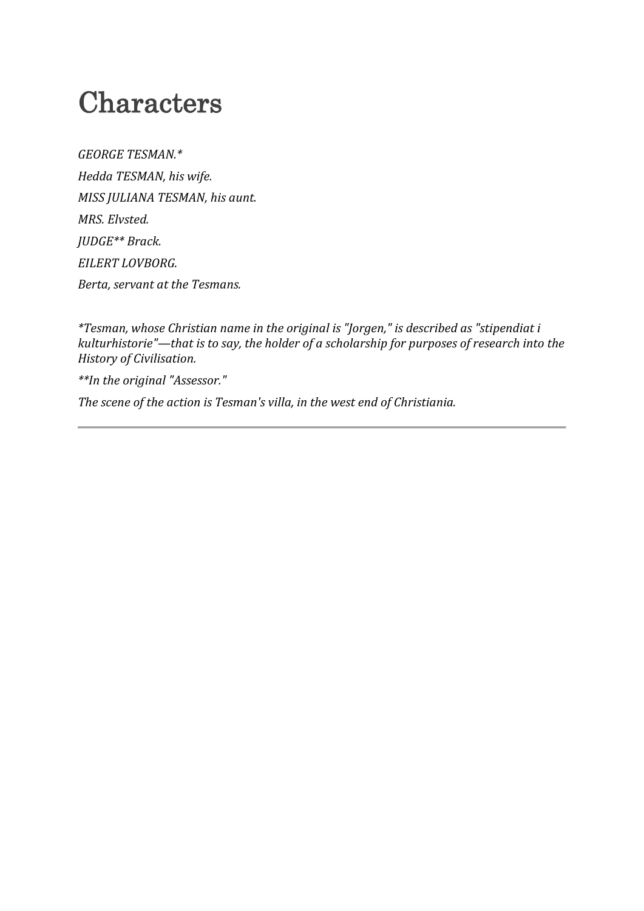# Characters

*GEORGE TESMAN.**

*Hedda TESMAN, his wife.*

*MISS JULIANA TESMAN, his aunt.*

*MRS. Elvsted.*

*JUDGE** Brack.*

*EILERT LOVBORG.*

*Berta, servant at the Tesmans.*

**Tesman, whose Christian name in the original is "Jorgen," is described as "stipendiat i kulturhistorie"—that is to say, the holder of a scholarship for purposes of research into the History of Civilisation.*

***In the original "Assessor."*

*The scene of the action is Tesman's villa, in the west end of Christiania.*

---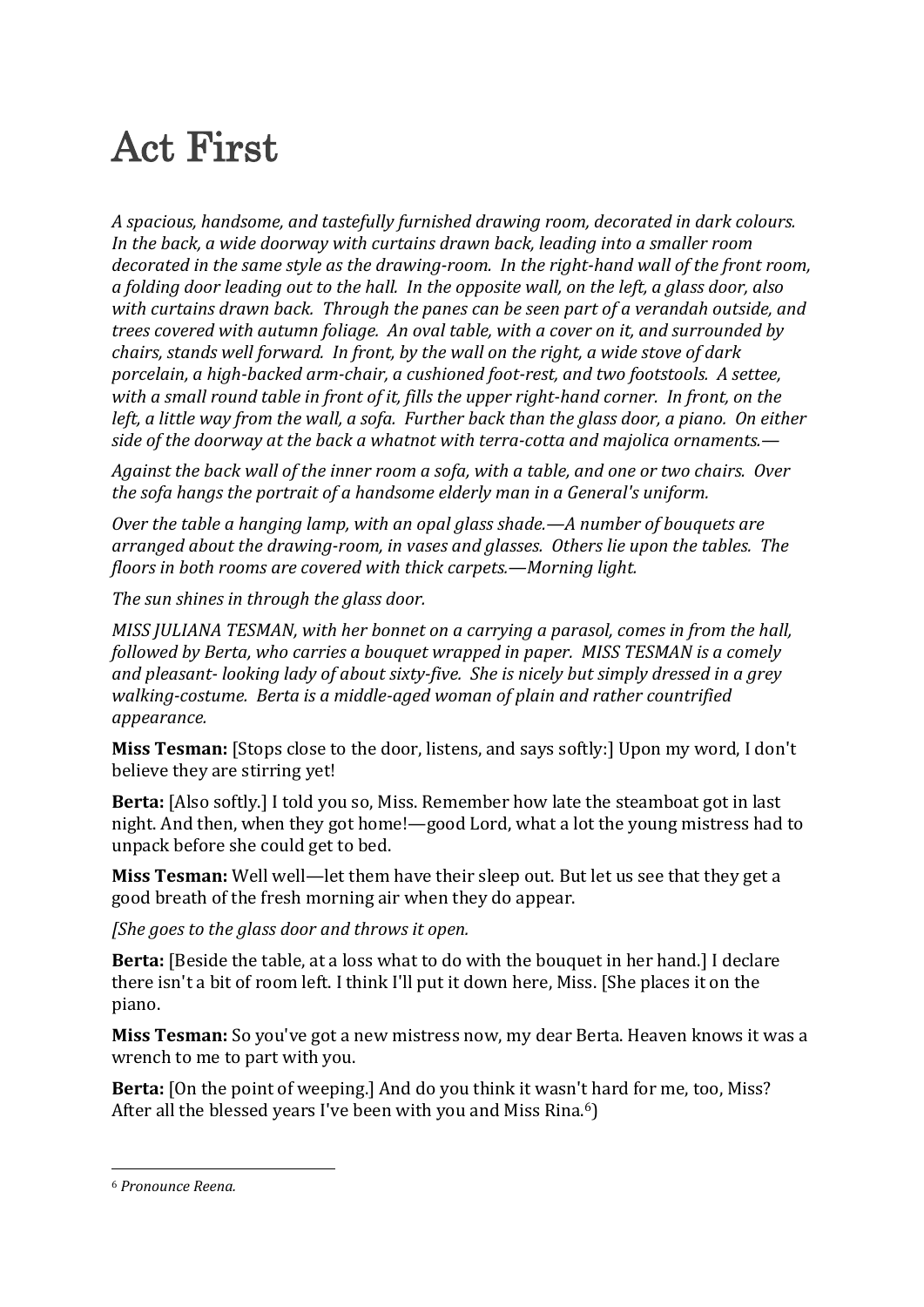# Act First

*A spacious, handsome, and tastefully furnished drawing room, decorated in dark colours. In the back, a wide doorway with curtains drawn back, leading into a smaller room decorated in the same style as the drawing-room. In the right-hand wall of the front room, a folding door leading out to the hall. In the opposite wall, on the left, a glass door, also with curtains drawn back. Through the panes can be seen part of a verandah outside, and trees covered with autumn foliage. An oval table, with a cover on it, and surrounded by chairs, stands well forward. In front, by the wall on the right, a wide stove of dark porcelain, a high-backed arm-chair, a cushioned foot-rest, and two footstools. A settee, with a small round table in front of it, fills the upper right-hand corner. In front, on the left, a little way from the wall, a sofa. Further back than the glass door, a piano. On either side of the doorway at the back a whatnot with terra-cotta and majolica ornaments.—*

*Against the back wall of the inner room a sofa, with a table, and one or two chairs. Over the sofa hangs the portrait of a handsome elderly man in a General's uniform.*

*Over the table a hanging lamp, with an opal glass shade.—A number of bouquets are arranged about the drawing-room, in vases and glasses. Others lie upon the tables. The floors in both rooms are covered with thick carpets.—Morning light.*

*The sun shines in through the glass door.*

*MISS JULIANA TESMAN, with her bonnet on a carrying a parasol, comes in from the hall, followed by Berta, who carries a bouquet wrapped in paper. MISS TESMAN is a comely and pleasant- looking lady of about sixty-five. She is nicely but simply dressed in a grey walking-costume. Berta is a middle-aged woman of plain and rather countrified appearance.*

**Miss Tesman:** [Stops close to the door, listens, and says softly:] Upon my word, I don't believe they are stirring yet!

**Berta:** [Also softly.] I told you so, Miss. Remember how late the steamboat got in last night. And then, when they got home!—good Lord, what a lot the young mistress had to unpack before she could get to bed.

**Miss Tesman:** Well well—let them have their sleep out. But let us see that they get a good breath of the fresh morning air when they do appear.

*[She goes to the glass door and throws it open.*

**Berta:** [Beside the table, at a loss what to do with the bouquet in her hand.] I declare there isn't a bit of room left. I think I'll put it down here, Miss. [She places it on the piano.

**Miss Tesman:** So you've got a new mistress now, my dear Berta. Heaven knows it was a wrench to me to part with you.

**Berta:** [On the point of weeping.] And do you think it wasn't hard for me, too, Miss? After all the blessed years I've been with you and Miss Rina.[6])

---

[6] *Pronounce Reena.*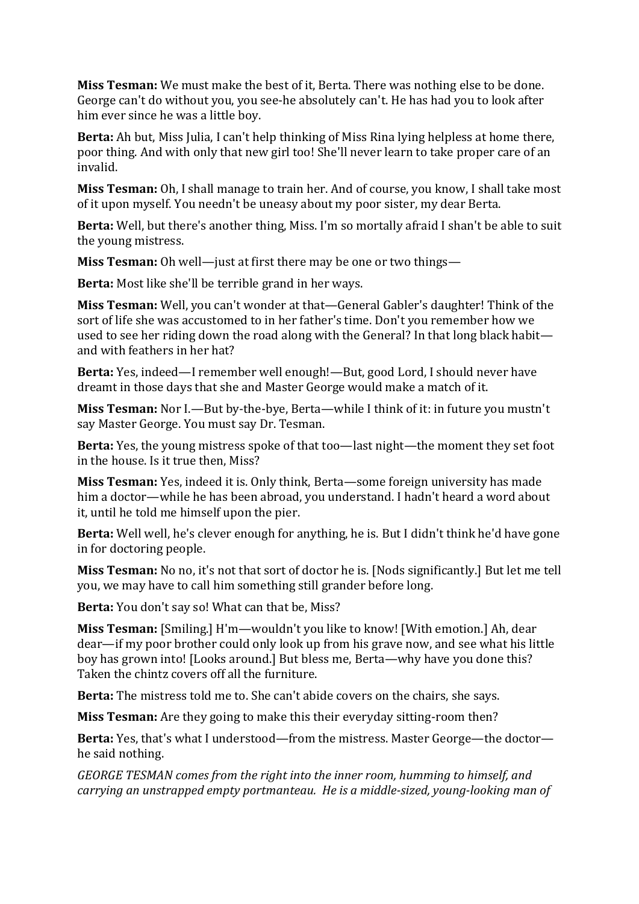**Miss Tesman:** We must make the best of it, Berta. There was nothing else to be done. George can't do without you, you see-he absolutely can't. He has had you to look after him ever since he was a little boy.

**Berta:** Ah but, Miss Julia, I can't help thinking of Miss Rina lying helpless at home there, poor thing. And with only that new girl too! She'll never learn to take proper care of an invalid.

**Miss Tesman:** Oh, I shall manage to train her. And of course, you know, I shall take most of it upon myself. You needn't be uneasy about my poor sister, my dear Berta.

**Berta:** Well, but there's another thing, Miss. I'm so mortally afraid I shan't be able to suit the young mistress.

**Miss Tesman:** Oh well—just at first there may be one or two things—

**Berta:** Most like she'll be terrible grand in her ways.

**Miss Tesman:** Well, you can't wonder at that—General Gabler's daughter! Think of the sort of life she was accustomed to in her father's time. Don't you remember how we used to see her riding down the road along with the General? In that long black habit—and with feathers in her hat?

**Berta:** Yes, indeed—I remember well enough!—But, good Lord, I should never have dreamt in those days that she and Master George would make a match of it.

**Miss Tesman:** Nor I.—But by-the-bye, Berta—while I think of it: in future you mustn't say Master George. You must say Dr. Tesman.

**Berta:** Yes, the young mistress spoke of that too—last night—the moment they set foot in the house. Is it true then, Miss?

**Miss Tesman:** Yes, indeed it is. Only think, Berta—some foreign university has made him a doctor—while he has been abroad, you understand. I hadn't heard a word about it, until he told me himself upon the pier.

**Berta:** Well well, he's clever enough for anything, he is. But I didn't think he'd have gone in for doctoring people.

**Miss Tesman:** No no, it's not that sort of doctor he is. [Nods significantly.] But let me tell you, we may have to call him something still grander before long.

**Berta:** You don't say so! What can that be, Miss?

**Miss Tesman:** [Smiling.] H'm—wouldn't you like to know! [With emotion.] Ah, dear dear—if my poor brother could only look up from his grave now, and see what his little boy has grown into! [Looks around.] But bless me, Berta—why have you done this? Taken the chintz covers off all the furniture.

**Berta:** The mistress told me to. She can't abide covers on the chairs, she says.

**Miss Tesman:** Are they going to make this their everyday sitting-room then?

**Berta:** Yes, that's what I understood—from the mistress. Master George—the doctor—he said nothing.

*GEORGE TESMAN comes from the right into the inner room, humming to himself, and carrying an unstrapped empty portmanteau. He is a middle-sized, young-looking man of*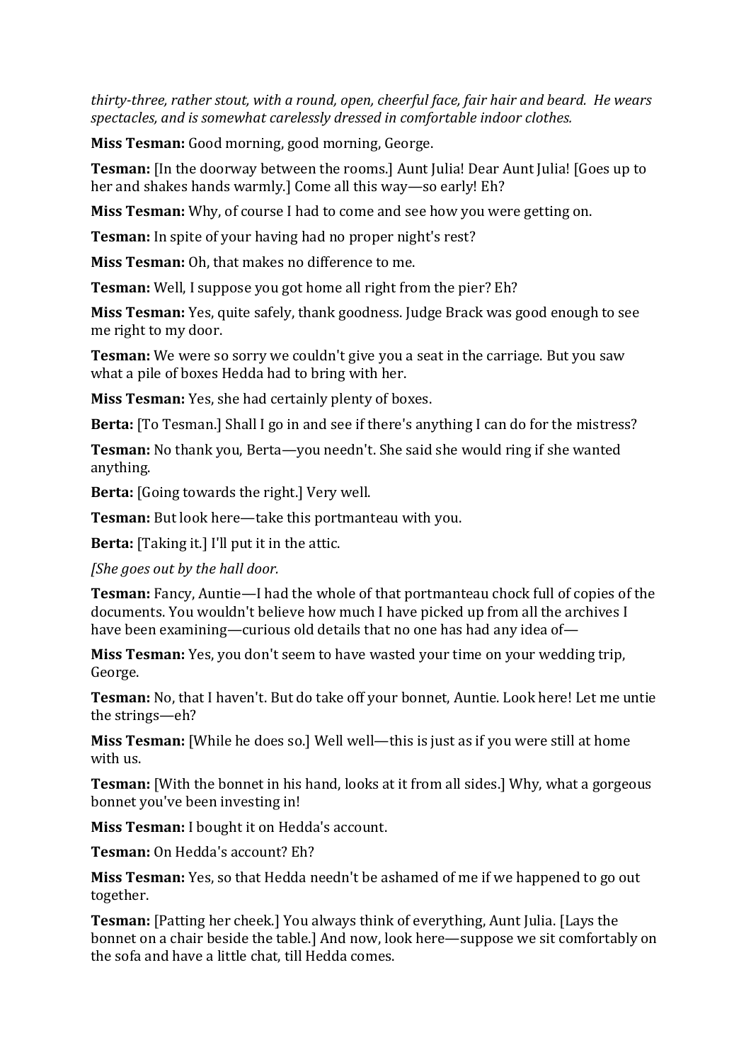*thirty-three, rather stout, with a round, open, cheerful face, fair hair and beard. He wears spectacles, and is somewhat carelessly dressed in comfortable indoor clothes.*

**Miss Tesman:** Good morning, good morning, George.

**Tesman:** [In the doorway between the rooms.] Aunt Julia! Dear Aunt Julia! [Goes up to her and shakes hands warmly.] Come all this way—so early! Eh?

**Miss Tesman:** Why, of course I had to come and see how you were getting on.

**Tesman:** In spite of your having had no proper night's rest?

**Miss Tesman:** Oh, that makes no difference to me.

**Tesman:** Well, I suppose you got home all right from the pier? Eh?

**Miss Tesman:** Yes, quite safely, thank goodness. Judge Brack was good enough to see me right to my door.

**Tesman:** We were so sorry we couldn't give you a seat in the carriage. But you saw what a pile of boxes Hedda had to bring with her.

**Miss Tesman:** Yes, she had certainly plenty of boxes.

**Berta:** [To Tesman.] Shall I go in and see if there's anything I can do for the mistress?

**Tesman:** No thank you, Berta—you needn't. She said she would ring if she wanted anything.

**Berta:** [Going towards the right.] Very well.

**Tesman:** But look here—take this portmanteau with you.

**Berta:** [Taking it.] I'll put it in the attic.

*[She goes out by the hall door.*

**Tesman:** Fancy, Auntie—I had the whole of that portmanteau chock full of copies of the documents. You wouldn't believe how much I have picked up from all the archives I have been examining—curious old details that no one has had any idea of—

**Miss Tesman:** Yes, you don't seem to have wasted your time on your wedding trip, George.

**Tesman:** No, that I haven't. But do take off your bonnet, Auntie. Look here! Let me untie the strings—eh?

**Miss Tesman:** [While he does so.] Well well—this is just as if you were still at home with us.

**Tesman:** [With the bonnet in his hand, looks at it from all sides.] Why, what a gorgeous bonnet you've been investing in!

**Miss Tesman:** I bought it on Hedda's account.

**Tesman:** On Hedda's account? Eh?

**Miss Tesman:** Yes, so that Hedda needn't be ashamed of me if we happened to go out together.

**Tesman:** [Patting her cheek.] You always think of everything, Aunt Julia. [Lays the bonnet on a chair beside the table.] And now, look here—suppose we sit comfortably on the sofa and have a little chat, till Hedda comes.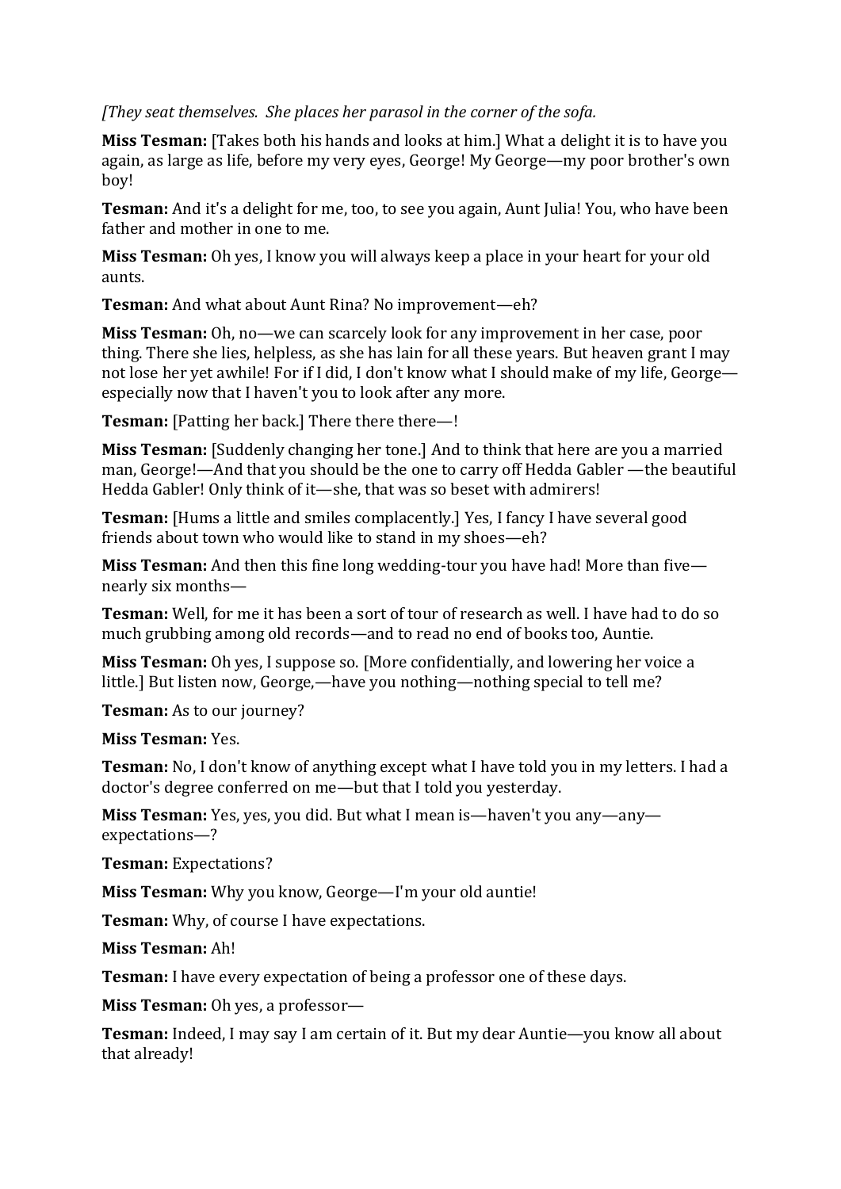*[They seat themselves. She places her parasol in the corner of the sofa.*

**Miss Tesman:** [Takes both his hands and looks at him.] What a delight it is to have you again, as large as life, before my very eyes, George! My George—my poor brother's own boy!

**Tesman:** And it's a delight for me, too, to see you again, Aunt Julia! You, who have been father and mother in one to me.

**Miss Tesman:** Oh yes, I know you will always keep a place in your heart for your old aunts.

**Tesman:** And what about Aunt Rina? No improvement—eh?

**Miss Tesman:** Oh, no—we can scarcely look for any improvement in her case, poor thing. There she lies, helpless, as she has lain for all these years. But heaven grant I may not lose her yet awhile! For if I did, I don't know what I should make of my life, George—especially now that I haven't you to look after any more.

**Tesman:** [Patting her back.] There there there—!

**Miss Tesman:** [Suddenly changing her tone.] And to think that here are you a married man, George!—And that you should be the one to carry off Hedda Gabler —the beautiful Hedda Gabler! Only think of it—she, that was so beset with admirers!

**Tesman:** [Hums a little and smiles complacently.] Yes, I fancy I have several good friends about town who would like to stand in my shoes—eh?

**Miss Tesman:** And then this fine long wedding-tour you have had! More than five—nearly six months—

**Tesman:** Well, for me it has been a sort of tour of research as well. I have had to do so much grubbing among old records—and to read no end of books too, Auntie.

**Miss Tesman:** Oh yes, I suppose so. [More confidentially, and lowering her voice a little.] But listen now, George,—have you nothing—nothing special to tell me?

**Tesman:** As to our journey?

**Miss Tesman:** Yes.

**Tesman:** No, I don't know of anything except what I have told you in my letters. I had a doctor's degree conferred on me—but that I told you yesterday.

**Miss Tesman:** Yes, yes, you did. But what I mean is—haven't you any—any—expectations—?

**Tesman:** Expectations?

**Miss Tesman:** Why you know, George—I'm your old auntie!

**Tesman:** Why, of course I have expectations.

**Miss Tesman:** Ah!

**Tesman:** I have every expectation of being a professor one of these days.

**Miss Tesman:** Oh yes, a professor—

**Tesman:** Indeed, I may say I am certain of it. But my dear Auntie—you know all about that already!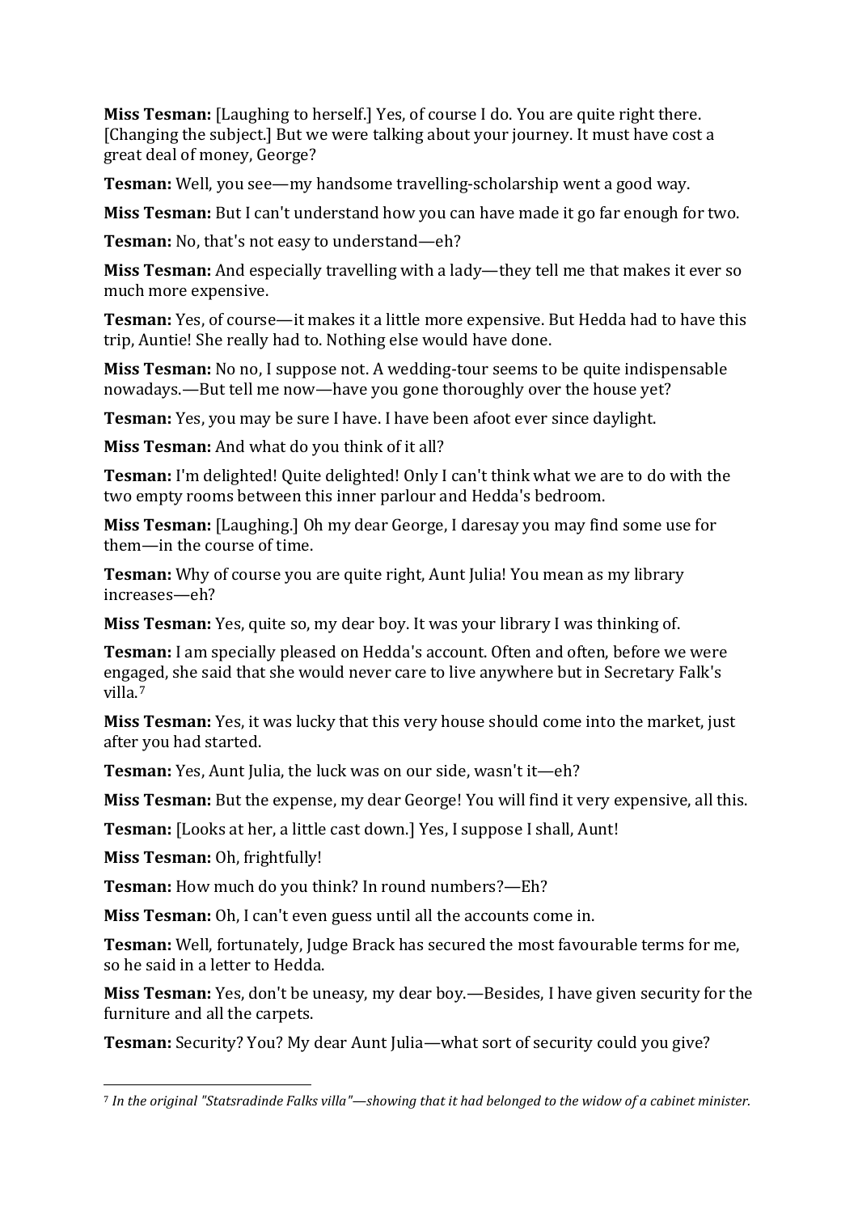**Miss Tesman:** [Laughing to herself.] Yes, of course I do. You are quite right there. [Changing the subject.] But we were talking about your journey. It must have cost a great deal of money, George?

**Tesman:** Well, you see—my handsome travelling-scholarship went a good way.

**Miss Tesman:** But I can't understand how you can have made it go far enough for two.

**Tesman:** No, that's not easy to understand—eh?

**Miss Tesman:** And especially travelling with a lady—they tell me that makes it ever so much more expensive.

**Tesman:** Yes, of course—it makes it a little more expensive. But Hedda had to have this trip, Auntie! She really had to. Nothing else would have done.

**Miss Tesman:** No no, I suppose not. A wedding-tour seems to be quite indispensable nowadays.—But tell me now—have you gone thoroughly over the house yet?

**Tesman:** Yes, you may be sure I have. I have been afoot ever since daylight.

**Miss Tesman:** And what do you think of it all?

**Tesman:** I'm delighted! Quite delighted! Only I can't think what we are to do with the two empty rooms between this inner parlour and Hedda's bedroom.

**Miss Tesman:** [Laughing.] Oh my dear George, I daresay you may find some use for them—in the course of time.

**Tesman:** Why of course you are quite right, Aunt Julia! You mean as my library increases—eh?

**Miss Tesman:** Yes, quite so, my dear boy. It was your library I was thinking of.

**Tesman:** I am specially pleased on Hedda's account. Often and often, before we were engaged, she said that she would never care to live anywhere but in Secretary Falk's villa.[7]

**Miss Tesman:** Yes, it was lucky that this very house should come into the market, just after you had started.

**Tesman:** Yes, Aunt Julia, the luck was on our side, wasn't it—eh?

**Miss Tesman:** But the expense, my dear George! You will find it very expensive, all this.

**Tesman:** [Looks at her, a little cast down.] Yes, I suppose I shall, Aunt!

**Miss Tesman:** Oh, frightfully!

**Tesman:** How much do you think? In round numbers?—Eh?

**Miss Tesman:** Oh, I can't even guess until all the accounts come in.

**Tesman:** Well, fortunately, Judge Brack has secured the most favourable terms for me, so he said in a letter to Hedda.

**Miss Tesman:** Yes, don't be uneasy, my dear boy.—Besides, I have given security for the furniture and all the carpets.

**Tesman:** Security? You? My dear Aunt Julia—what sort of security could you give?

---

[7] *In the original "Statsradinde Falks villa"—showing that it had belonged to the widow of a cabinet minister.*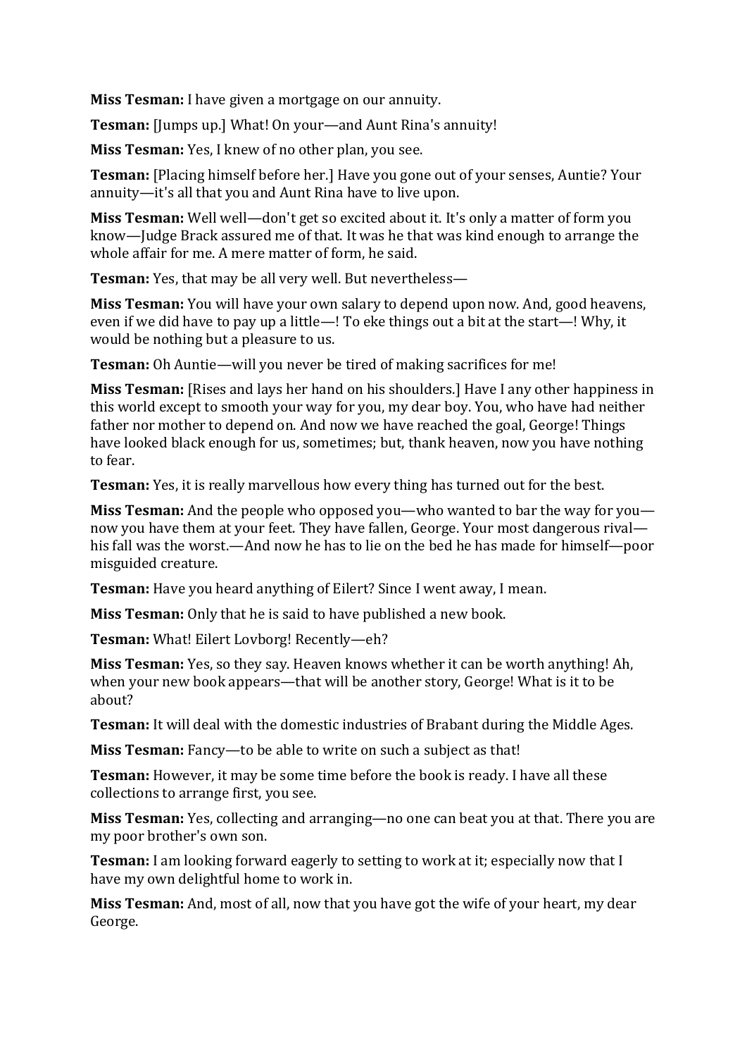**Miss Tesman:** I have given a mortgage on our annuity.

**Tesman:** [Jumps up.] What! On your—and Aunt Rina's annuity!

**Miss Tesman:** Yes, I knew of no other plan, you see.

**Tesman:** [Placing himself before her.] Have you gone out of your senses, Auntie? Your annuity—it's all that you and Aunt Rina have to live upon.

**Miss Tesman:** Well well—don't get so excited about it. It's only a matter of form you know—Judge Brack assured me of that. It was he that was kind enough to arrange the whole affair for me. A mere matter of form, he said.

**Tesman:** Yes, that may be all very well. But nevertheless—

**Miss Tesman:** You will have your own salary to depend upon now. And, good heavens, even if we did have to pay up a little—! To eke things out a bit at the start—! Why, it would be nothing but a pleasure to us.

**Tesman:** Oh Auntie—will you never be tired of making sacrifices for me!

**Miss Tesman:** [Rises and lays her hand on his shoulders.] Have I any other happiness in this world except to smooth your way for you, my dear boy. You, who have had neither father nor mother to depend on. And now we have reached the goal, George! Things have looked black enough for us, sometimes; but, thank heaven, now you have nothing to fear.

**Tesman:** Yes, it is really marvellous how every thing has turned out for the best.

**Miss Tesman:** And the people who opposed you—who wanted to bar the way for you—now you have them at your feet. They have fallen, George. Your most dangerous rival—his fall was the worst.—And now he has to lie on the bed he has made for himself—poor misguided creature.

**Tesman:** Have you heard anything of Eilert? Since I went away, I mean.

**Miss Tesman:** Only that he is said to have published a new book.

**Tesman:** What! Eilert Lovborg! Recently—eh?

**Miss Tesman:** Yes, so they say. Heaven knows whether it can be worth anything! Ah, when your new book appears—that will be another story, George! What is it to be about?

**Tesman:** It will deal with the domestic industries of Brabant during the Middle Ages.

**Miss Tesman:** Fancy—to be able to write on such a subject as that!

**Tesman:** However, it may be some time before the book is ready. I have all these collections to arrange first, you see.

**Miss Tesman:** Yes, collecting and arranging—no one can beat you at that. There you are my poor brother's own son.

**Tesman:** I am looking forward eagerly to setting to work at it; especially now that I have my own delightful home to work in.

**Miss Tesman:** And, most of all, now that you have got the wife of your heart, my dear George.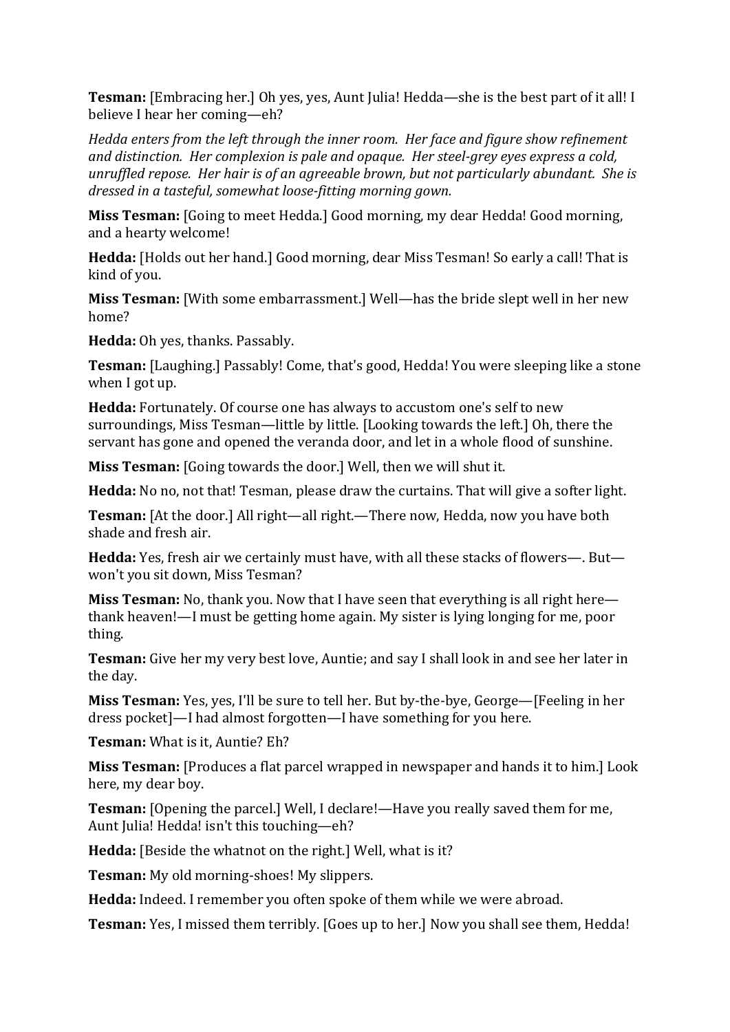**Tesman:** [Embracing her.] Oh yes, yes, Aunt Julia! Hedda—she is the best part of it all! I believe I hear her coming—eh?

*Hedda enters from the left through the inner room. Her face and figure show refinement and distinction. Her complexion is pale and opaque. Her steel-grey eyes express a cold, unruffled repose. Her hair is of an agreeable brown, but not particularly abundant. She is dressed in a tasteful, somewhat loose-fitting morning gown.*

**Miss Tesman:** [Going to meet Hedda.] Good morning, my dear Hedda! Good morning, and a hearty welcome!

**Hedda:** [Holds out her hand.] Good morning, dear Miss Tesman! So early a call! That is kind of you.

**Miss Tesman:** [With some embarrassment.] Well—has the bride slept well in her new home?

**Hedda:** Oh yes, thanks. Passably.

**Tesman:** [Laughing.] Passably! Come, that's good, Hedda! You were sleeping like a stone when I got up.

**Hedda:** Fortunately. Of course one has always to accustom one's self to new surroundings, Miss Tesman—little by little. [Looking towards the left.] Oh, there the servant has gone and opened the veranda door, and let in a whole flood of sunshine.

**Miss Tesman:** [Going towards the door.] Well, then we will shut it.

**Hedda:** No no, not that! Tesman, please draw the curtains. That will give a softer light.

**Tesman:** [At the door.] All right—all right.—There now, Hedda, now you have both shade and fresh air.

**Hedda:** Yes, fresh air we certainly must have, with all these stacks of flowers—. But—won't you sit down, Miss Tesman?

**Miss Tesman:** No, thank you. Now that I have seen that everything is all right here—thank heaven!—I must be getting home again. My sister is lying longing for me, poor thing.

**Tesman:** Give her my very best love, Auntie; and say I shall look in and see her later in the day.

**Miss Tesman:** Yes, yes, I'll be sure to tell her. But by-the-bye, George—[Feeling in her dress pocket]—I had almost forgotten—I have something for you here.

**Tesman:** What is it, Auntie? Eh?

**Miss Tesman:** [Produces a flat parcel wrapped in newspaper and hands it to him.] Look here, my dear boy.

**Tesman:** [Opening the parcel.] Well, I declare!—Have you really saved them for me, Aunt Julia! Hedda! isn't this touching—eh?

**Hedda:** [Beside the whatnot on the right.] Well, what is it?

**Tesman:** My old morning-shoes! My slippers.

**Hedda:** Indeed. I remember you often spoke of them while we were abroad.

**Tesman:** Yes, I missed them terribly. [Goes up to her.] Now you shall see them, Hedda!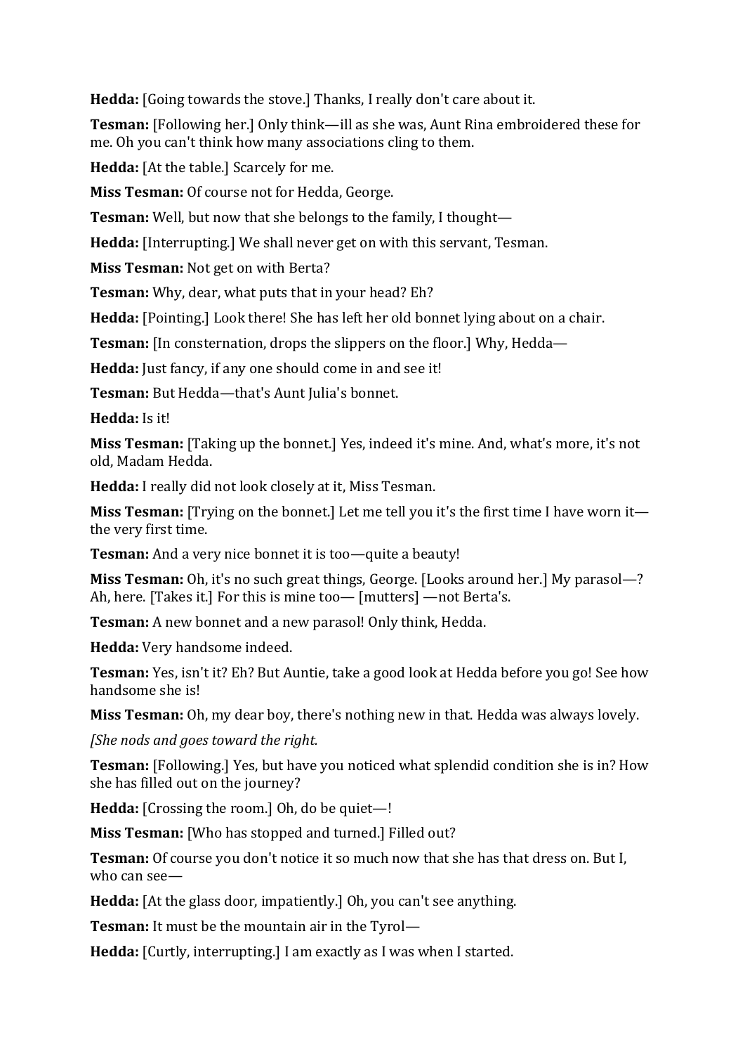**Hedda:** [Going towards the stove.] Thanks, I really don't care about it.

**Tesman:** [Following her.] Only think—ill as she was, Aunt Rina embroidered these for me. Oh you can't think how many associations cling to them.

**Hedda:** [At the table.] Scarcely for me.

**Miss Tesman:** Of course not for Hedda, George.

**Tesman:** Well, but now that she belongs to the family, I thought—

**Hedda:** [Interrupting.] We shall never get on with this servant, Tesman.

**Miss Tesman:** Not get on with Berta?

**Tesman:** Why, dear, what puts that in your head? Eh?

**Hedda:** [Pointing.] Look there! She has left her old bonnet lying about on a chair.

**Tesman:** [In consternation, drops the slippers on the floor.] Why, Hedda—

**Hedda:** Just fancy, if any one should come in and see it!

**Tesman:** But Hedda—that's Aunt Julia's bonnet.

**Hedda:** Is it!

**Miss Tesman:** [Taking up the bonnet.] Yes, indeed it's mine. And, what's more, it's not old, Madam Hedda.

**Hedda:** I really did not look closely at it, Miss Tesman.

**Miss Tesman:** [Trying on the bonnet.] Let me tell you it's the first time I have worn it—the very first time.

**Tesman:** And a very nice bonnet it is too—quite a beauty!

**Miss Tesman:** Oh, it's no such great things, George. [Looks around her.] My parasol—? Ah, here. [Takes it.] For this is mine too— [mutters] —not Berta's.

**Tesman:** A new bonnet and a new parasol! Only think, Hedda.

**Hedda:** Very handsome indeed.

**Tesman:** Yes, isn't it? Eh? But Auntie, take a good look at Hedda before you go! See how handsome she is!

**Miss Tesman:** Oh, my dear boy, there's nothing new in that. Hedda was always lovely.

*[She nods and goes toward the right.*

**Tesman:** [Following.] Yes, but have you noticed what splendid condition she is in? How she has filled out on the journey?

**Hedda:** [Crossing the room.] Oh, do be quiet—!

**Miss Tesman:** [Who has stopped and turned.] Filled out?

**Tesman:** Of course you don't notice it so much now that she has that dress on. But I, who can see—

**Hedda:** [At the glass door, impatiently.] Oh, you can't see anything.

**Tesman:** It must be the mountain air in the Tyrol—

**Hedda:** [Curtly, interrupting.] I am exactly as I was when I started.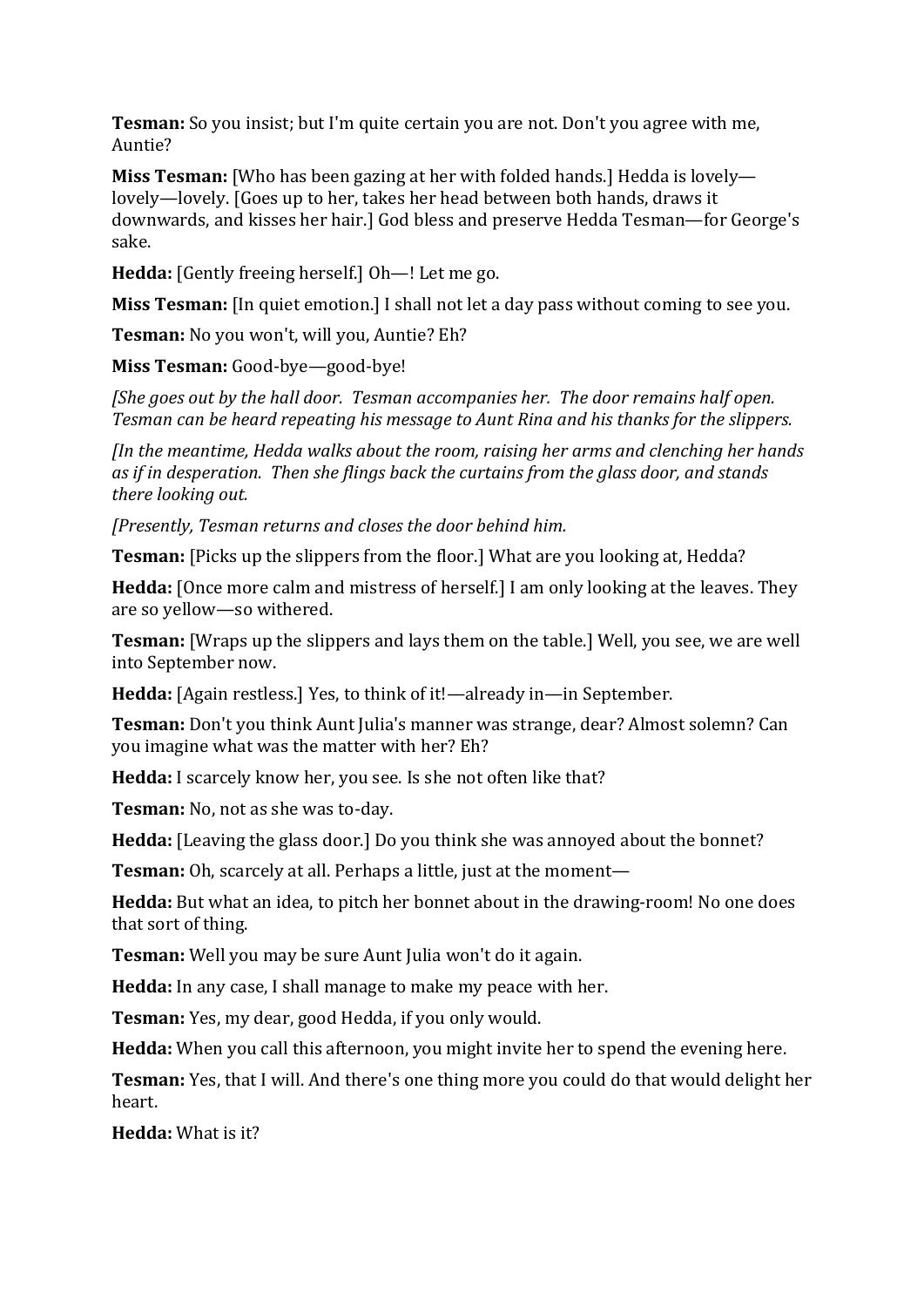**Tesman:** So you insist; but I'm quite certain you are not. Don't you agree with me, Auntie?

**Miss Tesman:** [Who has been gazing at her with folded hands.] Hedda is lovely—lovely—lovely. [Goes up to her, takes her head between both hands, draws it downwards, and kisses her hair.] God bless and preserve Hedda Tesman—for George's sake.

**Hedda:** [Gently freeing herself.] Oh—! Let me go.

**Miss Tesman:** [In quiet emotion.] I shall not let a day pass without coming to see you.

**Tesman:** No you won't, will you, Auntie? Eh?

**Miss Tesman:** Good-bye—good-bye!

*[She goes out by the hall door. Tesman accompanies her. The door remains half open. Tesman can be heard repeating his message to Aunt Rina and his thanks for the slippers.*

*[In the meantime, Hedda walks about the room, raising her arms and clenching her hands as if in desperation. Then she flings back the curtains from the glass door, and stands there looking out.*

*[Presently, Tesman returns and closes the door behind him.*

**Tesman:** [Picks up the slippers from the floor.] What are you looking at, Hedda?

**Hedda:** [Once more calm and mistress of herself.] I am only looking at the leaves. They are so yellow—so withered.

**Tesman:** [Wraps up the slippers and lays them on the table.] Well, you see, we are well into September now.

**Hedda:** [Again restless.] Yes, to think of it!—already in—in September.

**Tesman:** Don't you think Aunt Julia's manner was strange, dear? Almost solemn? Can you imagine what was the matter with her? Eh?

**Hedda:** I scarcely know her, you see. Is she not often like that?

**Tesman:** No, not as she was to-day.

**Hedda:** [Leaving the glass door.] Do you think she was annoyed about the bonnet?

**Tesman:** Oh, scarcely at all. Perhaps a little, just at the moment—

**Hedda:** But what an idea, to pitch her bonnet about in the drawing-room! No one does that sort of thing.

**Tesman:** Well you may be sure Aunt Julia won't do it again.

**Hedda:** In any case, I shall manage to make my peace with her.

**Tesman:** Yes, my dear, good Hedda, if you only would.

**Hedda:** When you call this afternoon, you might invite her to spend the evening here.

**Tesman:** Yes, that I will. And there's one thing more you could do that would delight her heart.

**Hedda:** What is it?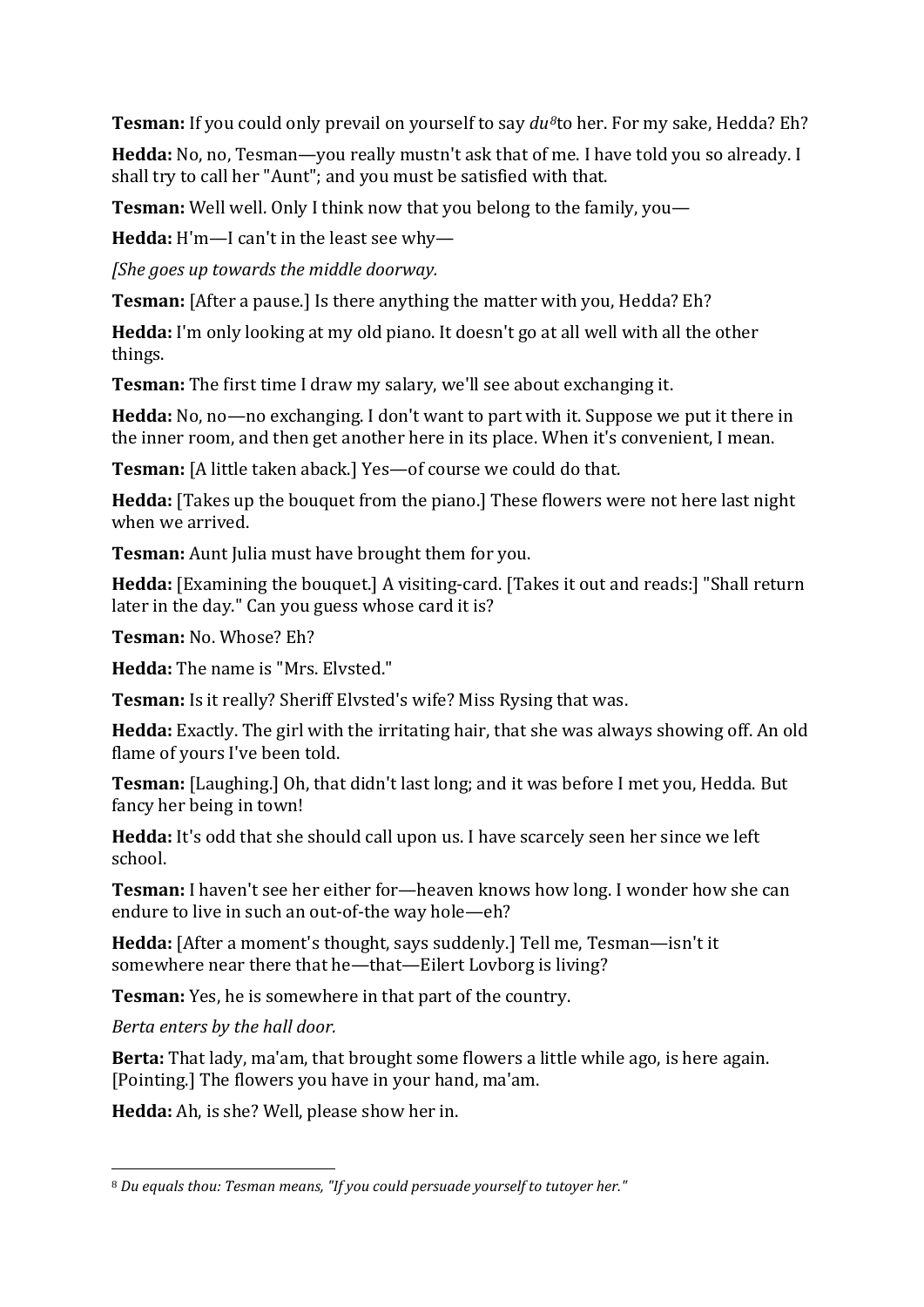**Tesman:** If you could only prevail on yourself to say *du*[8]to her. For my sake, Hedda? Eh?

**Hedda:** No, no, Tesman—you really mustn't ask that of me. I have told you so already. I shall try to call her "Aunt"; and you must be satisfied with that.

**Tesman:** Well well. Only I think now that you belong to the family, you—

**Hedda:** H'm—I can't in the least see why—

*[She goes up towards the middle doorway.*

**Tesman:** [After a pause.] Is there anything the matter with you, Hedda? Eh?

**Hedda:** I'm only looking at my old piano. It doesn't go at all well with all the other things.

**Tesman:** The first time I draw my salary, we'll see about exchanging it.

**Hedda:** No, no—no exchanging. I don't want to part with it. Suppose we put it there in the inner room, and then get another here in its place. When it's convenient, I mean.

**Tesman:** [A little taken aback.] Yes—of course we could do that.

**Hedda:** [Takes up the bouquet from the piano.] These flowers were not here last night when we arrived.

**Tesman:** Aunt Julia must have brought them for you.

**Hedda:** [Examining the bouquet.] A visiting-card. [Takes it out and reads:] "Shall return later in the day." Can you guess whose card it is?

**Tesman:** No. Whose? Eh?

**Hedda:** The name is "Mrs. Elvsted."

**Tesman:** Is it really? Sheriff Elvsted's wife? Miss Rysing that was.

**Hedda:** Exactly. The girl with the irritating hair, that she was always showing off. An old flame of yours I've been told.

**Tesman:** [Laughing.] Oh, that didn't last long; and it was before I met you, Hedda. But fancy her being in town!

**Hedda:** It's odd that she should call upon us. I have scarcely seen her since we left school.

**Tesman:** I haven't see her either for—heaven knows how long. I wonder how she can endure to live in such an out-of-the way hole—eh?

**Hedda:** [After a moment's thought, says suddenly.] Tell me, Tesman—isn't it somewhere near there that he—that—Eilert Lovborg is living?

**Tesman:** Yes, he is somewhere in that part of the country.

*Berta enters by the hall door.*

**Berta:** That lady, ma'am, that brought some flowers a little while ago, is here again. [Pointing.] The flowers you have in your hand, ma'am.

**Hedda:** Ah, is she? Well, please show her in.

---

[8] *Du equals thou: Tesman means, "If you could persuade yourself to tutoyer her."*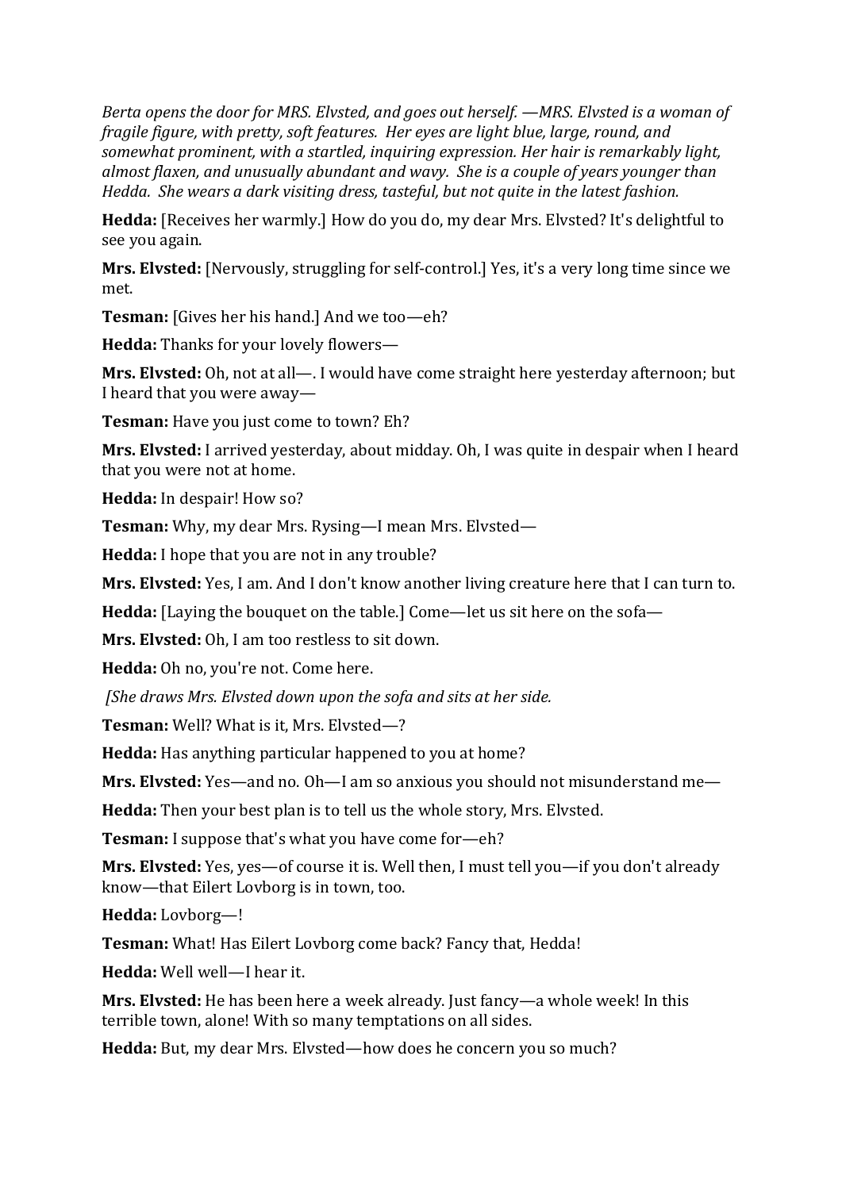*Berta opens the door for MRS. Elvsted, and goes out herself. —MRS. Elvsted is a woman of fragile figure, with pretty, soft features. Her eyes are light blue, large, round, and somewhat prominent, with a startled, inquiring expression. Her hair is remarkably light, almost flaxen, and unusually abundant and wavy. She is a couple of years younger than Hedda. She wears a dark visiting dress, tasteful, but not quite in the latest fashion.*

**Hedda:** [Receives her warmly.] How do you do, my dear Mrs. Elvsted? It's delightful to see you again.

**Mrs. Elvsted:** [Nervously, struggling for self-control.] Yes, it's a very long time since we met.

**Tesman:** [Gives her his hand.] And we too—eh?

**Hedda:** Thanks for your lovely flowers—

**Mrs. Elvsted:** Oh, not at all—. I would have come straight here yesterday afternoon; but I heard that you were away—

**Tesman:** Have you just come to town? Eh?

**Mrs. Elvsted:** I arrived yesterday, about midday. Oh, I was quite in despair when I heard that you were not at home.

**Hedda:** In despair! How so?

**Tesman:** Why, my dear Mrs. Rysing—I mean Mrs. Elvsted—

**Hedda:** I hope that you are not in any trouble?

**Mrs. Elvsted:** Yes, I am. And I don't know another living creature here that I can turn to.

**Hedda:** [Laying the bouquet on the table.] Come—let us sit here on the sofa—

**Mrs. Elvsted:** Oh, I am too restless to sit down.

**Hedda:** Oh no, you're not. Come here.

*[She draws Mrs. Elvsted down upon the sofa and sits at her side.*

**Tesman:** Well? What is it, Mrs. Elvsted—?

**Hedda:** Has anything particular happened to you at home?

**Mrs. Elvsted:** Yes—and no. Oh—I am so anxious you should not misunderstand me—

**Hedda:** Then your best plan is to tell us the whole story, Mrs. Elvsted.

**Tesman:** I suppose that's what you have come for—eh?

**Mrs. Elvsted:** Yes, yes—of course it is. Well then, I must tell you—if you don't already know—that Eilert Lovborg is in town, too.

**Hedda:** Lovborg—!

**Tesman:** What! Has Eilert Lovborg come back? Fancy that, Hedda!

**Hedda:** Well well—I hear it.

**Mrs. Elvsted:** He has been here a week already. Just fancy—a whole week! In this terrible town, alone! With so many temptations on all sides.

**Hedda:** But, my dear Mrs. Elvsted—how does he concern you so much?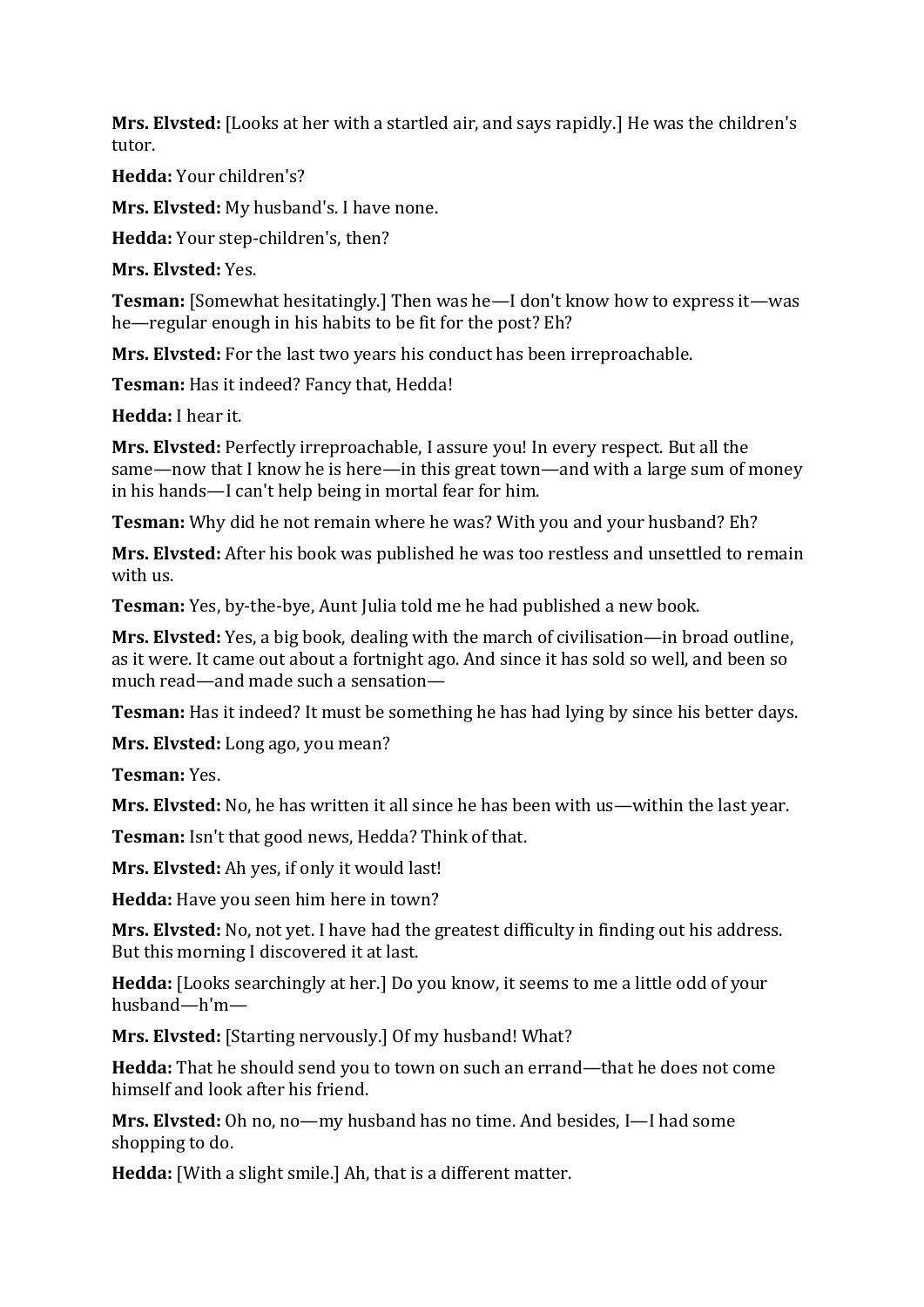**Mrs. Elvsted:** [Looks at her with a startled air, and says rapidly.] He was the children's tutor.

**Hedda:** Your children's?

**Mrs. Elvsted:** My husband's. I have none.

**Hedda:** Your step-children's, then?

**Mrs. Elvsted:** Yes.

**Tesman:** [Somewhat hesitatingly.] Then was he—I don't know how to express it—was he—regular enough in his habits to be fit for the post? Eh?

**Mrs. Elvsted:** For the last two years his conduct has been irreproachable.

**Tesman:** Has it indeed? Fancy that, Hedda!

**Hedda:** I hear it.

**Mrs. Elvsted:** Perfectly irreproachable, I assure you! In every respect. But all the same—now that I know he is here—in this great town—and with a large sum of money in his hands—I can't help being in mortal fear for him.

**Tesman:** Why did he not remain where he was? With you and your husband? Eh?

**Mrs. Elvsted:** After his book was published he was too restless and unsettled to remain with us.

**Tesman:** Yes, by-the-bye, Aunt Julia told me he had published a new book.

**Mrs. Elvsted:** Yes, a big book, dealing with the march of civilisation—in broad outline, as it were. It came out about a fortnight ago. And since it has sold so well, and been so much read—and made such a sensation—

**Tesman:** Has it indeed? It must be something he has had lying by since his better days.

**Mrs. Elvsted:** Long ago, you mean?

**Tesman:** Yes.

**Mrs. Elvsted:** No, he has written it all since he has been with us—within the last year.

**Tesman:** Isn't that good news, Hedda? Think of that.

**Mrs. Elvsted:** Ah yes, if only it would last!

**Hedda:** Have you seen him here in town?

**Mrs. Elvsted:** No, not yet. I have had the greatest difficulty in finding out his address. But this morning I discovered it at last.

**Hedda:** [Looks searchingly at her.] Do you know, it seems to me a little odd of your husband—h'm—

**Mrs. Elvsted:** [Starting nervously.] Of my husband! What?

**Hedda:** That he should send you to town on such an errand—that he does not come himself and look after his friend.

**Mrs. Elvsted:** Oh no, no—my husband has no time. And besides, I—I had some shopping to do.

**Hedda:** [With a slight smile.] Ah, that is a different matter.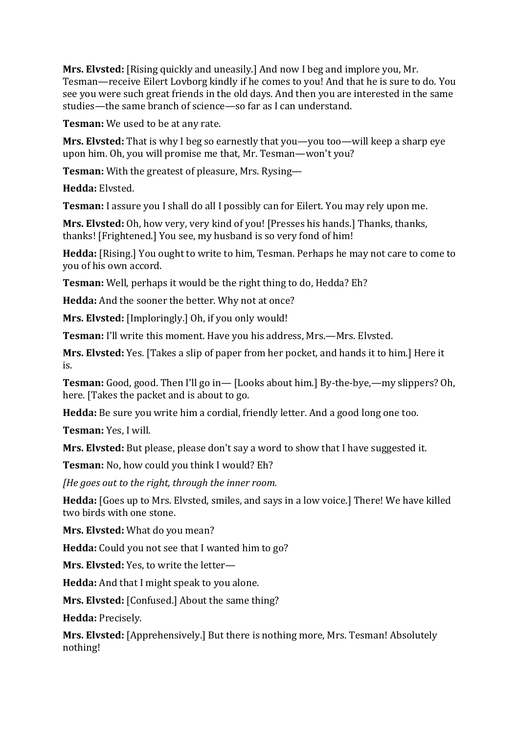**Mrs. Elvsted:** [Rising quickly and uneasily.] And now I beg and implore you, Mr. Tesman—receive Eilert Lovborg kindly if he comes to you! And that he is sure to do. You see you were such great friends in the old days. And then you are interested in the same studies—the same branch of science—so far as I can understand.

**Tesman:** We used to be at any rate.

**Mrs. Elvsted:** That is why I beg so earnestly that you—you too—will keep a sharp eye upon him. Oh, you will promise me that, Mr. Tesman—won't you?

**Tesman:** With the greatest of pleasure, Mrs. Rysing—

**Hedda:** Elvsted.

**Tesman:** I assure you I shall do all I possibly can for Eilert. You may rely upon me.

**Mrs. Elvsted:** Oh, how very, very kind of you! [Presses his hands.] Thanks, thanks, thanks! [Frightened.] You see, my husband is so very fond of him!

**Hedda:** [Rising.] You ought to write to him, Tesman. Perhaps he may not care to come to you of his own accord.

**Tesman:** Well, perhaps it would be the right thing to do, Hedda? Eh?

**Hedda:** And the sooner the better. Why not at once?

**Mrs. Elvsted:** [Imploringly.] Oh, if you only would!

**Tesman:** I'll write this moment. Have you his address, Mrs.—Mrs. Elvsted.

**Mrs. Elvsted:** Yes. [Takes a slip of paper from her pocket, and hands it to him.] Here it is.

**Tesman:** Good, good. Then I'll go in— [Looks about him.] By-the-bye,—my slippers? Oh, here. [Takes the packet and is about to go.

**Hedda:** Be sure you write him a cordial, friendly letter. And a good long one too.

**Tesman:** Yes, I will.

**Mrs. Elvsted:** But please, please don't say a word to show that I have suggested it.

**Tesman:** No, how could you think I would? Eh?

*[He goes out to the right, through the inner room.*

**Hedda:** [Goes up to Mrs. Elvsted, smiles, and says in a low voice.] There! We have killed two birds with one stone.

**Mrs. Elvsted:** What do you mean?

**Hedda:** Could you not see that I wanted him to go?

**Mrs. Elvsted:** Yes, to write the letter—

**Hedda:** And that I might speak to you alone.

**Mrs. Elvsted:** [Confused.] About the same thing?

**Hedda:** Precisely.

**Mrs. Elvsted:** [Apprehensively.] But there is nothing more, Mrs. Tesman! Absolutely nothing!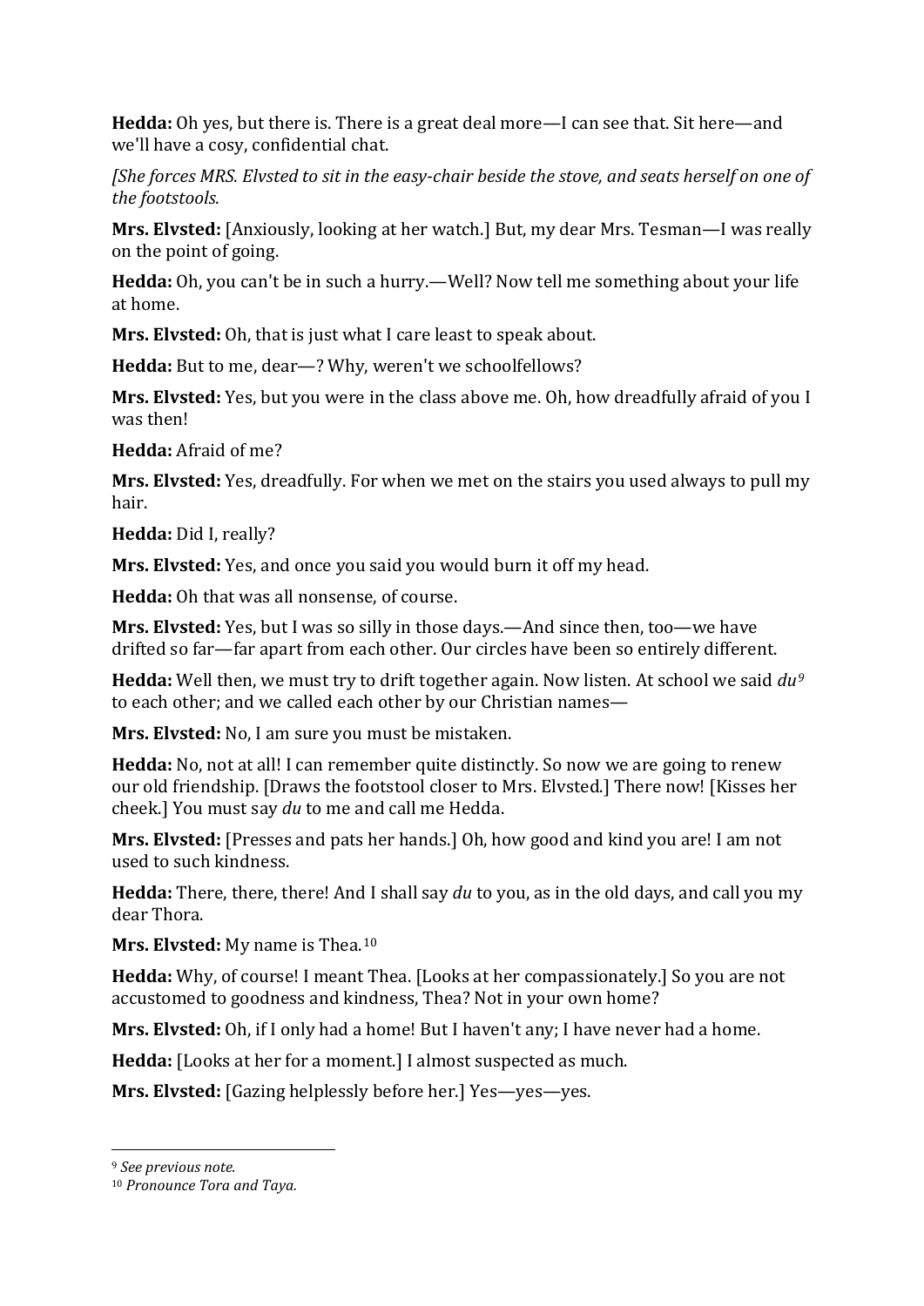**Hedda:** Oh yes, but there is. There is a great deal more—I can see that. Sit here—and we'll have a cosy, confidential chat.

*[She forces MRS. Elvsted to sit in the easy-chair beside the stove, and seats herself on one of the footstools.*

**Mrs. Elvsted:** [Anxiously, looking at her watch.] But, my dear Mrs. Tesman—I was really on the point of going.

**Hedda:** Oh, you can't be in such a hurry.—Well? Now tell me something about your life at home.

**Mrs. Elvsted:** Oh, that is just what I care least to speak about.

**Hedda:** But to me, dear—? Why, weren't we schoolfellows?

**Mrs. Elvsted:** Yes, but you were in the class above me. Oh, how dreadfully afraid of you I was then!

**Hedda:** Afraid of me?

**Mrs. Elvsted:** Yes, dreadfully. For when we met on the stairs you used always to pull my hair.

**Hedda:** Did I, really?

**Mrs. Elvsted:** Yes, and once you said you would burn it off my head.

**Hedda:** Oh that was all nonsense, of course.

**Mrs. Elvsted:** Yes, but I was so silly in those days.—And since then, too—we have drifted so far—far apart from each other. Our circles have been so entirely different.

**Hedda:** Well then, we must try to drift together again. Now listen. At school we said *du*[9] to each other; and we called each other by our Christian names—

**Mrs. Elvsted:** No, I am sure you must be mistaken.

**Hedda:** No, not at all! I can remember quite distinctly. So now we are going to renew our old friendship. [Draws the footstool closer to Mrs. Elvsted.] There now! [Kisses her cheek.] You must say *du* to me and call me Hedda.

**Mrs. Elvsted:** [Presses and pats her hands.] Oh, how good and kind you are! I am not used to such kindness.

**Hedda:** There, there, there! And I shall say *du* to you, as in the old days, and call you my dear Thora.

**Mrs. Elvsted:** My name is Thea.[10]

**Hedda:** Why, of course! I meant Thea. [Looks at her compassionately.] So you are not accustomed to goodness and kindness, Thea? Not in your own home?

**Mrs. Elvsted:** Oh, if I only had a home! But I haven't any; I have never had a home.

**Hedda:** [Looks at her for a moment.] I almost suspected as much.

**Mrs. Elvsted:** [Gazing helplessly before her.] Yes—yes—yes.

---

[9] *See previous note.*

[10] *Pronounce Tora and Taya.*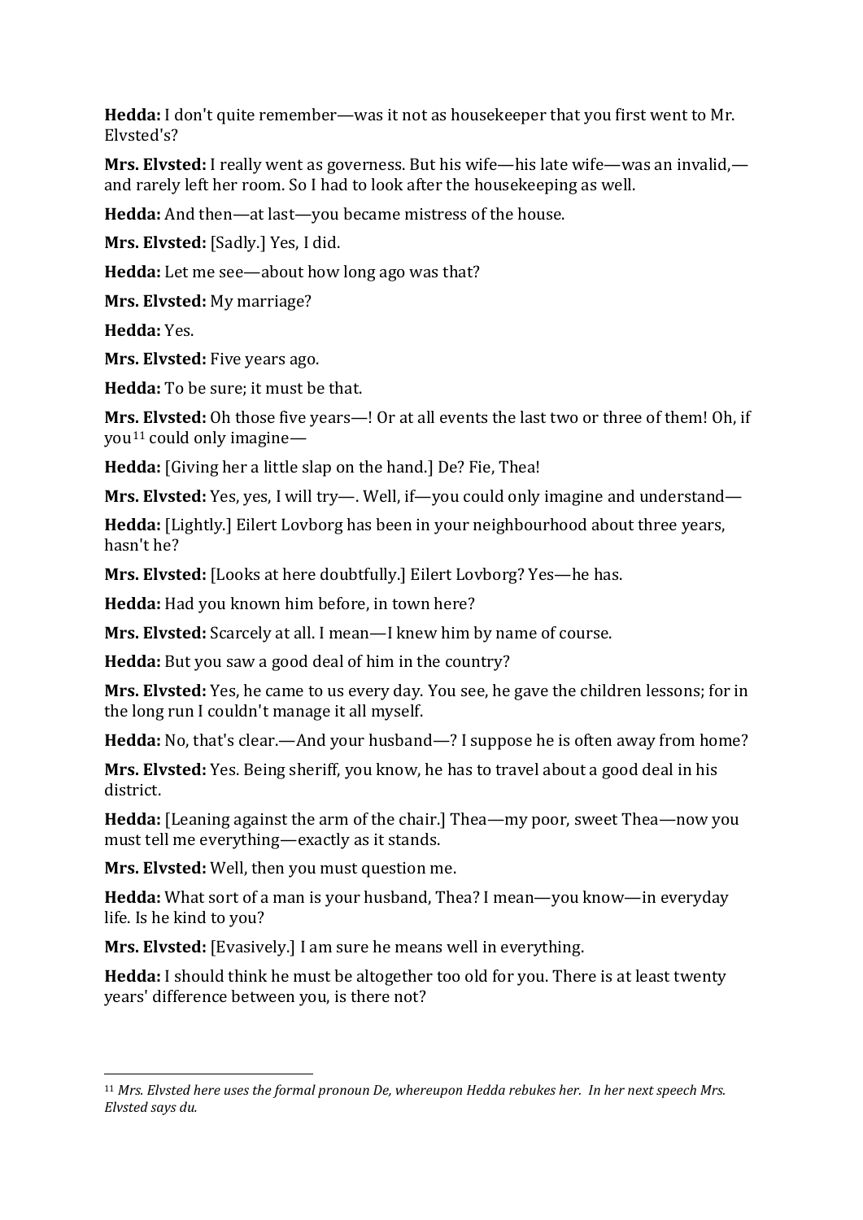**Hedda:** I don't quite remember—was it not as housekeeper that you first went to Mr. Elvsted's?

**Mrs. Elvsted:** I really went as governess. But his wife—his late wife—was an invalid,—and rarely left her room. So I had to look after the housekeeping as well.

**Hedda:** And then—at last—you became mistress of the house.

**Mrs. Elvsted:** [Sadly.] Yes, I did.

**Hedda:** Let me see—about how long ago was that?

**Mrs. Elvsted:** My marriage?

**Hedda:** Yes.

**Mrs. Elvsted:** Five years ago.

**Hedda:** To be sure; it must be that.

**Mrs. Elvsted:** Oh those five years—! Or at all events the last two or three of them! Oh, if you[11] could only imagine—

**Hedda:** [Giving her a little slap on the hand.] De? Fie, Thea!

**Mrs. Elvsted:** Yes, yes, I will try—. Well, if—you could only imagine and understand—

**Hedda:** [Lightly.] Eilert Lovborg has been in your neighbourhood about three years, hasn't he?

**Mrs. Elvsted:** [Looks at here doubtfully.] Eilert Lovborg? Yes—he has.

**Hedda:** Had you known him before, in town here?

**Mrs. Elvsted:** Scarcely at all. I mean—I knew him by name of course.

**Hedda:** But you saw a good deal of him in the country?

**Mrs. Elvsted:** Yes, he came to us every day. You see, he gave the children lessons; for in the long run I couldn't manage it all myself.

**Hedda:** No, that's clear.—And your husband—? I suppose he is often away from home?

**Mrs. Elvsted:** Yes. Being sheriff, you know, he has to travel about a good deal in his district.

**Hedda:** [Leaning against the arm of the chair.] Thea—my poor, sweet Thea—now you must tell me everything—exactly as it stands.

**Mrs. Elvsted:** Well, then you must question me.

**Hedda:** What sort of a man is your husband, Thea? I mean—you know—in everyday life. Is he kind to you?

**Mrs. Elvsted:** [Evasively.] I am sure he means well in everything.

**Hedda:** I should think he must be altogether too old for you. There is at least twenty years' difference between you, is there not?

---

[11] *Mrs. Elvsted here uses the formal pronoun De, whereupon Hedda rebukes her. In her next speech Mrs. Elvsted says du.*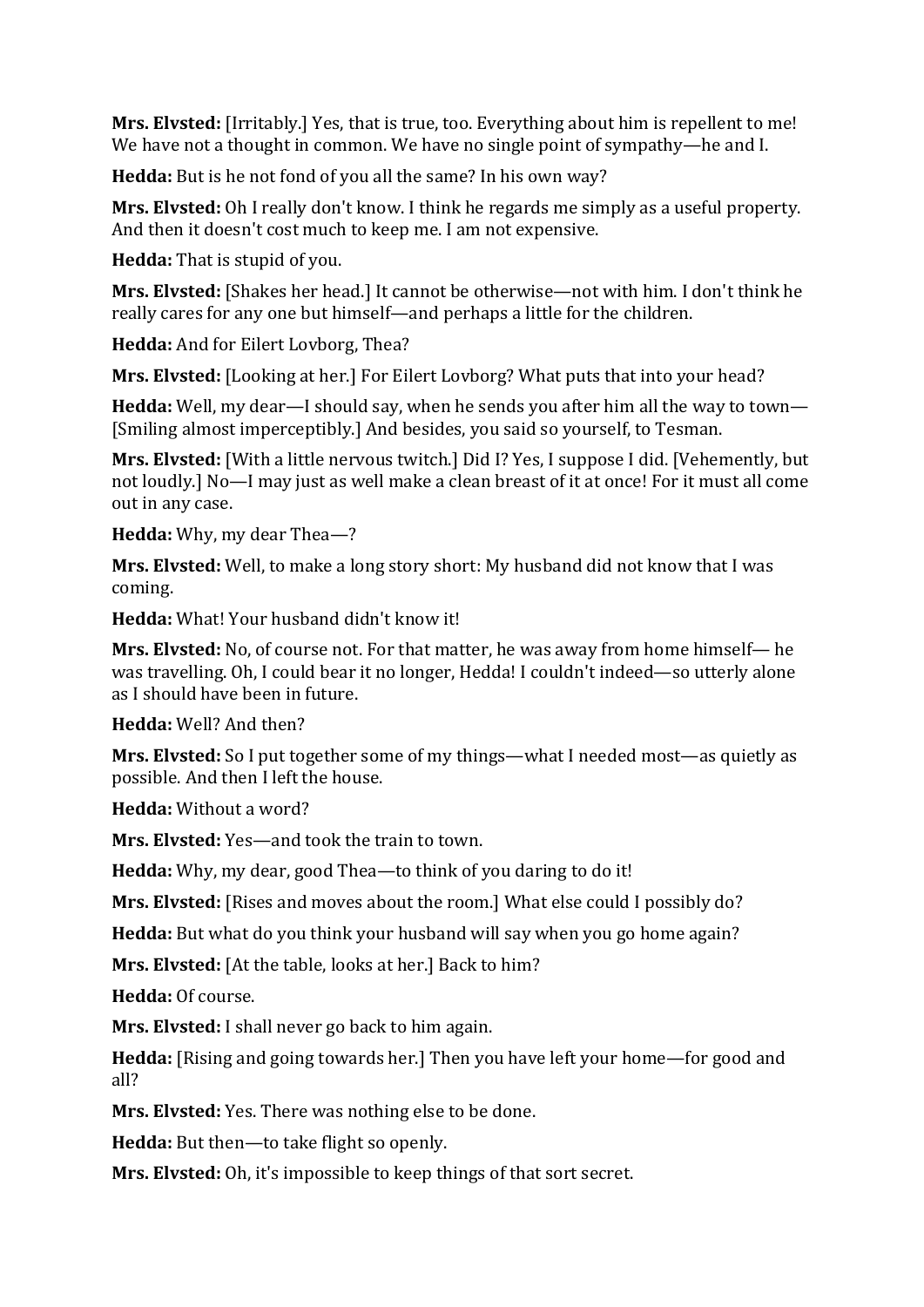**Mrs. Elvsted:** [Irritably.] Yes, that is true, too. Everything about him is repellent to me! We have not a thought in common. We have no single point of sympathy—he and I.

**Hedda:** But is he not fond of you all the same? In his own way?

**Mrs. Elvsted:** Oh I really don't know. I think he regards me simply as a useful property. And then it doesn't cost much to keep me. I am not expensive.

**Hedda:** That is stupid of you.

**Mrs. Elvsted:** [Shakes her head.] It cannot be otherwise—not with him. I don't think he really cares for any one but himself—and perhaps a little for the children.

**Hedda:** And for Eilert Lovborg, Thea?

**Mrs. Elvsted:** [Looking at her.] For Eilert Lovborg? What puts that into your head?

**Hedda:** Well, my dear—I should say, when he sends you after him all the way to town—[Smiling almost imperceptibly.] And besides, you said so yourself, to Tesman.

**Mrs. Elvsted:** [With a little nervous twitch.] Did I? Yes, I suppose I did. [Vehemently, but not loudly.] No—I may just as well make a clean breast of it at once! For it must all come out in any case.

**Hedda:** Why, my dear Thea—?

**Mrs. Elvsted:** Well, to make a long story short: My husband did not know that I was coming.

**Hedda:** What! Your husband didn't know it!

**Mrs. Elvsted:** No, of course not. For that matter, he was away from home himself— he was travelling. Oh, I could bear it no longer, Hedda! I couldn't indeed—so utterly alone as I should have been in future.

**Hedda:** Well? And then?

**Mrs. Elvsted:** So I put together some of my things—what I needed most—as quietly as possible. And then I left the house.

**Hedda:** Without a word?

**Mrs. Elvsted:** Yes—and took the train to town.

**Hedda:** Why, my dear, good Thea—to think of you daring to do it!

**Mrs. Elvsted:** [Rises and moves about the room.] What else could I possibly do?

**Hedda:** But what do you think your husband will say when you go home again?

**Mrs. Elvsted:** [At the table, looks at her.] Back to him?

**Hedda:** Of course.

**Mrs. Elvsted:** I shall never go back to him again.

**Hedda:** [Rising and going towards her.] Then you have left your home—for good and all?

**Mrs. Elvsted:** Yes. There was nothing else to be done.

**Hedda:** But then—to take flight so openly.

**Mrs. Elvsted:** Oh, it's impossible to keep things of that sort secret.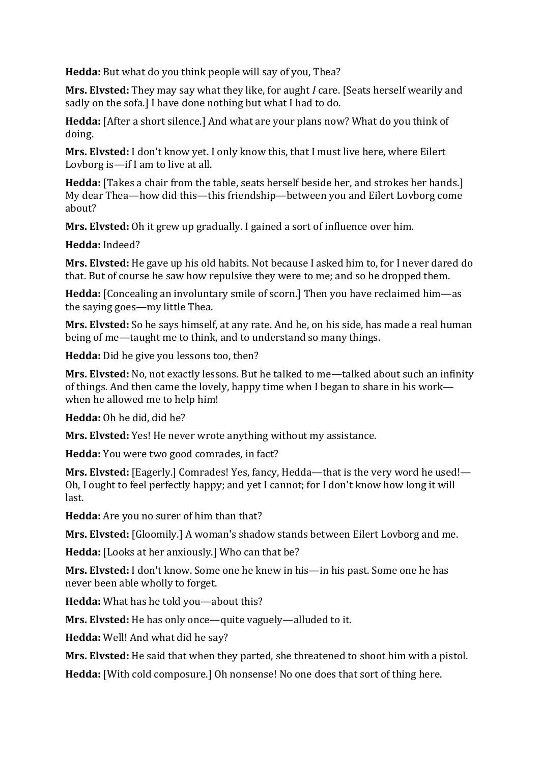**Hedda:** But what do you think people will say of you, Thea?

**Mrs. Elvsted:** They may say what they like, for aught *I* care. [Seats herself wearily and sadly on the sofa.] I have done nothing but what I had to do.

**Hedda:** [After a short silence.] And what are your plans now? What do you think of doing.

**Mrs. Elvsted:** I don't know yet. I only know this, that I must live here, where Eilert Lovborg is—if I am to live at all.

**Hedda:** [Takes a chair from the table, seats herself beside her, and strokes her hands.] My dear Thea—how did this—this friendship—between you and Eilert Lovborg come about?

**Mrs. Elvsted:** Oh it grew up gradually. I gained a sort of influence over him.

**Hedda:** Indeed?

**Mrs. Elvsted:** He gave up his old habits. Not because I asked him to, for I never dared do that. But of course he saw how repulsive they were to me; and so he dropped them.

**Hedda:** [Concealing an involuntary smile of scorn.] Then you have reclaimed him—as the saying goes—my little Thea.

**Mrs. Elvsted:** So he says himself, at any rate. And he, on his side, has made a real human being of me—taught me to think, and to understand so many things.

**Hedda:** Did he give you lessons too, then?

**Mrs. Elvsted:** No, not exactly lessons. But he talked to me—talked about such an infinity of things. And then came the lovely, happy time when I began to share in his work—when he allowed me to help him!

**Hedda:** Oh he did, did he?

**Mrs. Elvsted:** Yes! He never wrote anything without my assistance.

**Hedda:** You were two good comrades, in fact?

**Mrs. Elvsted:** [Eagerly.] Comrades! Yes, fancy, Hedda—that is the very word he used!—Oh, I ought to feel perfectly happy; and yet I cannot; for I don't know how long it will last.

**Hedda:** Are you no surer of him than that?

**Mrs. Elvsted:** [Gloomily.] A woman's shadow stands between Eilert Lovborg and me.

**Hedda:** [Looks at her anxiously.] Who can that be?

**Mrs. Elvsted:** I don't know. Some one he knew in his—in his past. Some one he has never been able wholly to forget.

**Hedda:** What has he told you—about this?

**Mrs. Elvsted:** He has only once—quite vaguely—alluded to it.

**Hedda:** Well! And what did he say?

**Mrs. Elvsted:** He said that when they parted, she threatened to shoot him with a pistol.

**Hedda:** [With cold composure.] Oh nonsense! No one does that sort of thing here.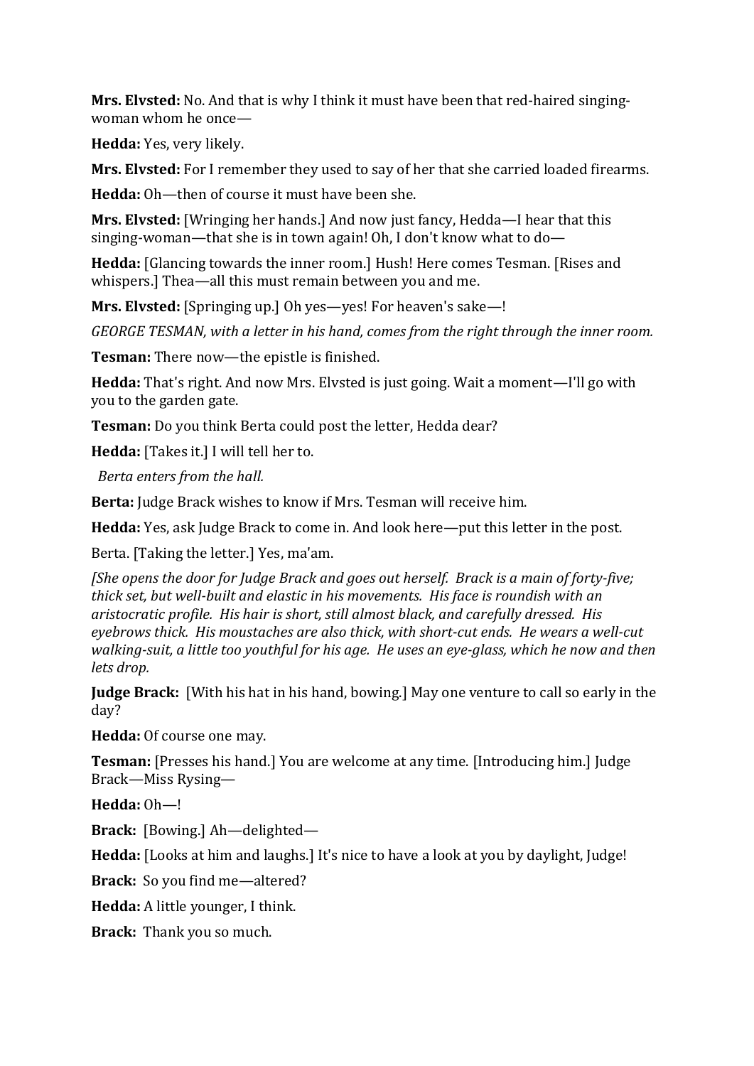**Mrs. Elvsted:** No. And that is why I think it must have been that red-haired singing-woman whom he once—

**Hedda:** Yes, very likely.

**Mrs. Elvsted:** For I remember they used to say of her that she carried loaded firearms.

**Hedda:** Oh—then of course it must have been she.

**Mrs. Elvsted:** [Wringing her hands.] And now just fancy, Hedda—I hear that this singing-woman—that she is in town again! Oh, I don't know what to do—

**Hedda:** [Glancing towards the inner room.] Hush! Here comes Tesman. [Rises and whispers.] Thea—all this must remain between you and me.

**Mrs. Elvsted:** [Springing up.] Oh yes—yes! For heaven's sake—!

*GEORGE TESMAN, with a letter in his hand, comes from the right through the inner room.*

**Tesman:** There now—the epistle is finished.

**Hedda:** That's right. And now Mrs. Elvsted is just going. Wait a moment—I'll go with you to the garden gate.

**Tesman:** Do you think Berta could post the letter, Hedda dear?

**Hedda:** [Takes it.] I will tell her to.

*Berta enters from the hall.*

**Berta:** Judge Brack wishes to know if Mrs. Tesman will receive him.

**Hedda:** Yes, ask Judge Brack to come in. And look here—put this letter in the post.

Berta. [Taking the letter.] Yes, ma'am.

*[She opens the door for Judge Brack and goes out herself. Brack is a main of forty-five; thick set, but well-built and elastic in his movements. His face is roundish with an aristocratic profile. His hair is short, still almost black, and carefully dressed. His eyebrows thick. His moustaches are also thick, with short-cut ends. He wears a well-cut walking-suit, a little too youthful for his age. He uses an eye-glass, which he now and then lets drop.*

**Judge Brack:** [With his hat in his hand, bowing.] May one venture to call so early in the day?

**Hedda:** Of course one may.

**Tesman:** [Presses his hand.] You are welcome at any time. [Introducing him.] Judge Brack—Miss Rysing—

**Hedda:** Oh—!

**Brack:** [Bowing.] Ah—delighted—

**Hedda:** [Looks at him and laughs.] It's nice to have a look at you by daylight, Judge!

**Brack:** So you find me—altered?

**Hedda:** A little younger, I think.

**Brack:** Thank you so much.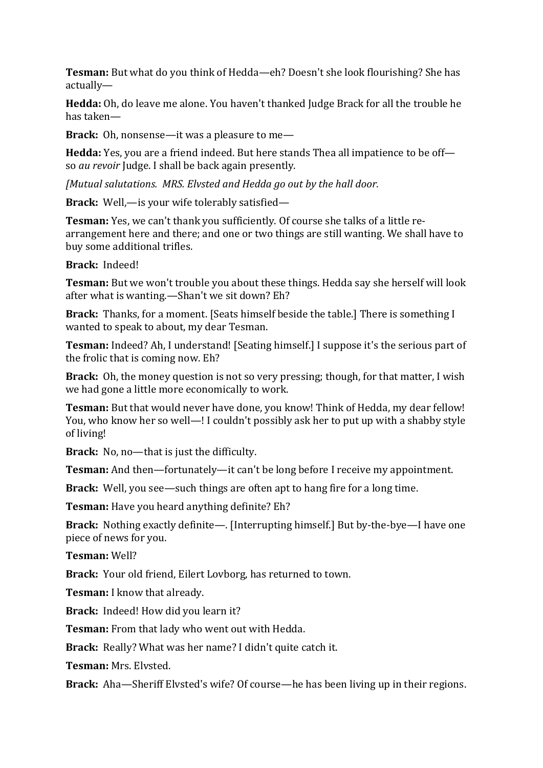**Tesman:** But what do you think of Hedda—eh? Doesn't she look flourishing? She has actually—

**Hedda:** Oh, do leave me alone. You haven't thanked Judge Brack for all the trouble he has taken—

**Brack:** Oh, nonsense—it was a pleasure to me—

**Hedda:** Yes, you are a friend indeed. But here stands Thea all impatience to be off—so *au revoir* Judge. I shall be back again presently.

*[Mutual salutations. MRS. Elvsted and Hedda go out by the hall door.*

**Brack:** Well,—is your wife tolerably satisfied—

**Tesman:** Yes, we can't thank you sufficiently. Of course she talks of a little re-arrangement here and there; and one or two things are still wanting. We shall have to buy some additional trifles.

**Brack:** Indeed!

**Tesman:** But we won't trouble you about these things. Hedda say she herself will look after what is wanting.—Shan't we sit down? Eh?

**Brack:** Thanks, for a moment. [Seats himself beside the table.] There is something I wanted to speak to about, my dear Tesman.

**Tesman:** Indeed? Ah, I understand! [Seating himself.] I suppose it's the serious part of the frolic that is coming now. Eh?

**Brack:** Oh, the money question is not so very pressing; though, for that matter, I wish we had gone a little more economically to work.

**Tesman:** But that would never have done, you know! Think of Hedda, my dear fellow! You, who know her so well—! I couldn't possibly ask her to put up with a shabby style of living!

**Brack:** No, no—that is just the difficulty.

**Tesman:** And then—fortunately—it can't be long before I receive my appointment.

**Brack:** Well, you see—such things are often apt to hang fire for a long time.

**Tesman:** Have you heard anything definite? Eh?

**Brack:** Nothing exactly definite—. [Interrupting himself.] But by-the-bye—I have one piece of news for you.

**Tesman:** Well?

**Brack:** Your old friend, Eilert Lovborg, has returned to town.

**Tesman:** I know that already.

**Brack:** Indeed! How did you learn it?

**Tesman:** From that lady who went out with Hedda.

**Brack:** Really? What was her name? I didn't quite catch it.

**Tesman:** Mrs. Elvsted.

**Brack:** Aha—Sheriff Elvsted's wife? Of course—he has been living up in their regions.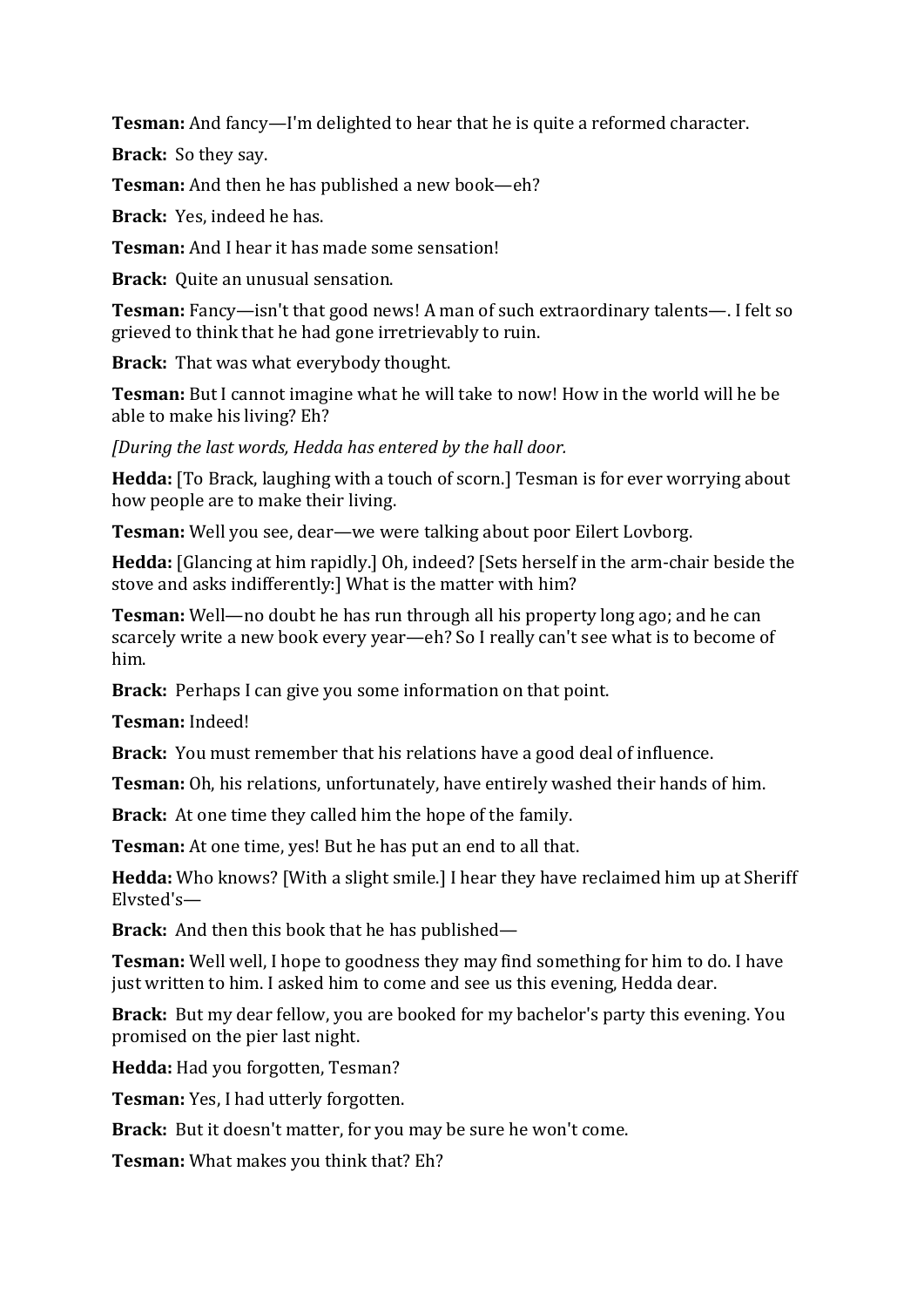**Tesman:** And fancy—I'm delighted to hear that he is quite a reformed character.

**Brack:** So they say.

**Tesman:** And then he has published a new book—eh?

**Brack:** Yes, indeed he has.

**Tesman:** And I hear it has made some sensation!

**Brack:** Quite an unusual sensation.

**Tesman:** Fancy—isn't that good news! A man of such extraordinary talents—. I felt so grieved to think that he had gone irretrievably to ruin.

**Brack:** That was what everybody thought.

**Tesman:** But I cannot imagine what he will take to now! How in the world will he be able to make his living? Eh?

*[During the last words, Hedda has entered by the hall door.*

**Hedda:** [To Brack, laughing with a touch of scorn.] Tesman is for ever worrying about how people are to make their living.

**Tesman:** Well you see, dear—we were talking about poor Eilert Lovborg.

**Hedda:** [Glancing at him rapidly.] Oh, indeed? [Sets herself in the arm-chair beside the stove and asks indifferently:] What is the matter with him?

**Tesman:** Well—no doubt he has run through all his property long ago; and he can scarcely write a new book every year—eh? So I really can't see what is to become of him.

**Brack:** Perhaps I can give you some information on that point.

**Tesman:** Indeed!

**Brack:** You must remember that his relations have a good deal of influence.

**Tesman:** Oh, his relations, unfortunately, have entirely washed their hands of him.

**Brack:** At one time they called him the hope of the family.

**Tesman:** At one time, yes! But he has put an end to all that.

**Hedda:** Who knows? [With a slight smile.] I hear they have reclaimed him up at Sheriff Elvsted's—

**Brack:** And then this book that he has published—

**Tesman:** Well well, I hope to goodness they may find something for him to do. I have just written to him. I asked him to come and see us this evening, Hedda dear.

**Brack:** But my dear fellow, you are booked for my bachelor's party this evening. You promised on the pier last night.

**Hedda:** Had you forgotten, Tesman?

**Tesman:** Yes, I had utterly forgotten.

**Brack:** But it doesn't matter, for you may be sure he won't come.

**Tesman:** What makes you think that? Eh?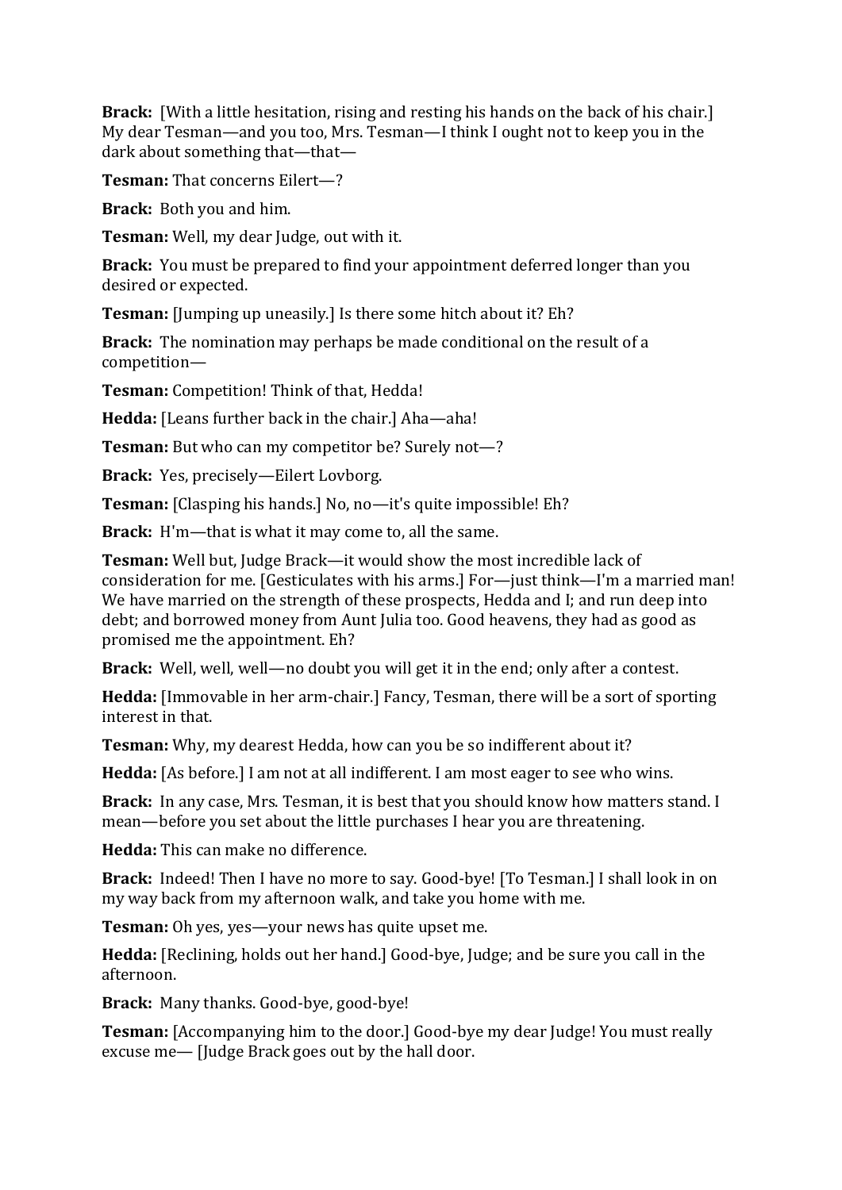**Brack:** [With a little hesitation, rising and resting his hands on the back of his chair.] My dear Tesman—and you too, Mrs. Tesman—I think I ought not to keep you in the dark about something that—that—

**Tesman:** That concerns Eilert—?

**Brack:** Both you and him.

**Tesman:** Well, my dear Judge, out with it.

**Brack:** You must be prepared to find your appointment deferred longer than you desired or expected.

**Tesman:** [Jumping up uneasily.] Is there some hitch about it? Eh?

**Brack:** The nomination may perhaps be made conditional on the result of a competition—

**Tesman:** Competition! Think of that, Hedda!

**Hedda:** [Leans further back in the chair.] Aha—aha!

**Tesman:** But who can my competitor be? Surely not—?

**Brack:** Yes, precisely—Eilert Lovborg.

**Tesman:** [Clasping his hands.] No, no—it's quite impossible! Eh?

**Brack:** H'm—that is what it may come to, all the same.

**Tesman:** Well but, Judge Brack—it would show the most incredible lack of consideration for me. [Gesticulates with his arms.] For—just think—I'm a married man! We have married on the strength of these prospects, Hedda and I; and run deep into debt; and borrowed money from Aunt Julia too. Good heavens, they had as good as promised me the appointment. Eh?

**Brack:** Well, well, well—no doubt you will get it in the end; only after a contest.

**Hedda:** [Immovable in her arm-chair.] Fancy, Tesman, there will be a sort of sporting interest in that.

**Tesman:** Why, my dearest Hedda, how can you be so indifferent about it?

**Hedda:** [As before.] I am not at all indifferent. I am most eager to see who wins.

**Brack:** In any case, Mrs. Tesman, it is best that you should know how matters stand. I mean—before you set about the little purchases I hear you are threatening.

**Hedda:** This can make no difference.

**Brack:** Indeed! Then I have no more to say. Good-bye! [To Tesman.] I shall look in on my way back from my afternoon walk, and take you home with me.

**Tesman:** Oh yes, yes—your news has quite upset me.

**Hedda:** [Reclining, holds out her hand.] Good-bye, Judge; and be sure you call in the afternoon.

**Brack:** Many thanks. Good-bye, good-bye!

**Tesman:** [Accompanying him to the door.] Good-bye my dear Judge! You must really excuse me— [Judge Brack goes out by the hall door.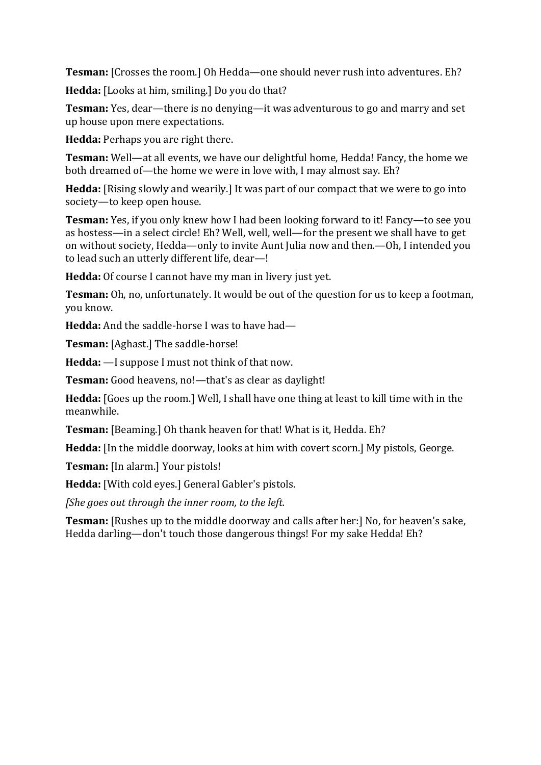**Tesman:** [Crosses the room.] Oh Hedda—one should never rush into adventures. Eh?

**Hedda:** [Looks at him, smiling.] Do you do that?

**Tesman:** Yes, dear—there is no denying—it was adventurous to go and marry and set up house upon mere expectations.

**Hedda:** Perhaps you are right there.

**Tesman:** Well—at all events, we have our delightful home, Hedda! Fancy, the home we both dreamed of—the home we were in love with, I may almost say. Eh?

**Hedda:** [Rising slowly and wearily.] It was part of our compact that we were to go into society—to keep open house.

**Tesman:** Yes, if you only knew how I had been looking forward to it! Fancy—to see you as hostess—in a select circle! Eh? Well, well, well—for the present we shall have to get on without society, Hedda—only to invite Aunt Julia now and then.—Oh, I intended you to lead such an utterly different life, dear—!

**Hedda:** Of course I cannot have my man in livery just yet.

**Tesman:** Oh, no, unfortunately. It would be out of the question for us to keep a footman, you know.

**Hedda:** And the saddle-horse I was to have had—

**Tesman:** [Aghast.] The saddle-horse!

**Hedda:** —I suppose I must not think of that now.

**Tesman:** Good heavens, no!—that's as clear as daylight!

**Hedda:** [Goes up the room.] Well, I shall have one thing at least to kill time with in the meanwhile.

**Tesman:** [Beaming.] Oh thank heaven for that! What is it, Hedda. Eh?

**Hedda:** [In the middle doorway, looks at him with covert scorn.] My pistols, George.

**Tesman:** [In alarm.] Your pistols!

**Hedda:** [With cold eyes.] General Gabler's pistols.

*[She goes out through the inner room, to the left.*

**Tesman:** [Rushes up to the middle doorway and calls after her:] No, for heaven's sake, Hedda darling—don't touch those dangerous things! For my sake Hedda! Eh?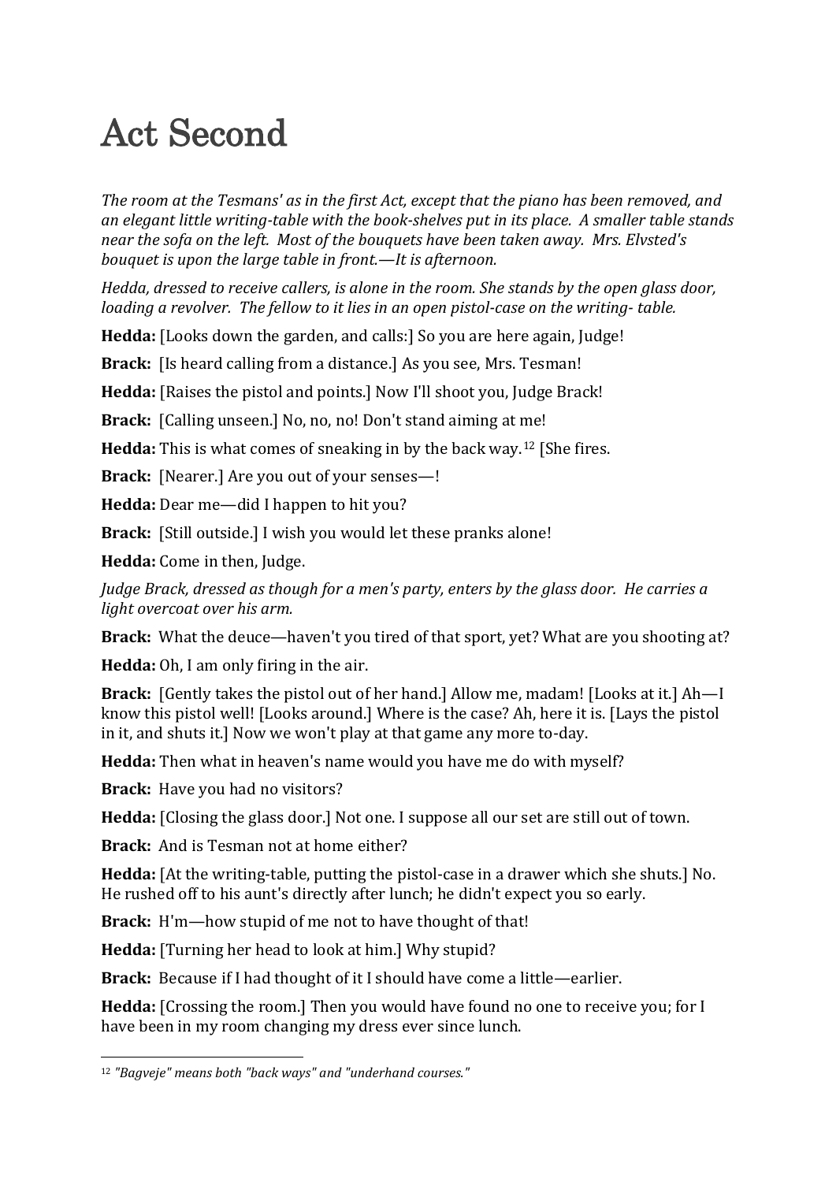# Act Second

*The room at the Tesmans' as in the first Act, except that the piano has been removed, and an elegant little writing-table with the book-shelves put in its place. A smaller table stands near the sofa on the left. Most of the bouquets have been taken away. Mrs. Elvsted's bouquet is upon the large table in front.—It is afternoon.*

*Hedda, dressed to receive callers, is alone in the room. She stands by the open glass door, loading a revolver. The fellow to it lies in an open pistol-case on the writing- table.*

**Hedda:** [Looks down the garden, and calls:] So you are here again, Judge!

**Brack:** [Is heard calling from a distance.] As you see, Mrs. Tesman!

**Hedda:** [Raises the pistol and points.] Now I'll shoot you, Judge Brack!

**Brack:** [Calling unseen.] No, no, no! Don't stand aiming at me!

**Hedda:** This is what comes of sneaking in by the back way.[12] [She fires.

**Brack:** [Nearer.] Are you out of your senses—!

**Hedda:** Dear me—did I happen to hit you?

**Brack:** [Still outside.] I wish you would let these pranks alone!

**Hedda:** Come in then, Judge.

*Judge Brack, dressed as though for a men's party, enters by the glass door. He carries a light overcoat over his arm.*

**Brack:** What the deuce—haven't you tired of that sport, yet? What are you shooting at?

**Hedda:** Oh, I am only firing in the air.

**Brack:** [Gently takes the pistol out of her hand.] Allow me, madam! [Looks at it.] Ah—I know this pistol well! [Looks around.] Where is the case? Ah, here it is. [Lays the pistol in it, and shuts it.] Now we won't play at that game any more to-day.

**Hedda:** Then what in heaven's name would you have me do with myself?

**Brack:** Have you had no visitors?

**Hedda:** [Closing the glass door.] Not one. I suppose all our set are still out of town.

**Brack:** And is Tesman not at home either?

**Hedda:** [At the writing-table, putting the pistol-case in a drawer which she shuts.] No. He rushed off to his aunt's directly after lunch; he didn't expect you so early.

**Brack:** H'm—how stupid of me not to have thought of that!

**Hedda:** [Turning her head to look at him.] Why stupid?

**Brack:** Because if I had thought of it I should have come a little—earlier.

**Hedda:** [Crossing the room.] Then you would have found no one to receive you; for I have been in my room changing my dress ever since lunch.

---

[12] *"Bagveje" means both "back ways" and "underhand courses."*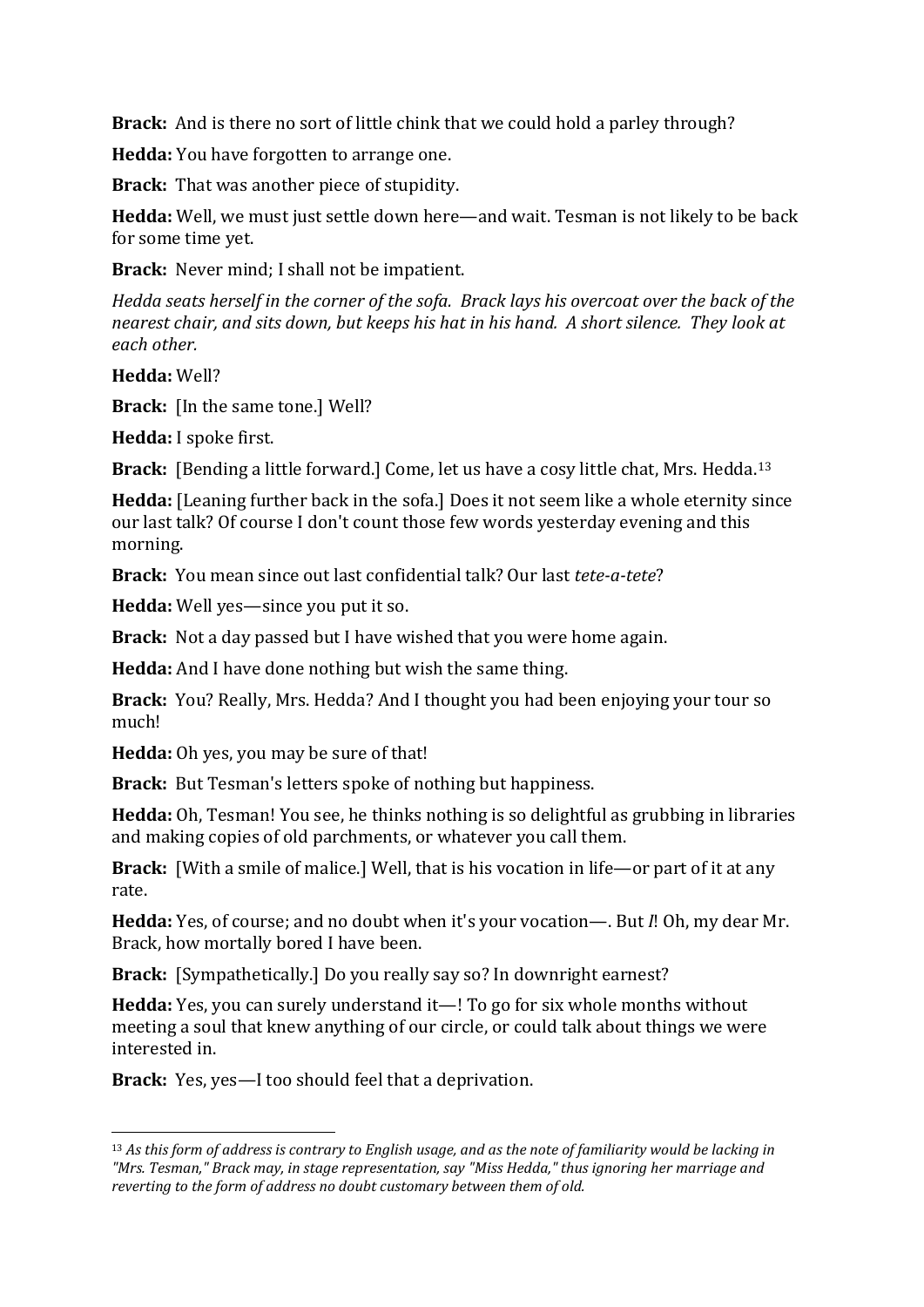**Brack:** And is there no sort of little chink that we could hold a parley through?

**Hedda:** You have forgotten to arrange one.

**Brack:** That was another piece of stupidity.

**Hedda:** Well, we must just settle down here—and wait. Tesman is not likely to be back for some time yet.

**Brack:** Never mind; I shall not be impatient.

*Hedda seats herself in the corner of the sofa. Brack lays his overcoat over the back of the nearest chair, and sits down, but keeps his hat in his hand. A short silence. They look at each other.*

**Hedda:** Well?

**Brack:** [In the same tone.] Well?

**Hedda:** I spoke first.

**Brack:** [Bending a little forward.] Come, let us have a cosy little chat, Mrs. Hedda.[13]

**Hedda:** [Leaning further back in the sofa.] Does it not seem like a whole eternity since our last talk? Of course I don't count those few words yesterday evening and this morning.

**Brack:** You mean since out last confidential talk? Our last *tete-a-tete*?

**Hedda:** Well yes—since you put it so.

**Brack:** Not a day passed but I have wished that you were home again.

**Hedda:** And I have done nothing but wish the same thing.

**Brack:** You? Really, Mrs. Hedda? And I thought you had been enjoying your tour so much!

**Hedda:** Oh yes, you may be sure of that!

**Brack:** But Tesman's letters spoke of nothing but happiness.

**Hedda:** Oh, Tesman! You see, he thinks nothing is so delightful as grubbing in libraries and making copies of old parchments, or whatever you call them.

**Brack:** [With a smile of malice.] Well, that is his vocation in life—or part of it at any rate.

**Hedda:** Yes, of course; and no doubt when it's your vocation—. But *I*! Oh, my dear Mr. Brack, how mortally bored I have been.

**Brack:** [Sympathetically.] Do you really say so? In downright earnest?

**Hedda:** Yes, you can surely understand it—! To go for six whole months without meeting a soul that knew anything of our circle, or could talk about things we were interested in.

**Brack:** Yes, yes—I too should feel that a deprivation.

---

[13] *As this form of address is contrary to English usage, and as the note of familiarity would be lacking in "Mrs. Tesman," Brack may, in stage representation, say "Miss Hedda," thus ignoring her marriage and reverting to the form of address no doubt customary between them of old.*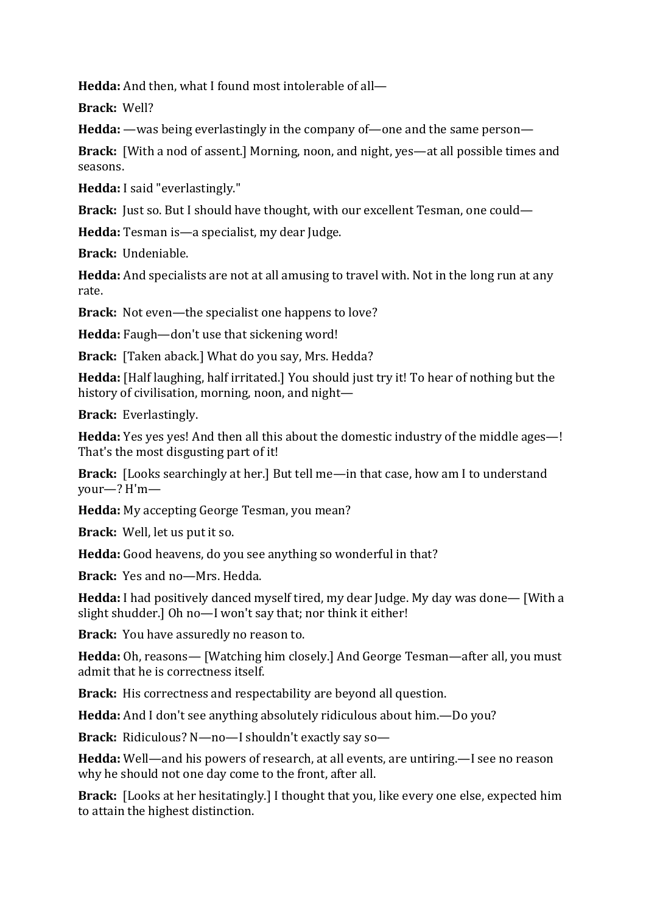**Hedda:** And then, what I found most intolerable of all—

**Brack:** Well?

**Hedda:** —was being everlastingly in the company of—one and the same person—

**Brack:** [With a nod of assent.] Morning, noon, and night, yes—at all possible times and seasons.

**Hedda:** I said "everlastingly."

**Brack:** Just so. But I should have thought, with our excellent Tesman, one could—

**Hedda:** Tesman is—a specialist, my dear Judge.

**Brack:** Undeniable.

**Hedda:** And specialists are not at all amusing to travel with. Not in the long run at any rate.

**Brack:** Not even—the specialist one happens to love?

**Hedda:** Faugh—don't use that sickening word!

**Brack:** [Taken aback.] What do you say, Mrs. Hedda?

**Hedda:** [Half laughing, half irritated.] You should just try it! To hear of nothing but the history of civilisation, morning, noon, and night—

**Brack:** Everlastingly.

**Hedda:** Yes yes yes! And then all this about the domestic industry of the middle ages—! That's the most disgusting part of it!

**Brack:** [Looks searchingly at her.] But tell me—in that case, how am I to understand your—? H'm—

**Hedda:** My accepting George Tesman, you mean?

**Brack:** Well, let us put it so.

**Hedda:** Good heavens, do you see anything so wonderful in that?

**Brack:** Yes and no—Mrs. Hedda.

**Hedda:** I had positively danced myself tired, my dear Judge. My day was done— [With a slight shudder.] Oh no—I won't say that; nor think it either!

**Brack:** You have assuredly no reason to.

**Hedda:** Oh, reasons— [Watching him closely.] And George Tesman—after all, you must admit that he is correctness itself.

**Brack:** His correctness and respectability are beyond all question.

**Hedda:** And I don't see anything absolutely ridiculous about him.—Do you?

**Brack:** Ridiculous? N—no—I shouldn't exactly say so—

**Hedda:** Well—and his powers of research, at all events, are untiring.—I see no reason why he should not one day come to the front, after all.

**Brack:** [Looks at her hesitatingly.] I thought that you, like every one else, expected him to attain the highest distinction.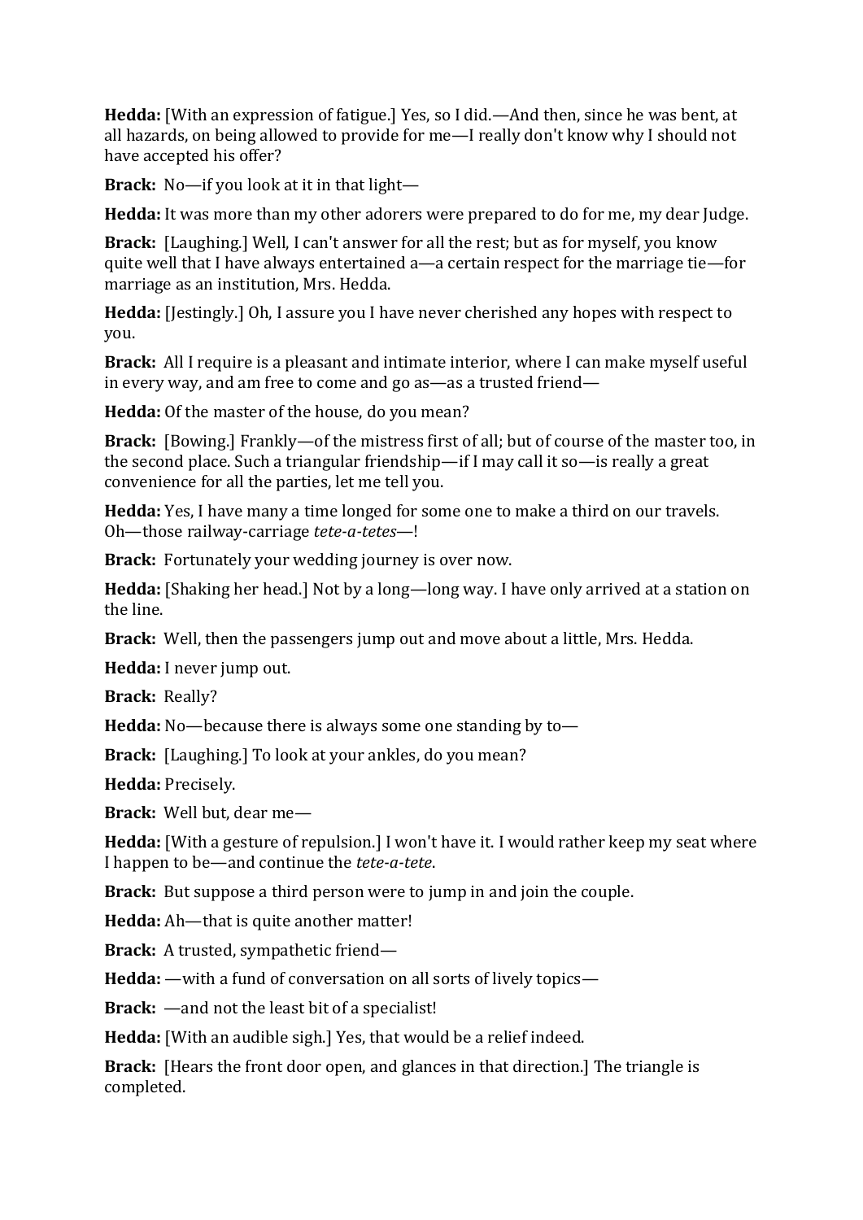**Hedda:** [With an expression of fatigue.] Yes, so I did.—And then, since he was bent, at all hazards, on being allowed to provide for me—I really don't know why I should not have accepted his offer?

**Brack:** No—if you look at it in that light—

**Hedda:** It was more than my other adorers were prepared to do for me, my dear Judge.

**Brack:** [Laughing.] Well, I can't answer for all the rest; but as for myself, you know quite well that I have always entertained a—a certain respect for the marriage tie—for marriage as an institution, Mrs. Hedda.

**Hedda:** [Jestingly.] Oh, I assure you I have never cherished any hopes with respect to you.

**Brack:** All I require is a pleasant and intimate interior, where I can make myself useful in every way, and am free to come and go as—as a trusted friend—

**Hedda:** Of the master of the house, do you mean?

**Brack:** [Bowing.] Frankly—of the mistress first of all; but of course of the master too, in the second place. Such a triangular friendship—if I may call it so—is really a great convenience for all the parties, let me tell you.

**Hedda:** Yes, I have many a time longed for some one to make a third on our travels. Oh—those railway-carriage *tete-a-tetes*—!

**Brack:** Fortunately your wedding journey is over now.

**Hedda:** [Shaking her head.] Not by a long—long way. I have only arrived at a station on the line.

**Brack:** Well, then the passengers jump out and move about a little, Mrs. Hedda.

**Hedda:** I never jump out.

**Brack:** Really?

**Hedda:** No—because there is always some one standing by to—

**Brack:** [Laughing.] To look at your ankles, do you mean?

**Hedda:** Precisely.

**Brack:** Well but, dear me—

**Hedda:** [With a gesture of repulsion.] I won't have it. I would rather keep my seat where I happen to be—and continue the *tete-a-tete*.

**Brack:** But suppose a third person were to jump in and join the couple.

**Hedda:** Ah—that is quite another matter!

**Brack:** A trusted, sympathetic friend—

**Hedda:** —with a fund of conversation on all sorts of lively topics—

**Brack:** —and not the least bit of a specialist!

**Hedda:** [With an audible sigh.] Yes, that would be a relief indeed.

**Brack:** [Hears the front door open, and glances in that direction.] The triangle is completed.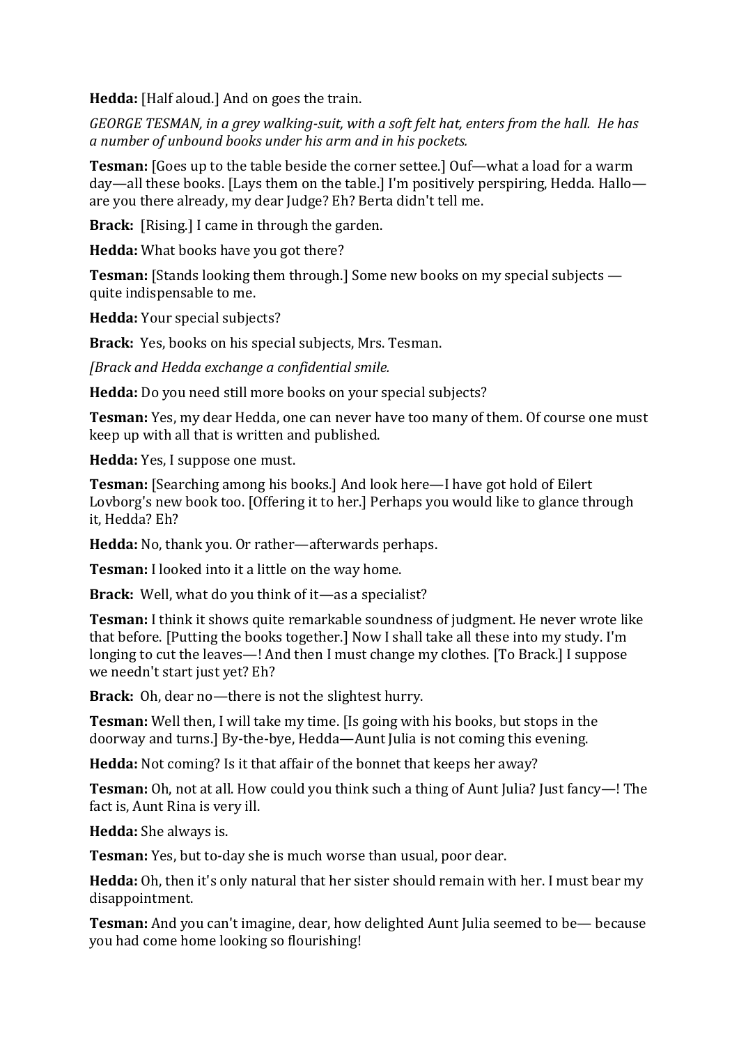**Hedda:** [Half aloud.] And on goes the train.

*GEORGE TESMAN, in a grey walking-suit, with a soft felt hat, enters from the hall. He has a number of unbound books under his arm and in his pockets.*

**Tesman:** [Goes up to the table beside the corner settee.] Ouf—what a load for a warm day—all these books. [Lays them on the table.] I'm positively perspiring, Hedda. Hallo—are you there already, my dear Judge? Eh? Berta didn't tell me.

**Brack:** [Rising.] I came in through the garden.

**Hedda:** What books have you got there?

**Tesman:** [Stands looking them through.] Some new books on my special subjects — quite indispensable to me.

**Hedda:** Your special subjects?

**Brack:** Yes, books on his special subjects, Mrs. Tesman.

*[Brack and Hedda exchange a confidential smile.*

**Hedda:** Do you need still more books on your special subjects?

**Tesman:** Yes, my dear Hedda, one can never have too many of them. Of course one must keep up with all that is written and published.

**Hedda:** Yes, I suppose one must.

**Tesman:** [Searching among his books.] And look here—I have got hold of Eilert Lovborg's new book too. [Offering it to her.] Perhaps you would like to glance through it, Hedda? Eh?

**Hedda:** No, thank you. Or rather—afterwards perhaps.

**Tesman:** I looked into it a little on the way home.

**Brack:** Well, what do you think of it—as a specialist?

**Tesman:** I think it shows quite remarkable soundness of judgment. He never wrote like that before. [Putting the books together.] Now I shall take all these into my study. I'm longing to cut the leaves—! And then I must change my clothes. [To Brack.] I suppose we needn't start just yet? Eh?

**Brack:** Oh, dear no—there is not the slightest hurry.

**Tesman:** Well then, I will take my time. [Is going with his books, but stops in the doorway and turns.] By-the-bye, Hedda—Aunt Julia is not coming this evening.

**Hedda:** Not coming? Is it that affair of the bonnet that keeps her away?

**Tesman:** Oh, not at all. How could you think such a thing of Aunt Julia? Just fancy—! The fact is, Aunt Rina is very ill.

**Hedda:** She always is.

**Tesman:** Yes, but to-day she is much worse than usual, poor dear.

**Hedda:** Oh, then it's only natural that her sister should remain with her. I must bear my disappointment.

**Tesman:** And you can't imagine, dear, how delighted Aunt Julia seemed to be— because you had come home looking so flourishing!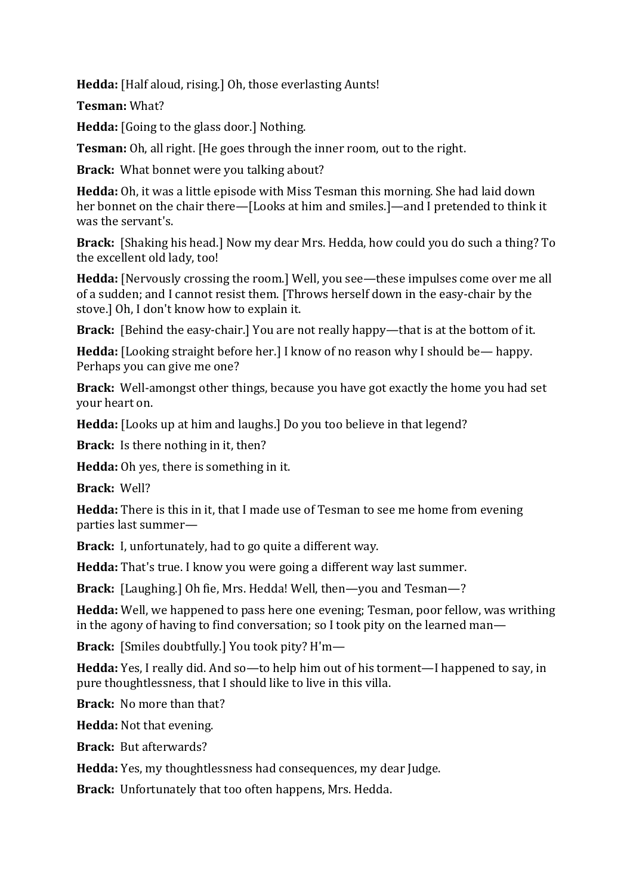**Hedda:** [Half aloud, rising.] Oh, those everlasting Aunts!

**Tesman:** What?

**Hedda:** [Going to the glass door.] Nothing.

**Tesman:** Oh, all right. [He goes through the inner room, out to the right.

**Brack:** What bonnet were you talking about?

**Hedda:** Oh, it was a little episode with Miss Tesman this morning. She had laid down her bonnet on the chair there—[Looks at him and smiles.]—and I pretended to think it was the servant's.

**Brack:** [Shaking his head.] Now my dear Mrs. Hedda, how could you do such a thing? To the excellent old lady, too!

**Hedda:** [Nervously crossing the room.] Well, you see—these impulses come over me all of a sudden; and I cannot resist them. [Throws herself down in the easy-chair by the stove.] Oh, I don't know how to explain it.

**Brack:** [Behind the easy-chair.] You are not really happy—that is at the bottom of it.

**Hedda:** [Looking straight before her.] I know of no reason why I should be— happy. Perhaps you can give me one?

**Brack:** Well-amongst other things, because you have got exactly the home you had set your heart on.

**Hedda:** [Looks up at him and laughs.] Do you too believe in that legend?

**Brack:** Is there nothing in it, then?

**Hedda:** Oh yes, there is something in it.

**Brack:** Well?

**Hedda:** There is this in it, that I made use of Tesman to see me home from evening parties last summer—

**Brack:** I, unfortunately, had to go quite a different way.

**Hedda:** That's true. I know you were going a different way last summer.

**Brack:** [Laughing.] Oh fie, Mrs. Hedda! Well, then—you and Tesman—?

**Hedda:** Well, we happened to pass here one evening; Tesman, poor fellow, was writhing in the agony of having to find conversation; so I took pity on the learned man—

**Brack:** [Smiles doubtfully.] You took pity? H'm—

**Hedda:** Yes, I really did. And so—to help him out of his torment—I happened to say, in pure thoughtlessness, that I should like to live in this villa.

**Brack:** No more than that?

**Hedda:** Not that evening.

**Brack:** But afterwards?

**Hedda:** Yes, my thoughtlessness had consequences, my dear Judge.

**Brack:** Unfortunately that too often happens, Mrs. Hedda.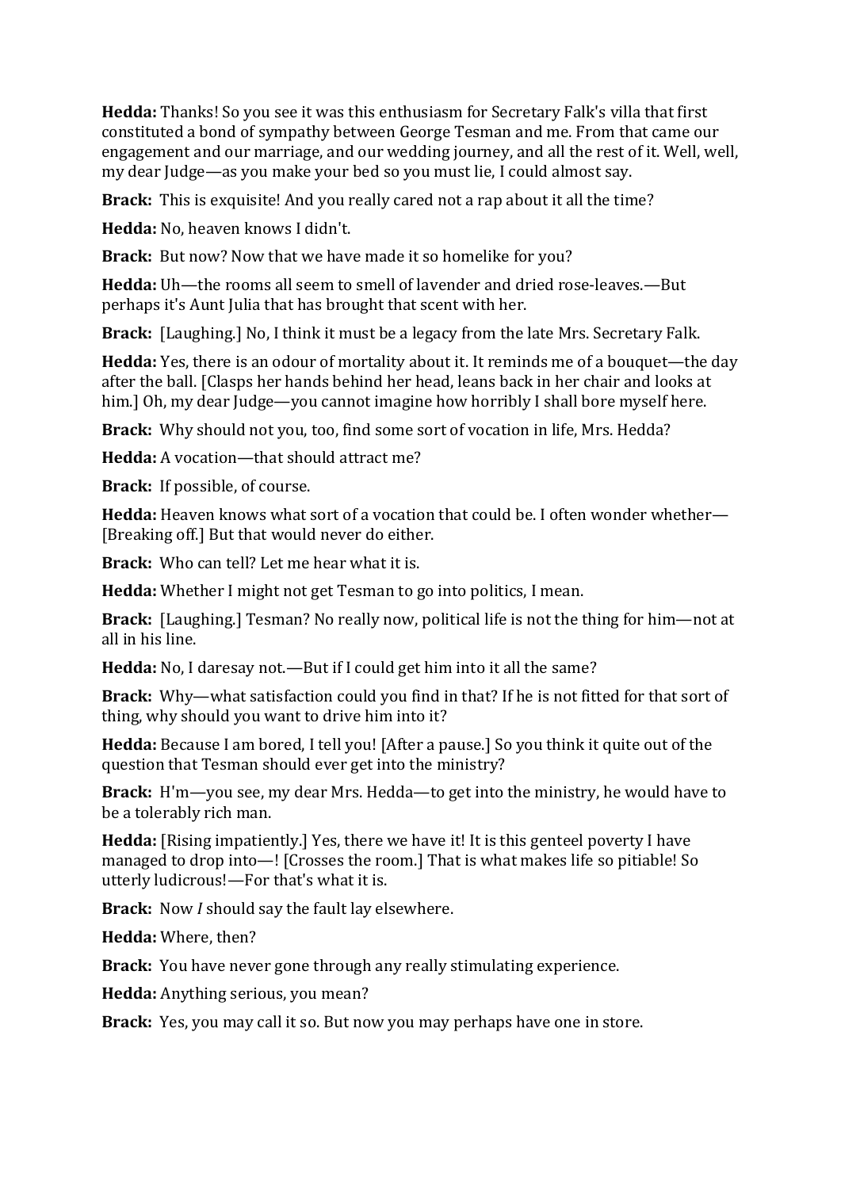**Hedda:** Thanks! So you see it was this enthusiasm for Secretary Falk's villa that first constituted a bond of sympathy between George Tesman and me. From that came our engagement and our marriage, and our wedding journey, and all the rest of it. Well, well, my dear Judge—as you make your bed so you must lie, I could almost say.

**Brack:** This is exquisite! And you really cared not a rap about it all the time?

**Hedda:** No, heaven knows I didn't.

**Brack:** But now? Now that we have made it so homelike for you?

**Hedda:** Uh—the rooms all seem to smell of lavender and dried rose-leaves.—But perhaps it's Aunt Julia that has brought that scent with her.

**Brack:** [Laughing.] No, I think it must be a legacy from the late Mrs. Secretary Falk.

**Hedda:** Yes, there is an odour of mortality about it. It reminds me of a bouquet—the day after the ball. [Clasps her hands behind her head, leans back in her chair and looks at him.] Oh, my dear Judge—you cannot imagine how horribly I shall bore myself here.

**Brack:** Why should not you, too, find some sort of vocation in life, Mrs. Hedda?

**Hedda:** A vocation—that should attract me?

**Brack:** If possible, of course.

**Hedda:** Heaven knows what sort of a vocation that could be. I often wonder whether— [Breaking off.] But that would never do either.

**Brack:** Who can tell? Let me hear what it is.

**Hedda:** Whether I might not get Tesman to go into politics, I mean.

**Brack:** [Laughing.] Tesman? No really now, political life is not the thing for him—not at all in his line.

**Hedda:** No, I daresay not.—But if I could get him into it all the same?

**Brack:** Why—what satisfaction could you find in that? If he is not fitted for that sort of thing, why should you want to drive him into it?

**Hedda:** Because I am bored, I tell you! [After a pause.] So you think it quite out of the question that Tesman should ever get into the ministry?

**Brack:** H'm—you see, my dear Mrs. Hedda—to get into the ministry, he would have to be a tolerably rich man.

**Hedda:** [Rising impatiently.] Yes, there we have it! It is this genteel poverty I have managed to drop into—! [Crosses the room.] That is what makes life so pitiable! So utterly ludicrous!—For that's what it is.

**Brack:** Now *I* should say the fault lay elsewhere.

**Hedda:** Where, then?

**Brack:** You have never gone through any really stimulating experience.

**Hedda:** Anything serious, you mean?

**Brack:** Yes, you may call it so. But now you may perhaps have one in store.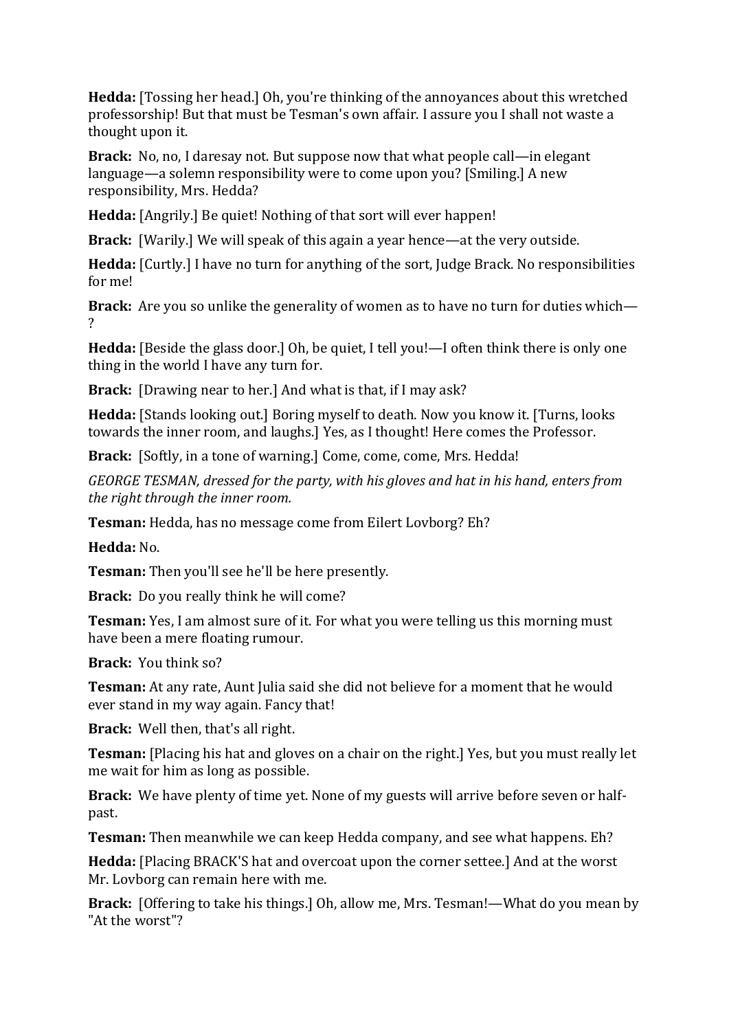**Hedda:** [Tossing her head.] Oh, you're thinking of the annoyances about this wretched professorship! But that must be Tesman's own affair. I assure you I shall not waste a thought upon it.

**Brack:** No, no, I daresay not. But suppose now that what people call—in elegant language—a solemn responsibility were to come upon you? [Smiling.] A new responsibility, Mrs. Hedda?

**Hedda:** [Angrily.] Be quiet! Nothing of that sort will ever happen!

**Brack:** [Warily.] We will speak of this again a year hence—at the very outside.

**Hedda:** [Curtly.] I have no turn for anything of the sort, Judge Brack. No responsibilities for me!

**Brack:** Are you so unlike the generality of women as to have no turn for duties which—?

**Hedda:** [Beside the glass door.] Oh, be quiet, I tell you!—I often think there is only one thing in the world I have any turn for.

**Brack:** [Drawing near to her.] And what is that, if I may ask?

**Hedda:** [Stands looking out.] Boring myself to death. Now you know it. [Turns, looks towards the inner room, and laughs.] Yes, as I thought! Here comes the Professor.

**Brack:** [Softly, in a tone of warning.] Come, come, come, Mrs. Hedda!

*GEORGE TESMAN, dressed for the party, with his gloves and hat in his hand, enters from the right through the inner room.*

**Tesman:** Hedda, has no message come from Eilert Lovborg? Eh?

**Hedda:** No.

**Tesman:** Then you'll see he'll be here presently.

**Brack:** Do you really think he will come?

**Tesman:** Yes, I am almost sure of it. For what you were telling us this morning must have been a mere floating rumour.

**Brack:** You think so?

**Tesman:** At any rate, Aunt Julia said she did not believe for a moment that he would ever stand in my way again. Fancy that!

**Brack:** Well then, that's all right.

**Tesman:** [Placing his hat and gloves on a chair on the right.] Yes, but you must really let me wait for him as long as possible.

**Brack:** We have plenty of time yet. None of my guests will arrive before seven or half-past.

**Tesman:** Then meanwhile we can keep Hedda company, and see what happens. Eh?

**Hedda:** [Placing BRACK'S hat and overcoat upon the corner settee.] And at the worst Mr. Lovborg can remain here with me.

**Brack:** [Offering to take his things.] Oh, allow me, Mrs. Tesman!—What do you mean by "At the worst"?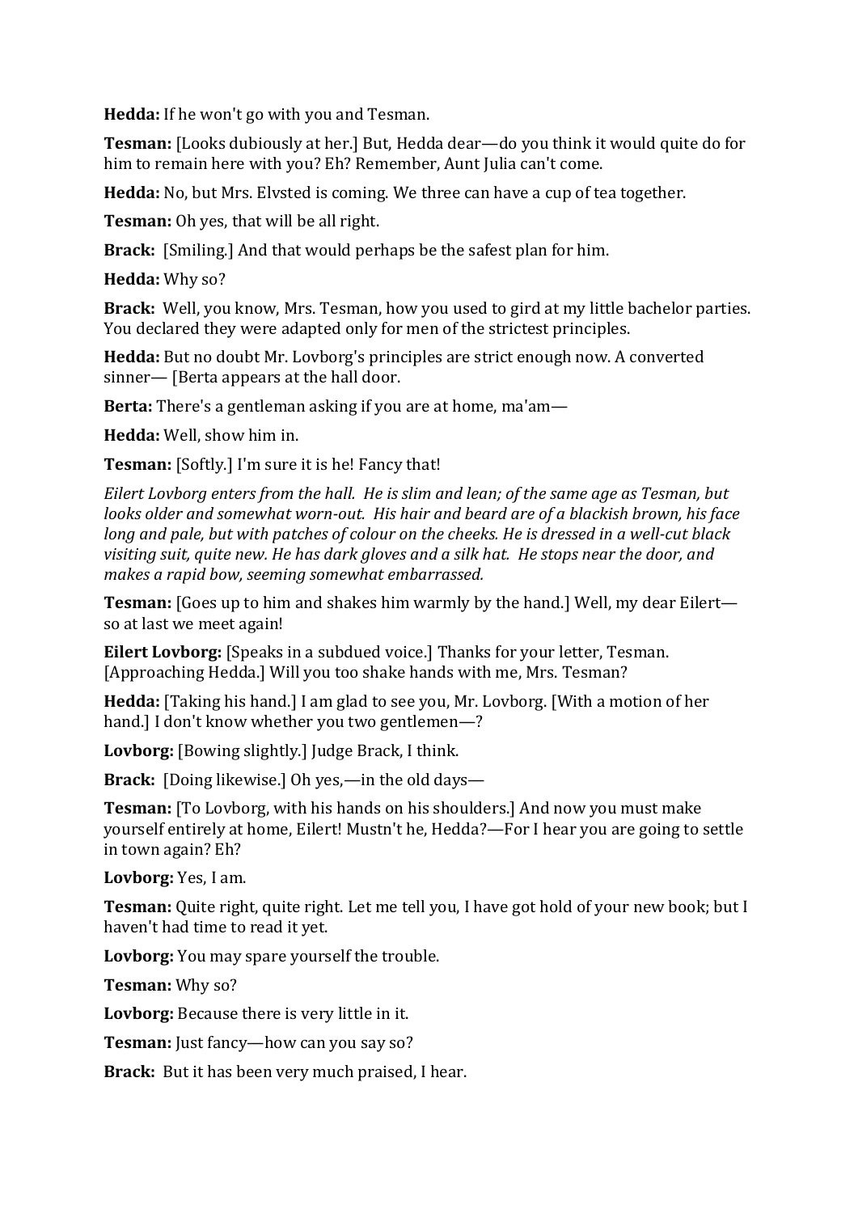**Hedda:** If he won't go with you and Tesman.

**Tesman:** [Looks dubiously at her.] But, Hedda dear—do you think it would quite do for him to remain here with you? Eh? Remember, Aunt Julia can't come.

**Hedda:** No, but Mrs. Elvsted is coming. We three can have a cup of tea together.

**Tesman:** Oh yes, that will be all right.

**Brack:** [Smiling.] And that would perhaps be the safest plan for him.

**Hedda:** Why so?

**Brack:** Well, you know, Mrs. Tesman, how you used to gird at my little bachelor parties. You declared they were adapted only for men of the strictest principles.

**Hedda:** But no doubt Mr. Lovborg's principles are strict enough now. A converted sinner— [Berta appears at the hall door.

**Berta:** There's a gentleman asking if you are at home, ma'am—

**Hedda:** Well, show him in.

**Tesman:** [Softly.] I'm sure it is he! Fancy that!

*Eilert Lovborg enters from the hall. He is slim and lean; of the same age as Tesman, but looks older and somewhat worn-out. His hair and beard are of a blackish brown, his face long and pale, but with patches of colour on the cheeks. He is dressed in a well-cut black visiting suit, quite new. He has dark gloves and a silk hat. He stops near the door, and makes a rapid bow, seeming somewhat embarrassed.*

**Tesman:** [Goes up to him and shakes him warmly by the hand.] Well, my dear Eilert—so at last we meet again!

**Eilert Lovborg:** [Speaks in a subdued voice.] Thanks for your letter, Tesman. [Approaching Hedda.] Will you too shake hands with me, Mrs. Tesman?

**Hedda:** [Taking his hand.] I am glad to see you, Mr. Lovborg. [With a motion of her hand.] I don't know whether you two gentlemen—?

**Lovborg:** [Bowing slightly.] Judge Brack, I think.

**Brack:** [Doing likewise.] Oh yes,—in the old days—

**Tesman:** [To Lovborg, with his hands on his shoulders.] And now you must make yourself entirely at home, Eilert! Mustn't he, Hedda?—For I hear you are going to settle in town again? Eh?

**Lovborg:** Yes, I am.

**Tesman:** Quite right, quite right. Let me tell you, I have got hold of your new book; but I haven't had time to read it yet.

**Lovborg:** You may spare yourself the trouble.

**Tesman:** Why so?

**Lovborg:** Because there is very little in it.

**Tesman:** Just fancy—how can you say so?

**Brack:** But it has been very much praised, I hear.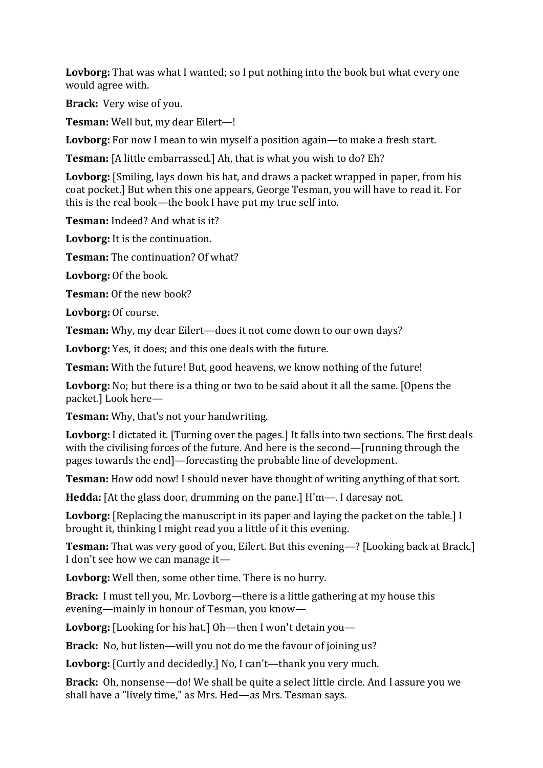**Lovborg:** That was what I wanted; so I put nothing into the book but what every one would agree with.

**Brack:** Very wise of you.

**Tesman:** Well but, my dear Eilert—!

**Lovborg:** For now I mean to win myself a position again—to make a fresh start.

**Tesman:** [A little embarrassed.] Ah, that is what you wish to do? Eh?

**Lovborg:** [Smiling, lays down his hat, and draws a packet wrapped in paper, from his coat pocket.] But when this one appears, George Tesman, you will have to read it. For this is the real book—the book I have put my true self into.

**Tesman:** Indeed? And what is it?

**Lovborg:** It is the continuation.

**Tesman:** The continuation? Of what?

**Lovborg:** Of the book.

**Tesman:** Of the new book?

**Lovborg:** Of course.

**Tesman:** Why, my dear Eilert—does it not come down to our own days?

**Lovborg:** Yes, it does; and this one deals with the future.

**Tesman:** With the future! But, good heavens, we know nothing of the future!

**Lovborg:** No; but there is a thing or two to be said about it all the same. [Opens the packet.] Look here—

**Tesman:** Why, that's not your handwriting.

**Lovborg:** I dictated it. [Turning over the pages.] It falls into two sections. The first deals with the civilising forces of the future. And here is the second—[running through the pages towards the end]—forecasting the probable line of development.

**Tesman:** How odd now! I should never have thought of writing anything of that sort.

**Hedda:** [At the glass door, drumming on the pane.] H'm—. I daresay not.

**Lovborg:** [Replacing the manuscript in its paper and laying the packet on the table.] I brought it, thinking I might read you a little of it this evening.

**Tesman:** That was very good of you, Eilert. But this evening—? [Looking back at Brack.] I don't see how we can manage it—

**Lovborg:** Well then, some other time. There is no hurry.

**Brack:** I must tell you, Mr. Lovborg—there is a little gathering at my house this evening—mainly in honour of Tesman, you know—

**Lovborg:** [Looking for his hat.] Oh—then I won't detain you—

**Brack:** No, but listen—will you not do me the favour of joining us?

**Lovborg:** [Curtly and decidedly.] No, I can't—thank you very much.

**Brack:** Oh, nonsense—do! We shall be quite a select little circle. And I assure you we shall have a "lively time," as Mrs. Hed—as Mrs. Tesman says.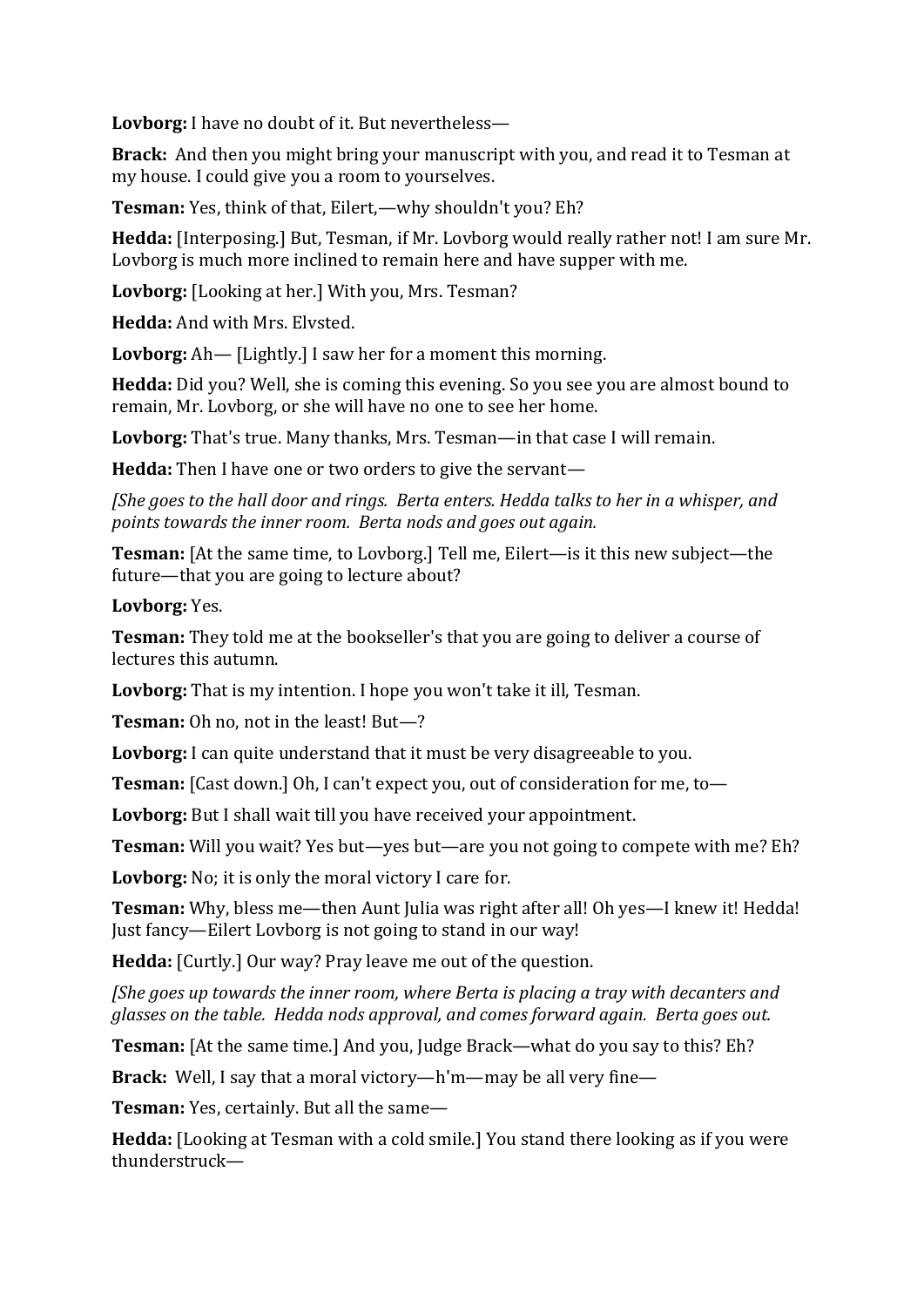**Lovborg:** I have no doubt of it. But nevertheless—

**Brack:** And then you might bring your manuscript with you, and read it to Tesman at my house. I could give you a room to yourselves.

**Tesman:** Yes, think of that, Eilert,—why shouldn't you? Eh?

**Hedda:** [Interposing.] But, Tesman, if Mr. Lovborg would really rather not! I am sure Mr. Lovborg is much more inclined to remain here and have supper with me.

**Lovborg:** [Looking at her.] With you, Mrs. Tesman?

**Hedda:** And with Mrs. Elvsted.

**Lovborg:** Ah— [Lightly.] I saw her for a moment this morning.

**Hedda:** Did you? Well, she is coming this evening. So you see you are almost bound to remain, Mr. Lovborg, or she will have no one to see her home.

**Lovborg:** That's true. Many thanks, Mrs. Tesman—in that case I will remain.

**Hedda:** Then I have one or two orders to give the servant—

*[She goes to the hall door and rings. Berta enters. Hedda talks to her in a whisper, and points towards the inner room. Berta nods and goes out again.*

**Tesman:** [At the same time, to Lovborg.] Tell me, Eilert—is it this new subject—the future—that you are going to lecture about?

**Lovborg:** Yes.

**Tesman:** They told me at the bookseller's that you are going to deliver a course of lectures this autumn.

**Lovborg:** That is my intention. I hope you won't take it ill, Tesman.

**Tesman:** Oh no, not in the least! But—?

**Lovborg:** I can quite understand that it must be very disagreeable to you.

**Tesman:** [Cast down.] Oh, I can't expect you, out of consideration for me, to—

**Lovborg:** But I shall wait till you have received your appointment.

**Tesman:** Will you wait? Yes but—yes but—are you not going to compete with me? Eh?

**Lovborg:** No; it is only the moral victory I care for.

**Tesman:** Why, bless me—then Aunt Julia was right after all! Oh yes—I knew it! Hedda! Just fancy—Eilert Lovborg is not going to stand in our way!

**Hedda:** [Curtly.] Our way? Pray leave me out of the question.

*[She goes up towards the inner room, where Berta is placing a tray with decanters and glasses on the table. Hedda nods approval, and comes forward again. Berta goes out.*

**Tesman:** [At the same time.] And you, Judge Brack—what do you say to this? Eh?

**Brack:** Well, I say that a moral victory—h'm—may be all very fine—

**Tesman:** Yes, certainly. But all the same—

**Hedda:** [Looking at Tesman with a cold smile.] You stand there looking as if you were thunderstruck—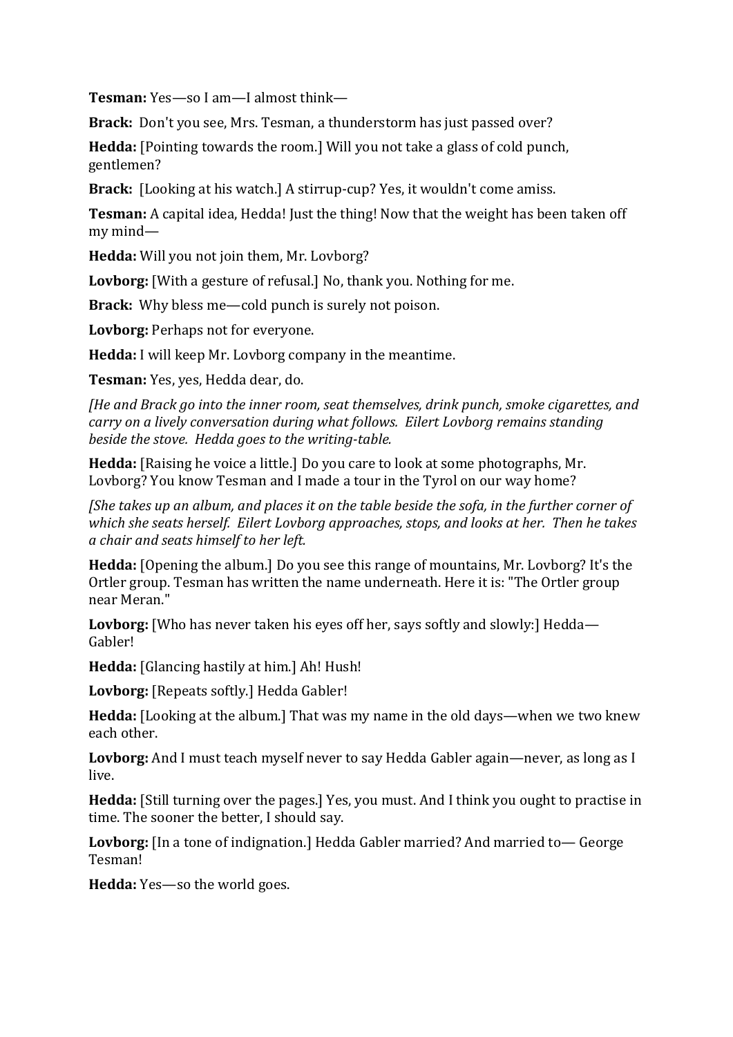**Tesman:** Yes—so I am—I almost think—

**Brack:** Don't you see, Mrs. Tesman, a thunderstorm has just passed over?

**Hedda:** [Pointing towards the room.] Will you not take a glass of cold punch, gentlemen?

**Brack:** [Looking at his watch.] A stirrup-cup? Yes, it wouldn't come amiss.

**Tesman:** A capital idea, Hedda! Just the thing! Now that the weight has been taken off my mind—

**Hedda:** Will you not join them, Mr. Lovborg?

**Lovborg:** [With a gesture of refusal.] No, thank you. Nothing for me.

**Brack:** Why bless me—cold punch is surely not poison.

**Lovborg:** Perhaps not for everyone.

**Hedda:** I will keep Mr. Lovborg company in the meantime.

**Tesman:** Yes, yes, Hedda dear, do.

*[He and Brack go into the inner room, seat themselves, drink punch, smoke cigarettes, and carry on a lively conversation during what follows. Eilert Lovborg remains standing beside the stove. Hedda goes to the writing-table.*

**Hedda:** [Raising he voice a little.] Do you care to look at some photographs, Mr. Lovborg? You know Tesman and I made a tour in the Tyrol on our way home?

*[She takes up an album, and places it on the table beside the sofa, in the further corner of which she seats herself. Eilert Lovborg approaches, stops, and looks at her. Then he takes a chair and seats himself to her left.*

**Hedda:** [Opening the album.] Do you see this range of mountains, Mr. Lovborg? It's the Ortler group. Tesman has written the name underneath. Here it is: "The Ortler group near Meran."

**Lovborg:** [Who has never taken his eyes off her, says softly and slowly:] Hedda—Gabler!

**Hedda:** [Glancing hastily at him.] Ah! Hush!

**Lovborg:** [Repeats softly.] Hedda Gabler!

**Hedda:** [Looking at the album.] That was my name in the old days—when we two knew each other.

**Lovborg:** And I must teach myself never to say Hedda Gabler again—never, as long as I live.

**Hedda:** [Still turning over the pages.] Yes, you must. And I think you ought to practise in time. The sooner the better, I should say.

**Lovborg:** [In a tone of indignation.] Hedda Gabler married? And married to— George Tesman!

**Hedda:** Yes—so the world goes.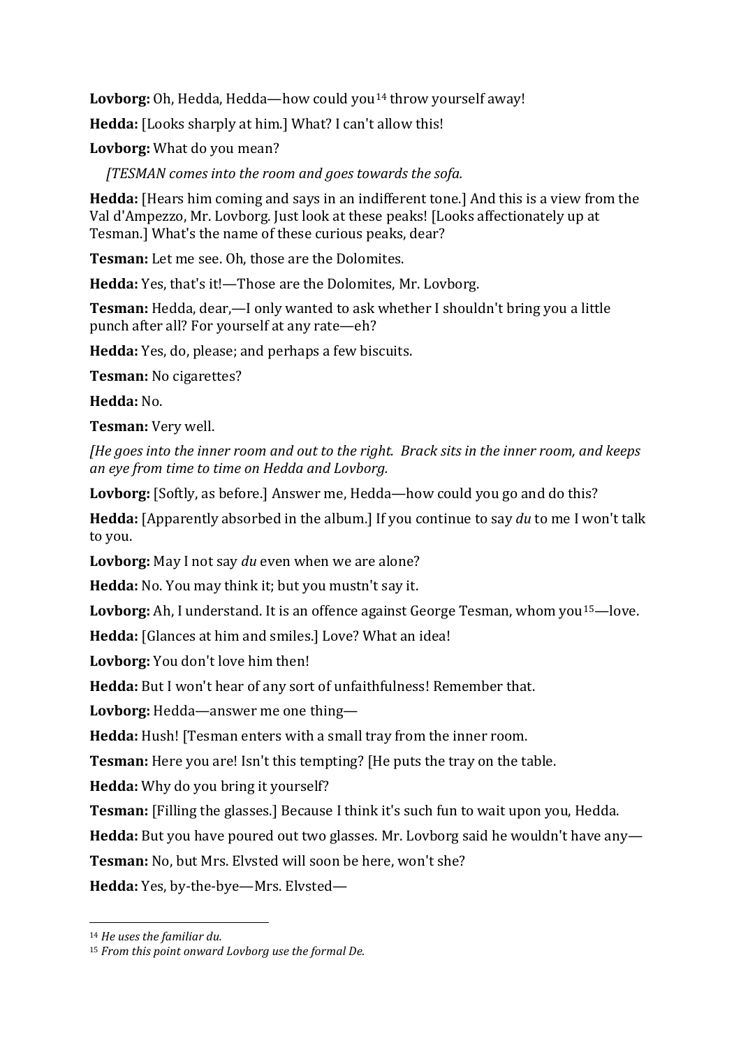**Lovborg:** Oh, Hedda, Hedda—how could you[14] throw yourself away!

**Hedda:** [Looks sharply at him.] What? I can't allow this!

**Lovborg:** What do you mean?

*[TESMAN comes into the room and goes towards the sofa.*

**Hedda:** [Hears him coming and says in an indifferent tone.] And this is a view from the Val d'Ampezzo, Mr. Lovborg. Just look at these peaks! [Looks affectionately up at Tesman.] What's the name of these curious peaks, dear?

**Tesman:** Let me see. Oh, those are the Dolomites.

**Hedda:** Yes, that's it!—Those are the Dolomites, Mr. Lovborg.

**Tesman:** Hedda, dear,—I only wanted to ask whether I shouldn't bring you a little punch after all? For yourself at any rate—eh?

**Hedda:** Yes, do, please; and perhaps a few biscuits.

**Tesman:** No cigarettes?

**Hedda:** No.

**Tesman:** Very well.

*[He goes into the inner room and out to the right. Brack sits in the inner room, and keeps an eye from time to time on Hedda and Lovborg.*

**Lovborg:** [Softly, as before.] Answer me, Hedda—how could you go and do this?

**Hedda:** [Apparently absorbed in the album.] If you continue to say *du* to me I won't talk to you.

**Lovborg:** May I not say *du* even when we are alone?

**Hedda:** No. You may think it; but you mustn't say it.

**Lovborg:** Ah, I understand. It is an offence against George Tesman, whom you[15]—love.

**Hedda:** [Glances at him and smiles.] Love? What an idea!

**Lovborg:** You don't love him then!

**Hedda:** But I won't hear of any sort of unfaithfulness! Remember that.

**Lovborg:** Hedda—answer me one thing—

**Hedda:** Hush! [Tesman enters with a small tray from the inner room.

**Tesman:** Here you are! Isn't this tempting? [He puts the tray on the table.

**Hedda:** Why do you bring it yourself?

**Tesman:** [Filling the glasses.] Because I think it's such fun to wait upon you, Hedda.

**Hedda:** But you have poured out two glasses. Mr. Lovborg said he wouldn't have any—

**Tesman:** No, but Mrs. Elvsted will soon be here, won't she?

**Hedda:** Yes, by-the-bye—Mrs. Elvsted—

---

[14] *He uses the familiar du.*

[15] *From this point onward Lovborg use the formal De.*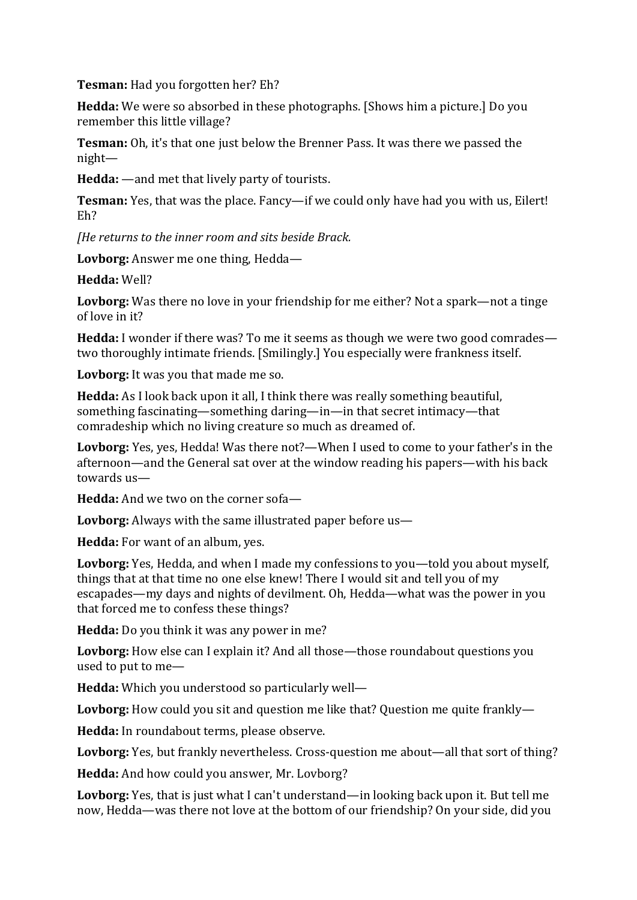**Tesman:** Had you forgotten her? Eh?

**Hedda:** We were so absorbed in these photographs. [Shows him a picture.] Do you remember this little village?

**Tesman:** Oh, it's that one just below the Brenner Pass. It was there we passed the night—

**Hedda:** —and met that lively party of tourists.

**Tesman:** Yes, that was the place. Fancy—if we could only have had you with us, Eilert! Eh?

*[He returns to the inner room and sits beside Brack.*

**Lovborg:** Answer me one thing, Hedda—

**Hedda:** Well?

**Lovborg:** Was there no love in your friendship for me either? Not a spark—not a tinge of love in it?

**Hedda:** I wonder if there was? To me it seems as though we were two good comrades—two thoroughly intimate friends. [Smilingly.] You especially were frankness itself.

**Lovborg:** It was you that made me so.

**Hedda:** As I look back upon it all, I think there was really something beautiful, something fascinating—something daring—in—in that secret intimacy—that comradeship which no living creature so much as dreamed of.

**Lovborg:** Yes, yes, Hedda! Was there not?—When I used to come to your father's in the afternoon—and the General sat over at the window reading his papers—with his back towards us—

**Hedda:** And we two on the corner sofa—

**Lovborg:** Always with the same illustrated paper before us—

**Hedda:** For want of an album, yes.

**Lovborg:** Yes, Hedda, and when I made my confessions to you—told you about myself, things that at that time no one else knew! There I would sit and tell you of my escapades—my days and nights of devilment. Oh, Hedda—what was the power in you that forced me to confess these things?

**Hedda:** Do you think it was any power in me?

**Lovborg:** How else can I explain it? And all those—those roundabout questions you used to put to me—

**Hedda:** Which you understood so particularly well—

**Lovborg:** How could you sit and question me like that? Question me quite frankly—

**Hedda:** In roundabout terms, please observe.

**Lovborg:** Yes, but frankly nevertheless. Cross-question me about—all that sort of thing?

**Hedda:** And how could you answer, Mr. Lovborg?

**Lovborg:** Yes, that is just what I can't understand—in looking back upon it. But tell me now, Hedda—was there not love at the bottom of our friendship? On your side, did you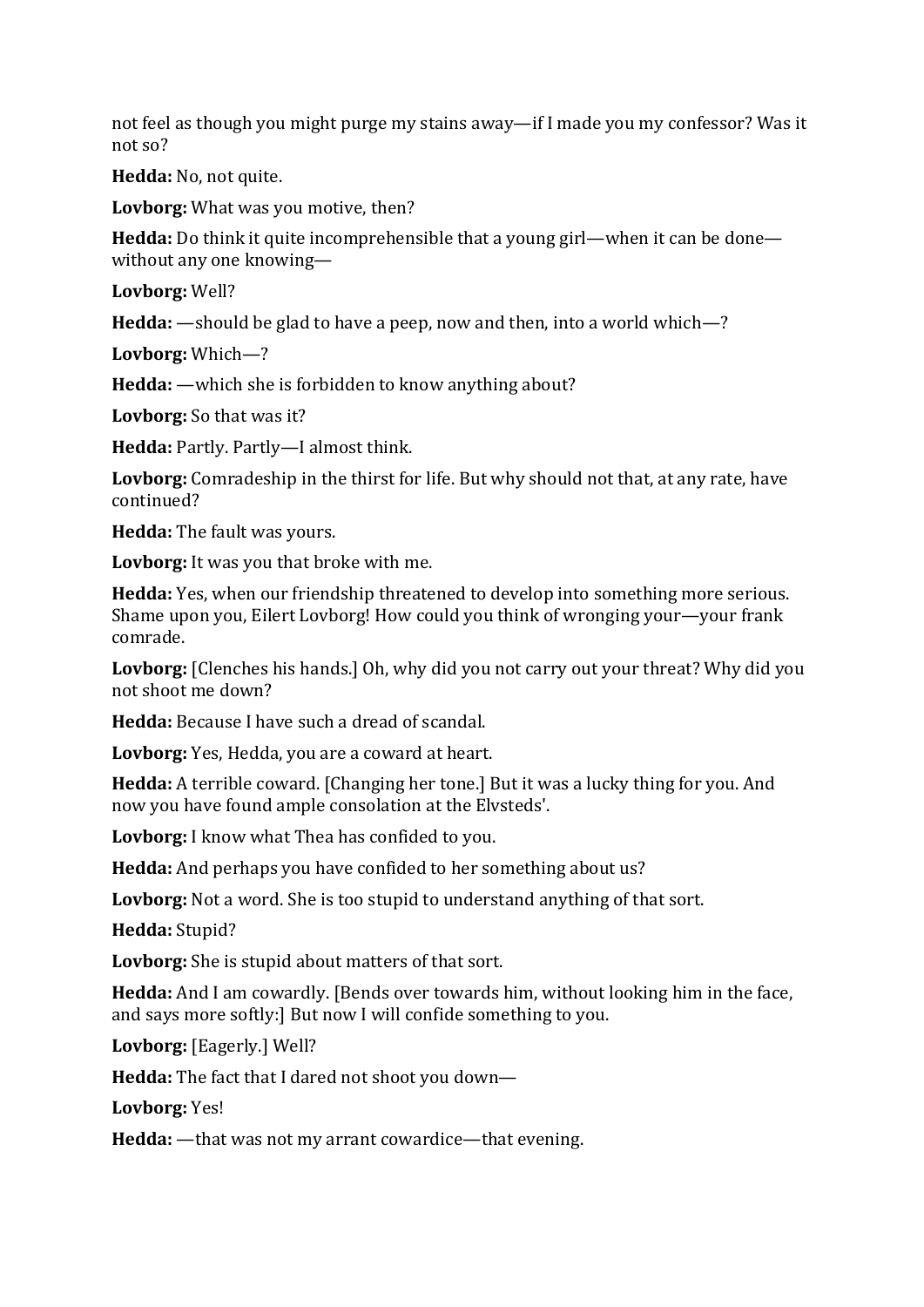not feel as though you might purge my stains away—if I made you my confessor? Was it not so?

**Hedda:** No, not quite.

**Lovborg:** What was you motive, then?

**Hedda:** Do think it quite incomprehensible that a young girl—when it can be done—without any one knowing—

**Lovborg:** Well?

**Hedda:** —should be glad to have a peep, now and then, into a world which—?

**Lovborg:** Which—?

**Hedda:** —which she is forbidden to know anything about?

**Lovborg:** So that was it?

**Hedda:** Partly. Partly—I almost think.

**Lovborg:** Comradeship in the thirst for life. But why should not that, at any rate, have continued?

**Hedda:** The fault was yours.

**Lovborg:** It was you that broke with me.

**Hedda:** Yes, when our friendship threatened to develop into something more serious. Shame upon you, Eilert Lovborg! How could you think of wronging your—your frank comrade.

**Lovborg:** [Clenches his hands.] Oh, why did you not carry out your threat? Why did you not shoot me down?

**Hedda:** Because I have such a dread of scandal.

**Lovborg:** Yes, Hedda, you are a coward at heart.

**Hedda:** A terrible coward. [Changing her tone.] But it was a lucky thing for you. And now you have found ample consolation at the Elvsteds'.

**Lovborg:** I know what Thea has confided to you.

**Hedda:** And perhaps you have confided to her something about us?

**Lovborg:** Not a word. She is too stupid to understand anything of that sort.

**Hedda:** Stupid?

**Lovborg:** She is stupid about matters of that sort.

**Hedda:** And I am cowardly. [Bends over towards him, without looking him in the face, and says more softly:] But now I will confide something to you.

**Lovborg:** [Eagerly.] Well?

**Hedda:** The fact that I dared not shoot you down—

**Lovborg:** Yes!

**Hedda:** —that was not my arrant cowardice—that evening.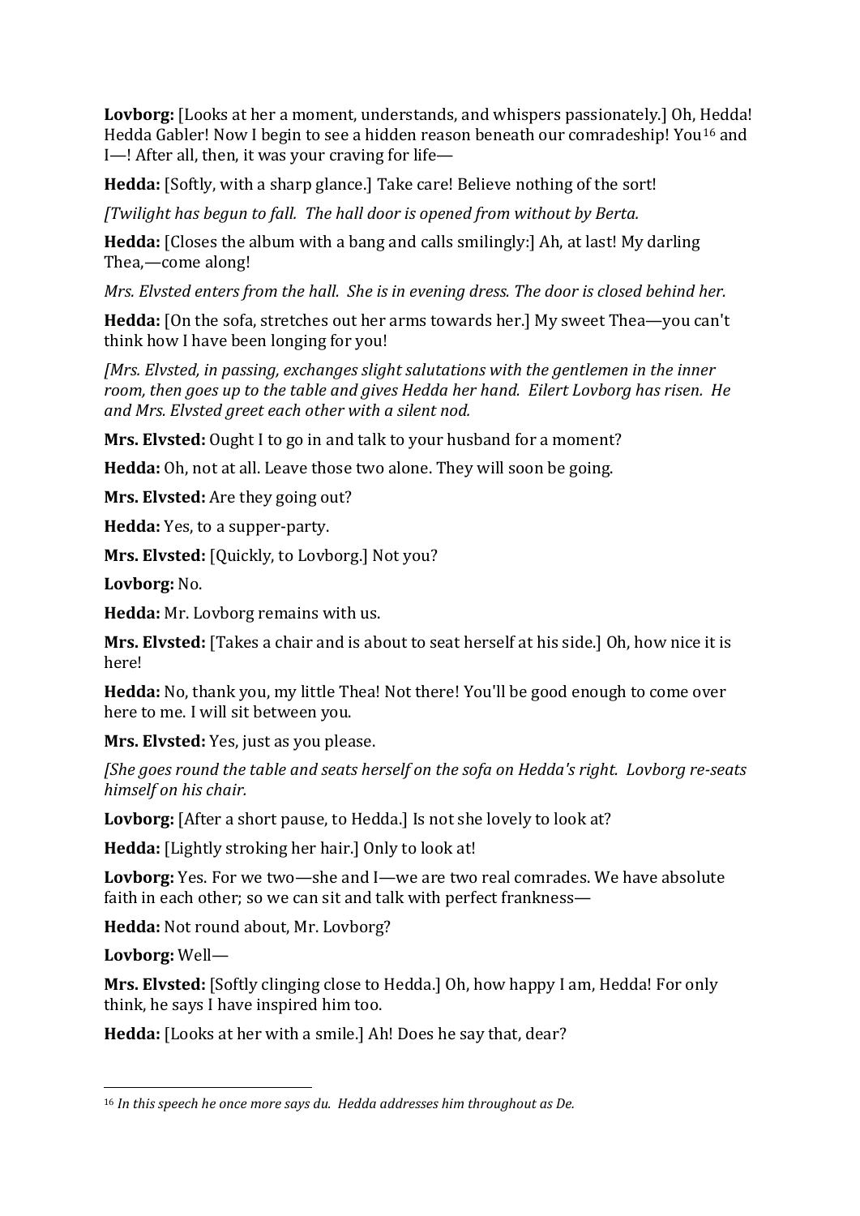**Lovborg:** [Looks at her a moment, understands, and whispers passionately.] Oh, Hedda! Hedda Gabler! Now I begin to see a hidden reason beneath our comradeship! You[16] and I—! After all, then, it was your craving for life—

**Hedda:** [Softly, with a sharp glance.] Take care! Believe nothing of the sort!

*[Twilight has begun to fall. The hall door is opened from without by Berta.*

**Hedda:** [Closes the album with a bang and calls smilingly:] Ah, at last! My darling Thea,—come along!

*Mrs. Elvsted enters from the hall. She is in evening dress. The door is closed behind her.*

**Hedda:** [On the sofa, stretches out her arms towards her.] My sweet Thea—you can't think how I have been longing for you!

*[Mrs. Elvsted, in passing, exchanges slight salutations with the gentlemen in the inner room, then goes up to the table and gives Hedda her hand. Eilert Lovborg has risen. He and Mrs. Elvsted greet each other with a silent nod.*

**Mrs. Elvsted:** Ought I to go in and talk to your husband for a moment?

**Hedda:** Oh, not at all. Leave those two alone. They will soon be going.

**Mrs. Elvsted:** Are they going out?

**Hedda:** Yes, to a supper-party.

**Mrs. Elvsted:** [Quickly, to Lovborg.] Not you?

**Lovborg:** No.

**Hedda:** Mr. Lovborg remains with us.

**Mrs. Elvsted:** [Takes a chair and is about to seat herself at his side.] Oh, how nice it is here!

**Hedda:** No, thank you, my little Thea! Not there! You'll be good enough to come over here to me. I will sit between you.

**Mrs. Elvsted:** Yes, just as you please.

*[She goes round the table and seats herself on the sofa on Hedda's right. Lovborg re-seats himself on his chair.*

**Lovborg:** [After a short pause, to Hedda.] Is not she lovely to look at?

**Hedda:** [Lightly stroking her hair.] Only to look at!

**Lovborg:** Yes. For we two—she and I—we are two real comrades. We have absolute faith in each other; so we can sit and talk with perfect frankness—

**Hedda:** Not round about, Mr. Lovborg?

**Lovborg:** Well—

**Mrs. Elvsted:** [Softly clinging close to Hedda.] Oh, how happy I am, Hedda! For only think, he says I have inspired him too.

**Hedda:** [Looks at her with a smile.] Ah! Does he say that, dear?

---

[16] *In this speech he once more says du. Hedda addresses him throughout as De.*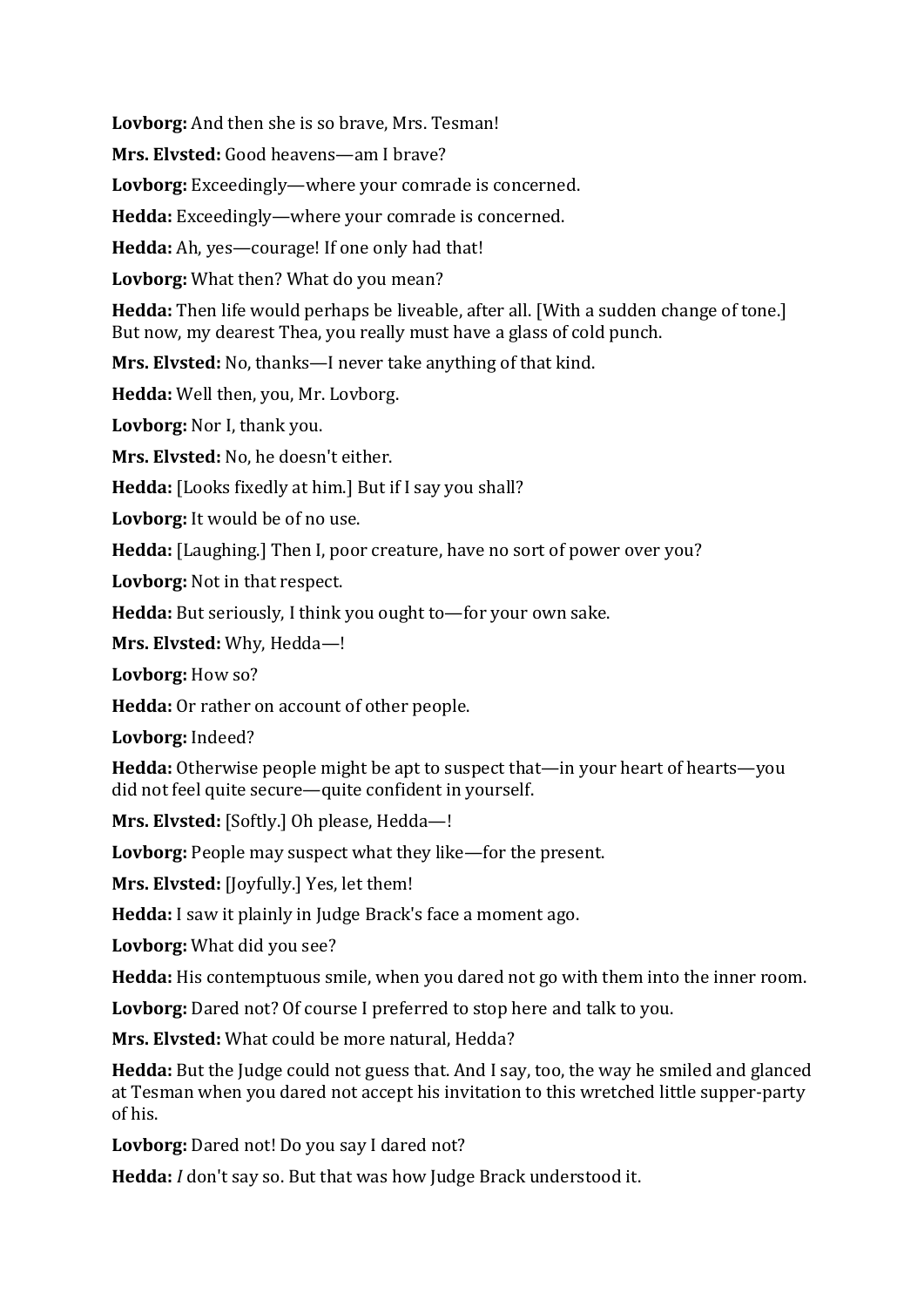**Lovborg:** And then she is so brave, Mrs. Tesman!

**Mrs. Elvsted:** Good heavens—am I brave?

**Lovborg:** Exceedingly—where your comrade is concerned.

**Hedda:** Exceedingly—where your comrade is concerned.

**Hedda:** Ah, yes—courage! If one only had that!

**Lovborg:** What then? What do you mean?

**Hedda:** Then life would perhaps be liveable, after all. [With a sudden change of tone.] But now, my dearest Thea, you really must have a glass of cold punch.

**Mrs. Elvsted:** No, thanks—I never take anything of that kind.

**Hedda:** Well then, you, Mr. Lovborg.

**Lovborg:** Nor I, thank you.

**Mrs. Elvsted:** No, he doesn't either.

**Hedda:** [Looks fixedly at him.] But if I say you shall?

**Lovborg:** It would be of no use.

**Hedda:** [Laughing.] Then I, poor creature, have no sort of power over you?

**Lovborg:** Not in that respect.

**Hedda:** But seriously, I think you ought to—for your own sake.

**Mrs. Elvsted:** Why, Hedda—!

**Lovborg:** How so?

**Hedda:** Or rather on account of other people.

**Lovborg:** Indeed?

**Hedda:** Otherwise people might be apt to suspect that—in your heart of hearts—you did not feel quite secure—quite confident in yourself.

**Mrs. Elvsted:** [Softly.] Oh please, Hedda—!

**Lovborg:** People may suspect what they like—for the present.

**Mrs. Elvsted:** [Joyfully.] Yes, let them!

**Hedda:** I saw it plainly in Judge Brack's face a moment ago.

**Lovborg:** What did you see?

**Hedda:** His contemptuous smile, when you dared not go with them into the inner room.

**Lovborg:** Dared not? Of course I preferred to stop here and talk to you.

**Mrs. Elvsted:** What could be more natural, Hedda?

**Hedda:** But the Judge could not guess that. And I say, too, the way he smiled and glanced at Tesman when you dared not accept his invitation to this wretched little supper-party of his.

**Lovborg:** Dared not! Do you say I dared not?

**Hedda:** *I* don't say so. But that was how Judge Brack understood it.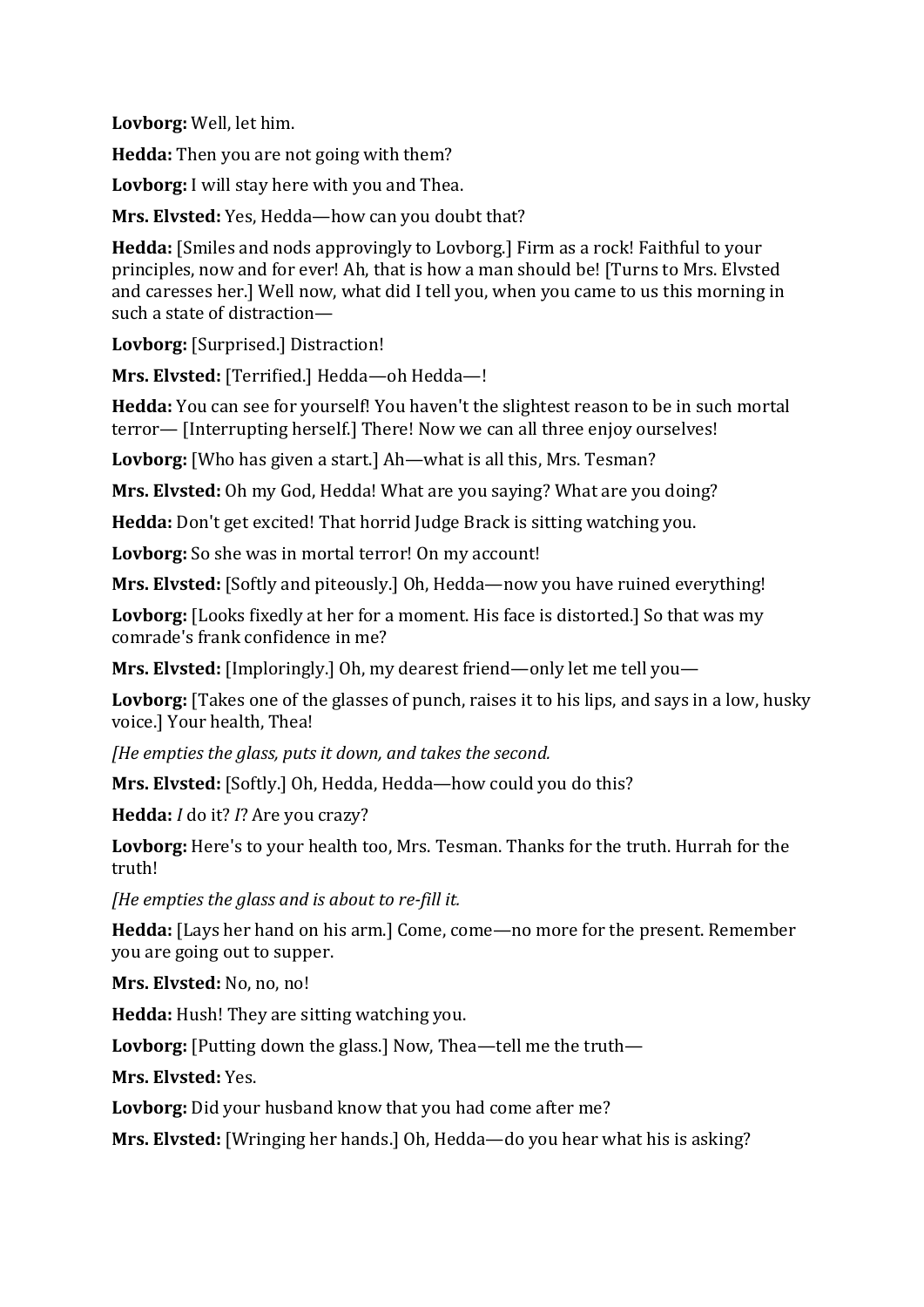**Lovborg:** Well, let him.

**Hedda:** Then you are not going with them?

**Lovborg:** I will stay here with you and Thea.

**Mrs. Elvsted:** Yes, Hedda—how can you doubt that?

**Hedda:** [Smiles and nods approvingly to Lovborg.] Firm as a rock! Faithful to your principles, now and for ever! Ah, that is how a man should be! [Turns to Mrs. Elvsted and caresses her.] Well now, what did I tell you, when you came to us this morning in such a state of distraction—

**Lovborg:** [Surprised.] Distraction!

**Mrs. Elvsted:** [Terrified.] Hedda—oh Hedda—!

**Hedda:** You can see for yourself! You haven't the slightest reason to be in such mortal terror— [Interrupting herself.] There! Now we can all three enjoy ourselves!

**Lovborg:** [Who has given a start.] Ah—what is all this, Mrs. Tesman?

**Mrs. Elvsted:** Oh my God, Hedda! What are you saying? What are you doing?

**Hedda:** Don't get excited! That horrid Judge Brack is sitting watching you.

**Lovborg:** So she was in mortal terror! On my account!

**Mrs. Elvsted:** [Softly and piteously.] Oh, Hedda—now you have ruined everything!

**Lovborg:** [Looks fixedly at her for a moment. His face is distorted.] So that was my comrade's frank confidence in me?

**Mrs. Elvsted:** [Imploringly.] Oh, my dearest friend—only let me tell you—

**Lovborg:** [Takes one of the glasses of punch, raises it to his lips, and says in a low, husky voice.] Your health, Thea!

*[He empties the glass, puts it down, and takes the second.*

**Mrs. Elvsted:** [Softly.] Oh, Hedda, Hedda—how could you do this?

**Hedda:** *I* do it? *I*? Are you crazy?

**Lovborg:** Here's to your health too, Mrs. Tesman. Thanks for the truth. Hurrah for the truth!

*[He empties the glass and is about to re-fill it.*

**Hedda:** [Lays her hand on his arm.] Come, come—no more for the present. Remember you are going out to supper.

**Mrs. Elvsted:** No, no, no!

**Hedda:** Hush! They are sitting watching you.

**Lovborg:** [Putting down the glass.] Now, Thea—tell me the truth—

**Mrs. Elvsted:** Yes.

**Lovborg:** Did your husband know that you had come after me?

**Mrs. Elvsted:** [Wringing her hands.] Oh, Hedda—do you hear what his is asking?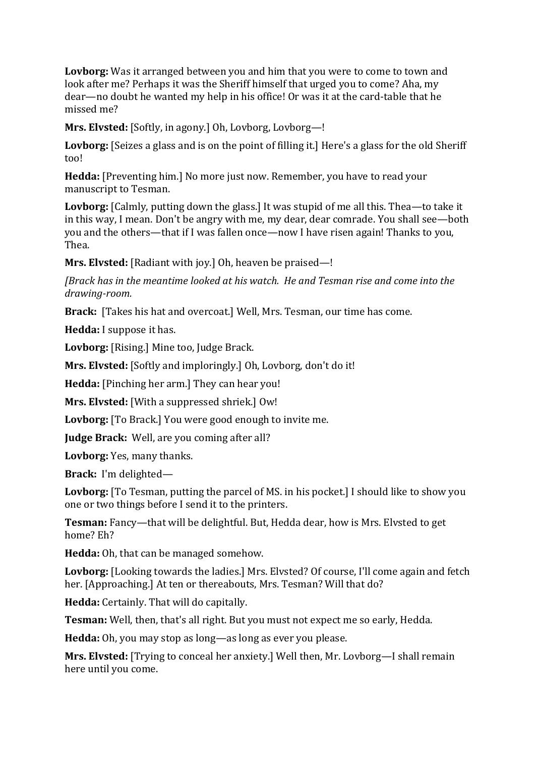**Lovborg:** Was it arranged between you and him that you were to come to town and look after me? Perhaps it was the Sheriff himself that urged you to come? Aha, my dear—no doubt he wanted my help in his office! Or was it at the card-table that he missed me?

**Mrs. Elvsted:** [Softly, in agony.] Oh, Lovborg, Lovborg—!

**Lovborg:** [Seizes a glass and is on the point of filling it.] Here's a glass for the old Sheriff too!

**Hedda:** [Preventing him.] No more just now. Remember, you have to read your manuscript to Tesman.

**Lovborg:** [Calmly, putting down the glass.] It was stupid of me all this. Thea—to take it in this way, I mean. Don't be angry with me, my dear, dear comrade. You shall see—both you and the others—that if I was fallen once—now I have risen again! Thanks to you, Thea.

**Mrs. Elvsted:** [Radiant with joy.] Oh, heaven be praised—!

*[Brack has in the meantime looked at his watch. He and Tesman rise and come into the drawing-room.*

**Brack:** [Takes his hat and overcoat.] Well, Mrs. Tesman, our time has come.

**Hedda:** I suppose it has.

**Lovborg:** [Rising.] Mine too, Judge Brack.

**Mrs. Elvsted:** [Softly and imploringly.] Oh, Lovborg, don't do it!

**Hedda:** [Pinching her arm.] They can hear you!

**Mrs. Elvsted:** [With a suppressed shriek.] Ow!

**Lovborg:** [To Brack.] You were good enough to invite me.

**Judge Brack:** Well, are you coming after all?

**Lovborg:** Yes, many thanks.

**Brack:** I'm delighted—

**Lovborg:** [To Tesman, putting the parcel of MS. in his pocket.] I should like to show you one or two things before I send it to the printers.

**Tesman:** Fancy—that will be delightful. But, Hedda dear, how is Mrs. Elvsted to get home? Eh?

**Hedda:** Oh, that can be managed somehow.

**Lovborg:** [Looking towards the ladies.] Mrs. Elvsted? Of course, I'll come again and fetch her. [Approaching.] At ten or thereabouts, Mrs. Tesman? Will that do?

**Hedda:** Certainly. That will do capitally.

**Tesman:** Well, then, that's all right. But you must not expect me so early, Hedda.

**Hedda:** Oh, you may stop as long—as long as ever you please.

**Mrs. Elvsted:** [Trying to conceal her anxiety.] Well then, Mr. Lovborg—I shall remain here until you come.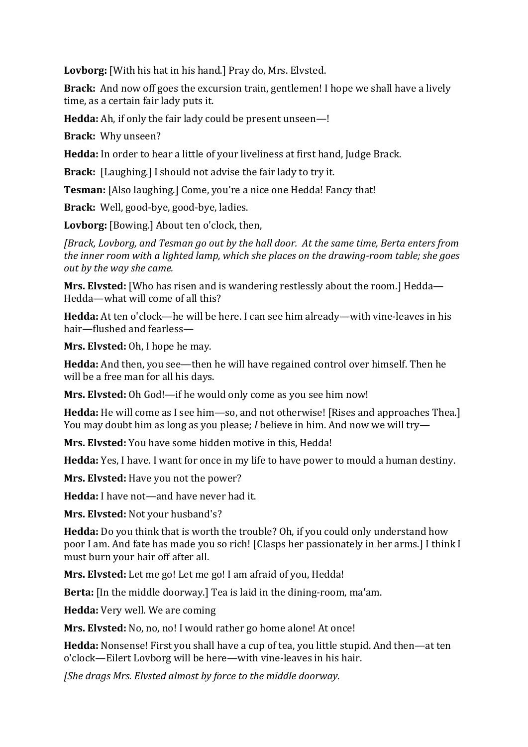**Lovborg:** [With his hat in his hand.] Pray do, Mrs. Elvsted.

**Brack:** And now off goes the excursion train, gentlemen! I hope we shall have a lively time, as a certain fair lady puts it.

**Hedda:** Ah, if only the fair lady could be present unseen—!

**Brack:** Why unseen?

**Hedda:** In order to hear a little of your liveliness at first hand, Judge Brack.

**Brack:** [Laughing.] I should not advise the fair lady to try it.

**Tesman:** [Also laughing.] Come, you're a nice one Hedda! Fancy that!

**Brack:** Well, good-bye, good-bye, ladies.

**Lovborg:** [Bowing.] About ten o'clock, then,

*[Brack, Lovborg, and Tesman go out by the hall door. At the same time, Berta enters from the inner room with a lighted lamp, which she places on the drawing-room table; she goes out by the way she came.*

**Mrs. Elvsted:** [Who has risen and is wandering restlessly about the room.] Hedda—Hedda—what will come of all this?

**Hedda:** At ten o'clock—he will be here. I can see him already—with vine-leaves in his hair—flushed and fearless—

**Mrs. Elvsted:** Oh, I hope he may.

**Hedda:** And then, you see—then he will have regained control over himself. Then he will be a free man for all his days.

**Mrs. Elvsted:** Oh God!—if he would only come as you see him now!

**Hedda:** He will come as I see him—so, and not otherwise! [Rises and approaches Thea.] You may doubt him as long as you please; *I* believe in him. And now we will try—

**Mrs. Elvsted:** You have some hidden motive in this, Hedda!

**Hedda:** Yes, I have. I want for once in my life to have power to mould a human destiny.

**Mrs. Elvsted:** Have you not the power?

**Hedda:** I have not—and have never had it.

**Mrs. Elvsted:** Not your husband's?

**Hedda:** Do you think that is worth the trouble? Oh, if you could only understand how poor I am. And fate has made you so rich! [Clasps her passionately in her arms.] I think I must burn your hair off after all.

**Mrs. Elvsted:** Let me go! Let me go! I am afraid of you, Hedda!

**Berta:** [In the middle doorway.] Tea is laid in the dining-room, ma'am.

**Hedda:** Very well. We are coming

**Mrs. Elvsted:** No, no, no! I would rather go home alone! At once!

**Hedda:** Nonsense! First you shall have a cup of tea, you little stupid. And then—at ten o'clock—Eilert Lovborg will be here—with vine-leaves in his hair.

*[She drags Mrs. Elvsted almost by force to the middle doorway.*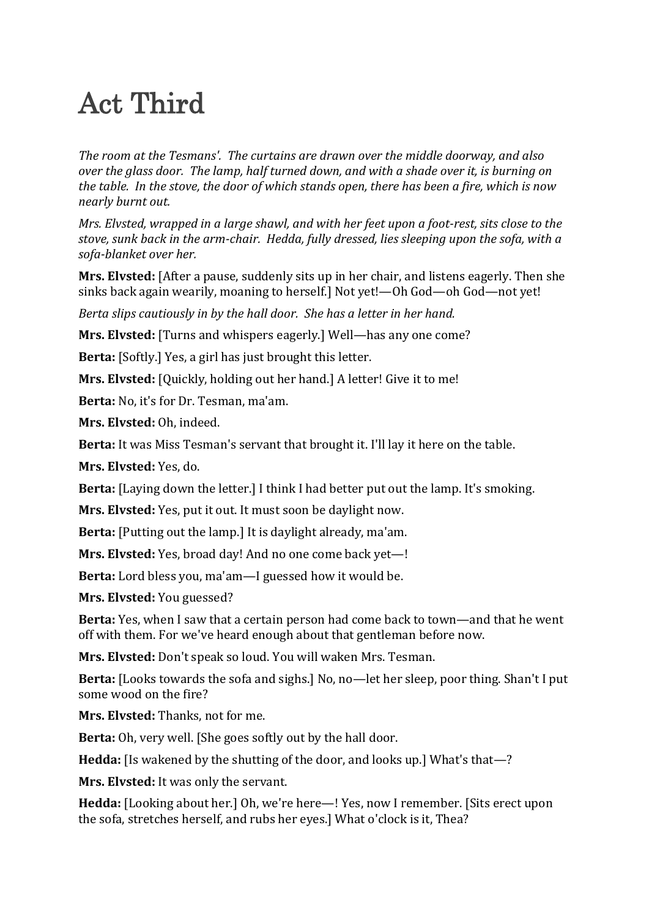# Act Third

*The room at the Tesmans'. The curtains are drawn over the middle doorway, and also over the glass door. The lamp, half turned down, and with a shade over it, is burning on the table. In the stove, the door of which stands open, there has been a fire, which is now nearly burnt out.*

*Mrs. Elvsted, wrapped in a large shawl, and with her feet upon a foot-rest, sits close to the stove, sunk back in the arm-chair. Hedda, fully dressed, lies sleeping upon the sofa, with a sofa-blanket over her.*

**Mrs. Elvsted:** [After a pause, suddenly sits up in her chair, and listens eagerly. Then she sinks back again wearily, moaning to herself.] Not yet!—Oh God—oh God—not yet!

*Berta slips cautiously in by the hall door. She has a letter in her hand.*

**Mrs. Elvsted:** [Turns and whispers eagerly.] Well—has any one come?

**Berta:** [Softly.] Yes, a girl has just brought this letter.

**Mrs. Elvsted:** [Quickly, holding out her hand.] A letter! Give it to me!

**Berta:** No, it's for Dr. Tesman, ma'am.

**Mrs. Elvsted:** Oh, indeed.

**Berta:** It was Miss Tesman's servant that brought it. I'll lay it here on the table.

**Mrs. Elvsted:** Yes, do.

**Berta:** [Laying down the letter.] I think I had better put out the lamp. It's smoking.

**Mrs. Elvsted:** Yes, put it out. It must soon be daylight now.

**Berta:** [Putting out the lamp.] It is daylight already, ma'am.

**Mrs. Elvsted:** Yes, broad day! And no one come back yet—!

**Berta:** Lord bless you, ma'am—I guessed how it would be.

**Mrs. Elvsted:** You guessed?

**Berta:** Yes, when I saw that a certain person had come back to town—and that he went off with them. For we've heard enough about that gentleman before now.

**Mrs. Elvsted:** Don't speak so loud. You will waken Mrs. Tesman.

**Berta:** [Looks towards the sofa and sighs.] No, no—let her sleep, poor thing. Shan't I put some wood on the fire?

**Mrs. Elvsted:** Thanks, not for me.

**Berta:** Oh, very well. [She goes softly out by the hall door.

**Hedda:** [Is wakened by the shutting of the door, and looks up.] What's that—?

**Mrs. Elvsted:** It was only the servant.

**Hedda:** [Looking about her.] Oh, we're here—! Yes, now I remember. [Sits erect upon the sofa, stretches herself, and rubs her eyes.] What o'clock is it, Thea?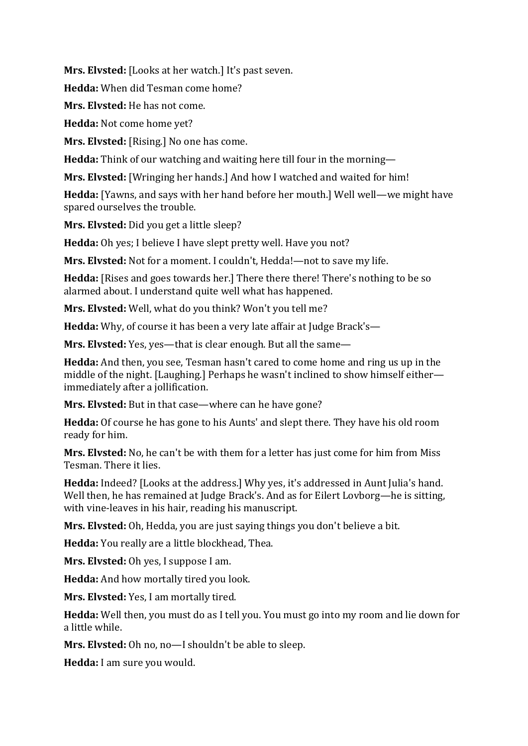**Mrs. Elvsted:** [Looks at her watch.] It's past seven.

**Hedda:** When did Tesman come home?

**Mrs. Elvsted:** He has not come.

**Hedda:** Not come home yet?

**Mrs. Elvsted:** [Rising.] No one has come.

**Hedda:** Think of our watching and waiting here till four in the morning—

**Mrs. Elvsted:** [Wringing her hands.] And how I watched and waited for him!

**Hedda:** [Yawns, and says with her hand before her mouth.] Well well—we might have spared ourselves the trouble.

**Mrs. Elvsted:** Did you get a little sleep?

**Hedda:** Oh yes; I believe I have slept pretty well. Have you not?

**Mrs. Elvsted:** Not for a moment. I couldn't, Hedda!—not to save my life.

**Hedda:** [Rises and goes towards her.] There there there! There's nothing to be so alarmed about. I understand quite well what has happened.

**Mrs. Elvsted:** Well, what do you think? Won't you tell me?

**Hedda:** Why, of course it has been a very late affair at Judge Brack's—

**Mrs. Elvsted:** Yes, yes—that is clear enough. But all the same—

**Hedda:** And then, you see, Tesman hasn't cared to come home and ring us up in the middle of the night. [Laughing.] Perhaps he wasn't inclined to show himself either—immediately after a jollification.

**Mrs. Elvsted:** But in that case—where can he have gone?

**Hedda:** Of course he has gone to his Aunts' and slept there. They have his old room ready for him.

**Mrs. Elvsted:** No, he can't be with them for a letter has just come for him from Miss Tesman. There it lies.

**Hedda:** Indeed? [Looks at the address.] Why yes, it's addressed in Aunt Julia's hand. Well then, he has remained at Judge Brack's. And as for Eilert Lovborg—he is sitting, with vine-leaves in his hair, reading his manuscript.

**Mrs. Elvsted:** Oh, Hedda, you are just saying things you don't believe a bit.

**Hedda:** You really are a little blockhead, Thea.

**Mrs. Elvsted:** Oh yes, I suppose I am.

**Hedda:** And how mortally tired you look.

**Mrs. Elvsted:** Yes, I am mortally tired.

**Hedda:** Well then, you must do as I tell you. You must go into my room and lie down for a little while.

**Mrs. Elvsted:** Oh no, no—I shouldn't be able to sleep.

**Hedda:** I am sure you would.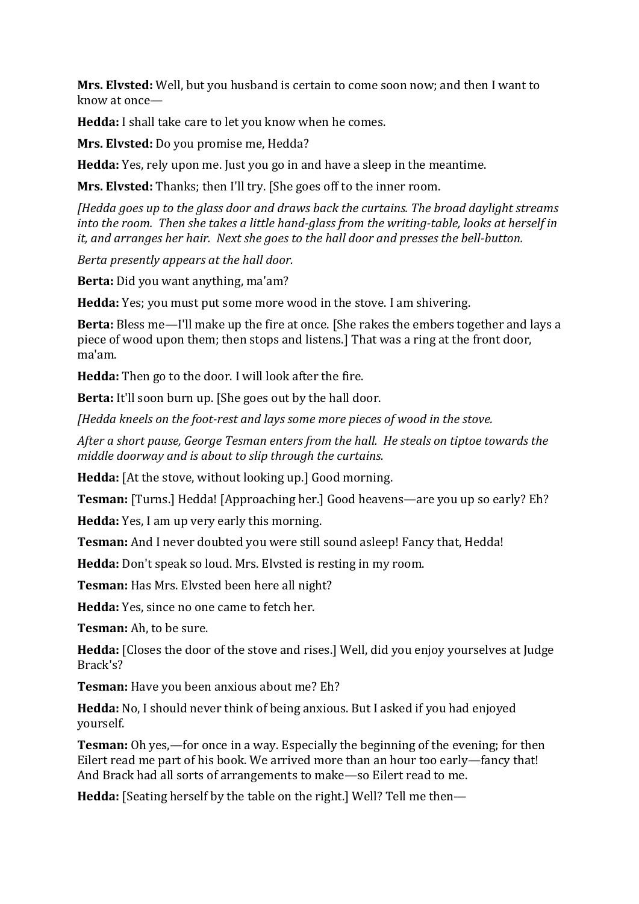**Mrs. Elvsted:** Well, but you husband is certain to come soon now; and then I want to know at once—

**Hedda:** I shall take care to let you know when he comes.

**Mrs. Elvsted:** Do you promise me, Hedda?

**Hedda:** Yes, rely upon me. Just you go in and have a sleep in the meantime.

**Mrs. Elvsted:** Thanks; then I'll try. [She goes off to the inner room.

*[Hedda goes up to the glass door and draws back the curtains. The broad daylight streams into the room. Then she takes a little hand-glass from the writing-table, looks at herself in it, and arranges her hair. Next she goes to the hall door and presses the bell-button.*

*Berta presently appears at the hall door.*

**Berta:** Did you want anything, ma'am?

**Hedda:** Yes; you must put some more wood in the stove. I am shivering.

**Berta:** Bless me—I'll make up the fire at once. [She rakes the embers together and lays a piece of wood upon them; then stops and listens.] That was a ring at the front door, ma'am.

**Hedda:** Then go to the door. I will look after the fire.

**Berta:** It'll soon burn up. [She goes out by the hall door.

*[Hedda kneels on the foot-rest and lays some more pieces of wood in the stove.*

*After a short pause, George Tesman enters from the hall. He steals on tiptoe towards the middle doorway and is about to slip through the curtains.*

**Hedda:** [At the stove, without looking up.] Good morning.

**Tesman:** [Turns.] Hedda! [Approaching her.] Good heavens—are you up so early? Eh?

**Hedda:** Yes, I am up very early this morning.

**Tesman:** And I never doubted you were still sound asleep! Fancy that, Hedda!

**Hedda:** Don't speak so loud. Mrs. Elvsted is resting in my room.

**Tesman:** Has Mrs. Elvsted been here all night?

**Hedda:** Yes, since no one came to fetch her.

**Tesman:** Ah, to be sure.

**Hedda:** [Closes the door of the stove and rises.] Well, did you enjoy yourselves at Judge Brack's?

**Tesman:** Have you been anxious about me? Eh?

**Hedda:** No, I should never think of being anxious. But I asked if you had enjoyed yourself.

**Tesman:** Oh yes,—for once in a way. Especially the beginning of the evening; for then Eilert read me part of his book. We arrived more than an hour too early—fancy that! And Brack had all sorts of arrangements to make—so Eilert read to me.

**Hedda:** [Seating herself by the table on the right.] Well? Tell me then—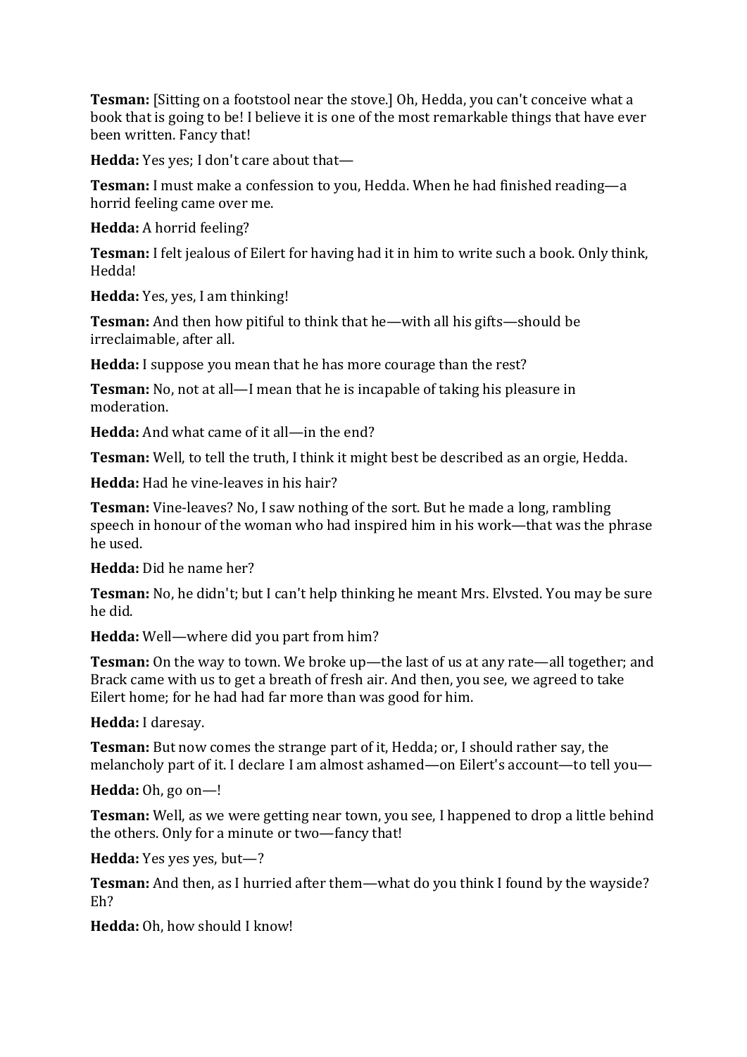**Tesman:** [Sitting on a footstool near the stove.] Oh, Hedda, you can't conceive what a book that is going to be! I believe it is one of the most remarkable things that have ever been written. Fancy that!

**Hedda:** Yes yes; I don't care about that—

**Tesman:** I must make a confession to you, Hedda. When he had finished reading—a horrid feeling came over me.

**Hedda:** A horrid feeling?

**Tesman:** I felt jealous of Eilert for having had it in him to write such a book. Only think, Hedda!

**Hedda:** Yes, yes, I am thinking!

**Tesman:** And then how pitiful to think that he—with all his gifts—should be irreclaimable, after all.

**Hedda:** I suppose you mean that he has more courage than the rest?

**Tesman:** No, not at all—I mean that he is incapable of taking his pleasure in moderation.

**Hedda:** And what came of it all—in the end?

**Tesman:** Well, to tell the truth, I think it might best be described as an orgie, Hedda.

**Hedda:** Had he vine-leaves in his hair?

**Tesman:** Vine-leaves? No, I saw nothing of the sort. But he made a long, rambling speech in honour of the woman who had inspired him in his work—that was the phrase he used.

**Hedda:** Did he name her?

**Tesman:** No, he didn't; but I can't help thinking he meant Mrs. Elvsted. You may be sure he did.

**Hedda:** Well—where did you part from him?

**Tesman:** On the way to town. We broke up—the last of us at any rate—all together; and Brack came with us to get a breath of fresh air. And then, you see, we agreed to take Eilert home; for he had had far more than was good for him.

**Hedda:** I daresay.

**Tesman:** But now comes the strange part of it, Hedda; or, I should rather say, the melancholy part of it. I declare I am almost ashamed—on Eilert's account—to tell you—

**Hedda:** Oh, go on—!

**Tesman:** Well, as we were getting near town, you see, I happened to drop a little behind the others. Only for a minute or two—fancy that!

**Hedda:** Yes yes yes, but—?

**Tesman:** And then, as I hurried after them—what do you think I found by the wayside? Eh?

**Hedda:** Oh, how should I know!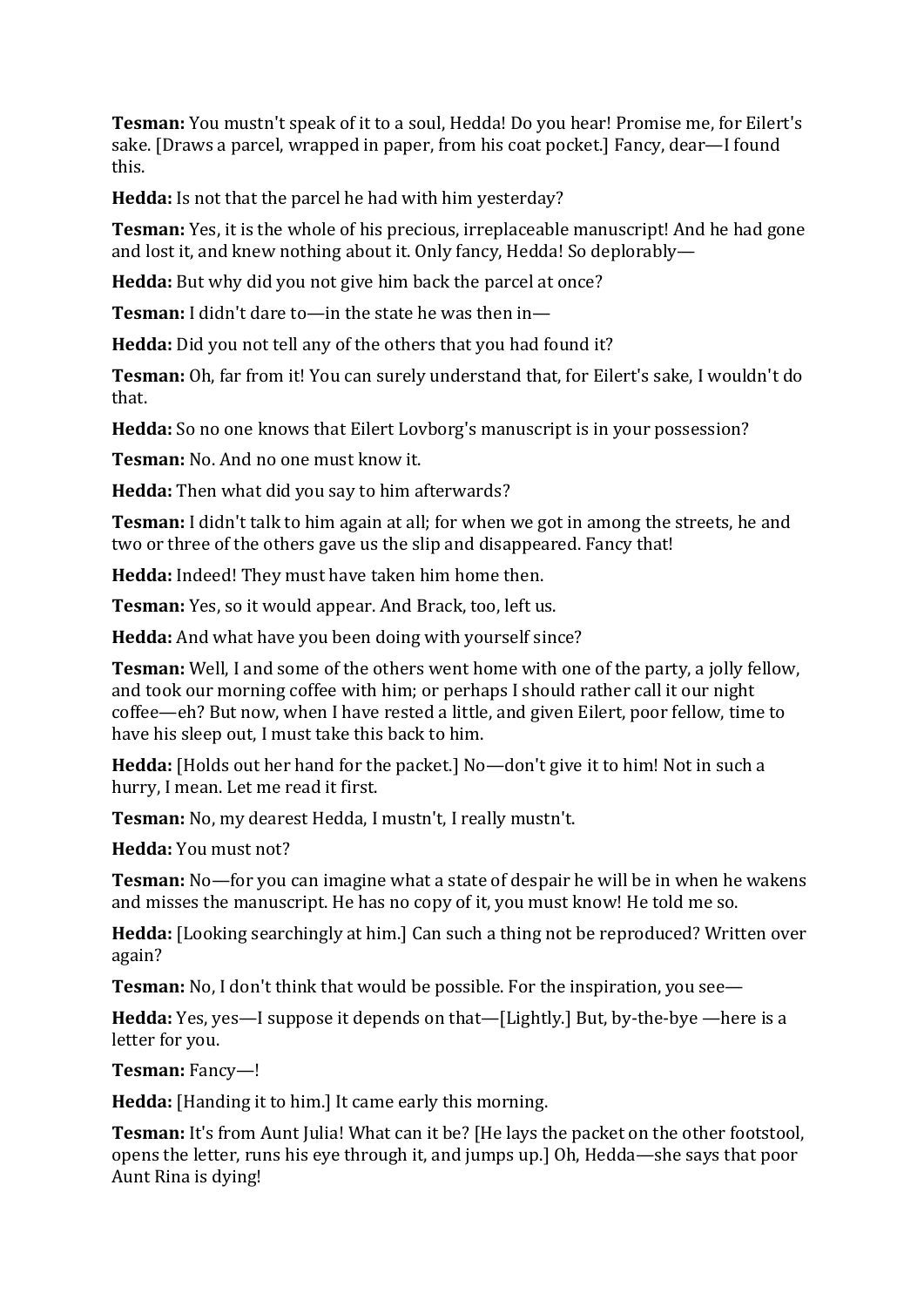**Tesman:** You mustn't speak of it to a soul, Hedda! Do you hear! Promise me, for Eilert's sake. [Draws a parcel, wrapped in paper, from his coat pocket.] Fancy, dear—I found this.

**Hedda:** Is not that the parcel he had with him yesterday?

**Tesman:** Yes, it is the whole of his precious, irreplaceable manuscript! And he had gone and lost it, and knew nothing about it. Only fancy, Hedda! So deplorably—

**Hedda:** But why did you not give him back the parcel at once?

**Tesman:** I didn't dare to—in the state he was then in—

**Hedda:** Did you not tell any of the others that you had found it?

**Tesman:** Oh, far from it! You can surely understand that, for Eilert's sake, I wouldn't do that.

**Hedda:** So no one knows that Eilert Lovborg's manuscript is in your possession?

**Tesman:** No. And no one must know it.

**Hedda:** Then what did you say to him afterwards?

**Tesman:** I didn't talk to him again at all; for when we got in among the streets, he and two or three of the others gave us the slip and disappeared. Fancy that!

**Hedda:** Indeed! They must have taken him home then.

**Tesman:** Yes, so it would appear. And Brack, too, left us.

**Hedda:** And what have you been doing with yourself since?

**Tesman:** Well, I and some of the others went home with one of the party, a jolly fellow, and took our morning coffee with him; or perhaps I should rather call it our night coffee—eh? But now, when I have rested a little, and given Eilert, poor fellow, time to have his sleep out, I must take this back to him.

**Hedda:** [Holds out her hand for the packet.] No—don't give it to him! Not in such a hurry, I mean. Let me read it first.

**Tesman:** No, my dearest Hedda, I mustn't, I really mustn't.

**Hedda:** You must not?

**Tesman:** No—for you can imagine what a state of despair he will be in when he wakens and misses the manuscript. He has no copy of it, you must know! He told me so.

**Hedda:** [Looking searchingly at him.] Can such a thing not be reproduced? Written over again?

**Tesman:** No, I don't think that would be possible. For the inspiration, you see—

**Hedda:** Yes, yes—I suppose it depends on that—[Lightly.] But, by-the-bye —here is a letter for you.

**Tesman:** Fancy—!

**Hedda:** [Handing it to him.] It came early this morning.

**Tesman:** It's from Aunt Julia! What can it be? [He lays the packet on the other footstool, opens the letter, runs his eye through it, and jumps up.] Oh, Hedda—she says that poor Aunt Rina is dying!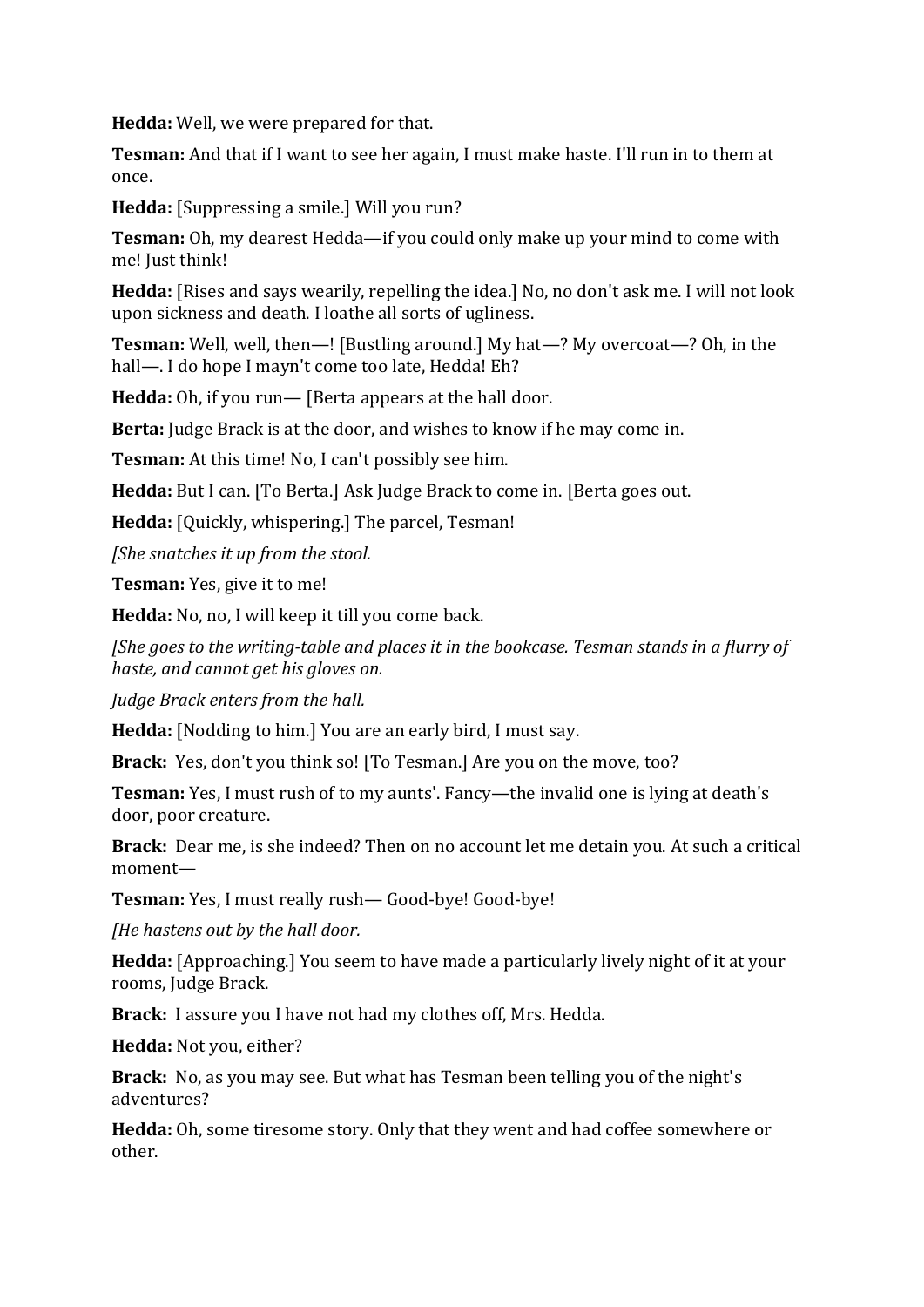**Hedda:** Well, we were prepared for that.

**Tesman:** And that if I want to see her again, I must make haste. I'll run in to them at once.

**Hedda:** [Suppressing a smile.] Will you run?

**Tesman:** Oh, my dearest Hedda—if you could only make up your mind to come with me! Just think!

**Hedda:** [Rises and says wearily, repelling the idea.] No, no don't ask me. I will not look upon sickness and death. I loathe all sorts of ugliness.

**Tesman:** Well, well, then—! [Bustling around.] My hat—? My overcoat—? Oh, in the hall—. I do hope I mayn't come too late, Hedda! Eh?

**Hedda:** Oh, if you run— [Berta appears at the hall door.

**Berta:** Judge Brack is at the door, and wishes to know if he may come in.

**Tesman:** At this time! No, I can't possibly see him.

**Hedda:** But I can. [To Berta.] Ask Judge Brack to come in. [Berta goes out.

**Hedda:** [Quickly, whispering.] The parcel, Tesman!

*[She snatches it up from the stool.*

**Tesman:** Yes, give it to me!

**Hedda:** No, no, I will keep it till you come back.

*[She goes to the writing-table and places it in the bookcase. Tesman stands in a flurry of haste, and cannot get his gloves on.*

*Judge Brack enters from the hall.*

**Hedda:** [Nodding to him.] You are an early bird, I must say.

**Brack:** Yes, don't you think so! [To Tesman.] Are you on the move, too?

**Tesman:** Yes, I must rush of to my aunts'. Fancy—the invalid one is lying at death's door, poor creature.

**Brack:** Dear me, is she indeed? Then on no account let me detain you. At such a critical moment—

**Tesman:** Yes, I must really rush— Good-bye! Good-bye!

*[He hastens out by the hall door.*

**Hedda:** [Approaching.] You seem to have made a particularly lively night of it at your rooms, Judge Brack.

**Brack:** I assure you I have not had my clothes off, Mrs. Hedda.

**Hedda:** Not you, either?

**Brack:** No, as you may see. But what has Tesman been telling you of the night's adventures?

**Hedda:** Oh, some tiresome story. Only that they went and had coffee somewhere or other.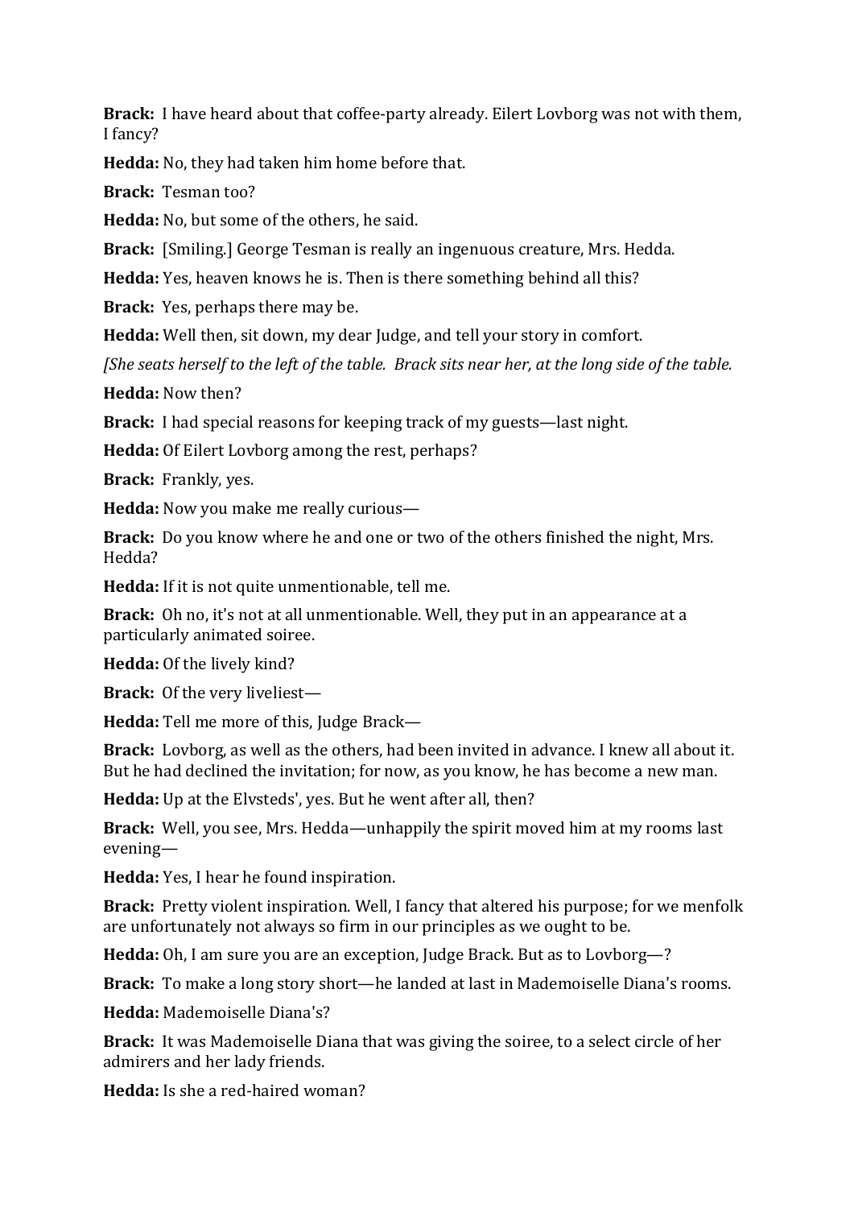**Brack:** I have heard about that coffee-party already. Eilert Lovborg was not with them, I fancy?

**Hedda:** No, they had taken him home before that.

**Brack:** Tesman too?

**Hedda:** No, but some of the others, he said.

**Brack:** [Smiling.] George Tesman is really an ingenuous creature, Mrs. Hedda.

**Hedda:** Yes, heaven knows he is. Then is there something behind all this?

**Brack:** Yes, perhaps there may be.

**Hedda:** Well then, sit down, my dear Judge, and tell your story in comfort.

*[She seats herself to the left of the table. Brack sits near her, at the long side of the table.*

**Hedda:** Now then?

**Brack:** I had special reasons for keeping track of my guests—last night.

**Hedda:** Of Eilert Lovborg among the rest, perhaps?

**Brack:** Frankly, yes.

**Hedda:** Now you make me really curious—

**Brack:** Do you know where he and one or two of the others finished the night, Mrs. Hedda?

**Hedda:** If it is not quite unmentionable, tell me.

**Brack:** Oh no, it's not at all unmentionable. Well, they put in an appearance at a particularly animated soiree.

**Hedda:** Of the lively kind?

**Brack:** Of the very liveliest—

**Hedda:** Tell me more of this, Judge Brack—

**Brack:** Lovborg, as well as the others, had been invited in advance. I knew all about it. But he had declined the invitation; for now, as you know, he has become a new man.

**Hedda:** Up at the Elvsteds', yes. But he went after all, then?

**Brack:** Well, you see, Mrs. Hedda—unhappily the spirit moved him at my rooms last evening—

**Hedda:** Yes, I hear he found inspiration.

**Brack:** Pretty violent inspiration. Well, I fancy that altered his purpose; for we menfolk are unfortunately not always so firm in our principles as we ought to be.

**Hedda:** Oh, I am sure you are an exception, Judge Brack. But as to Lovborg—?

**Brack:** To make a long story short—he landed at last in Mademoiselle Diana's rooms.

**Hedda:** Mademoiselle Diana's?

**Brack:** It was Mademoiselle Diana that was giving the soiree, to a select circle of her admirers and her lady friends.

**Hedda:** Is she a red-haired woman?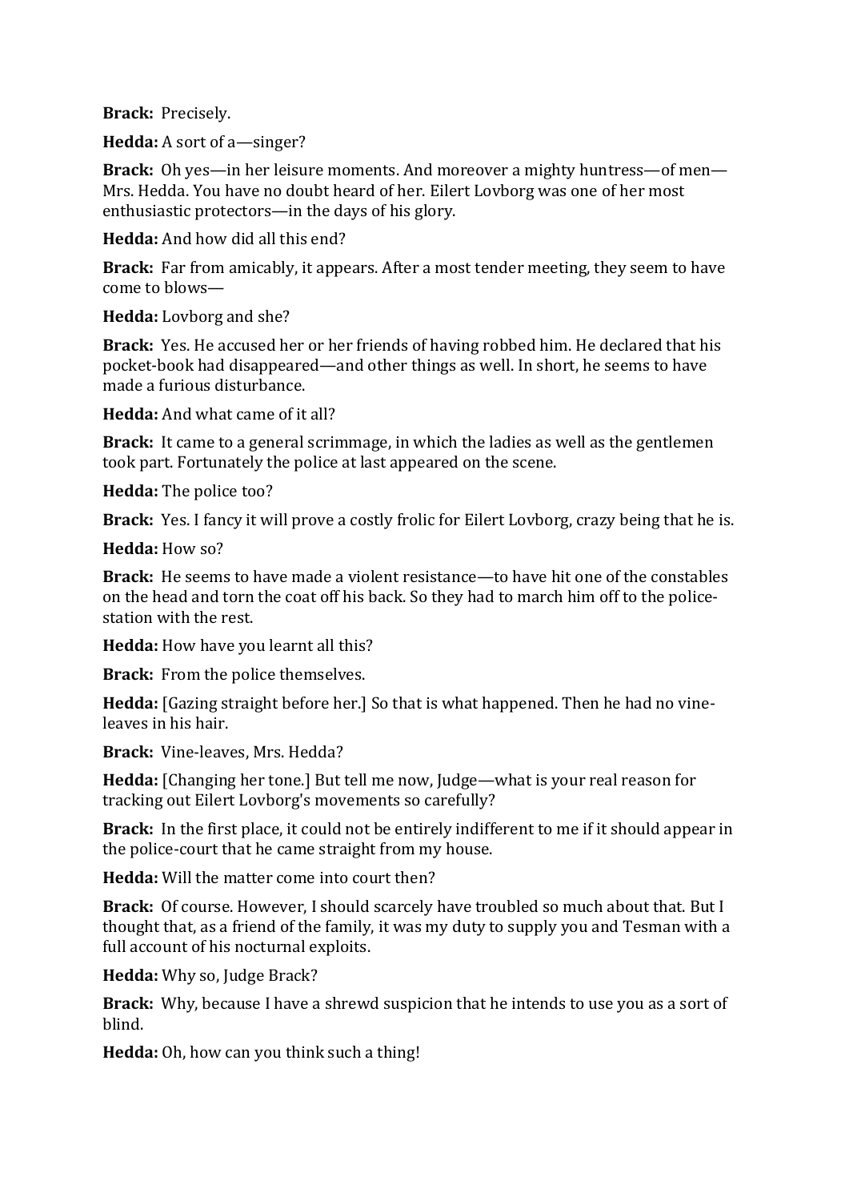**Brack:** Precisely.

**Hedda:** A sort of a—singer?

**Brack:** Oh yes—in her leisure moments. And moreover a mighty huntress—of men—Mrs. Hedda. You have no doubt heard of her. Eilert Lovborg was one of her most enthusiastic protectors—in the days of his glory.

**Hedda:** And how did all this end?

**Brack:** Far from amicably, it appears. After a most tender meeting, they seem to have come to blows—

**Hedda:** Lovborg and she?

**Brack:** Yes. He accused her or her friends of having robbed him. He declared that his pocket-book had disappeared—and other things as well. In short, he seems to have made a furious disturbance.

**Hedda:** And what came of it all?

**Brack:** It came to a general scrimmage, in which the ladies as well as the gentlemen took part. Fortunately the police at last appeared on the scene.

**Hedda:** The police too?

**Brack:** Yes. I fancy it will prove a costly frolic for Eilert Lovborg, crazy being that he is.

**Hedda:** How so?

**Brack:** He seems to have made a violent resistance—to have hit one of the constables on the head and torn the coat off his back. So they had to march him off to the police-station with the rest.

**Hedda:** How have you learnt all this?

**Brack:** From the police themselves.

**Hedda:** [Gazing straight before her.] So that is what happened. Then he had no vine-leaves in his hair.

**Brack:** Vine-leaves, Mrs. Hedda?

**Hedda:** [Changing her tone.] But tell me now, Judge—what is your real reason for tracking out Eilert Lovborg's movements so carefully?

**Brack:** In the first place, it could not be entirely indifferent to me if it should appear in the police-court that he came straight from my house.

**Hedda:** Will the matter come into court then?

**Brack:** Of course. However, I should scarcely have troubled so much about that. But I thought that, as a friend of the family, it was my duty to supply you and Tesman with a full account of his nocturnal exploits.

**Hedda:** Why so, Judge Brack?

**Brack:** Why, because I have a shrewd suspicion that he intends to use you as a sort of blind.

**Hedda:** Oh, how can you think such a thing!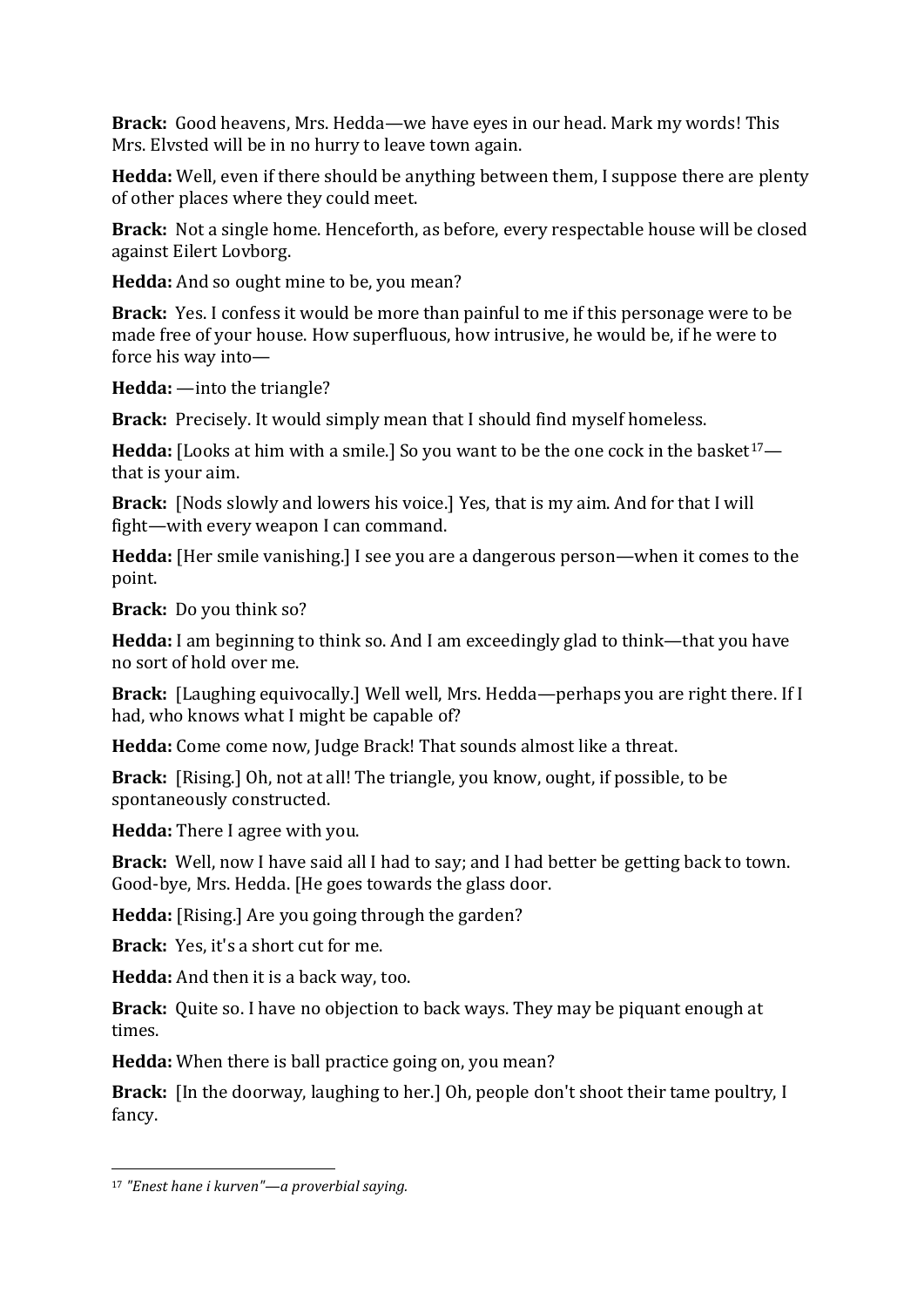**Brack:** Good heavens, Mrs. Hedda—we have eyes in our head. Mark my words! This Mrs. Elvsted will be in no hurry to leave town again.

**Hedda:** Well, even if there should be anything between them, I suppose there are plenty of other places where they could meet.

**Brack:** Not a single home. Henceforth, as before, every respectable house will be closed against Eilert Lovborg.

**Hedda:** And so ought mine to be, you mean?

**Brack:** Yes. I confess it would be more than painful to me if this personage were to be made free of your house. How superfluous, how intrusive, he would be, if he were to force his way into—

**Hedda:** —into the triangle?

**Brack:** Precisely. It would simply mean that I should find myself homeless.

**Hedda:** [Looks at him with a smile.] So you want to be the one cock in the basket[17]—that is your aim.

**Brack:** [Nods slowly and lowers his voice.] Yes, that is my aim. And for that I will fight—with every weapon I can command.

**Hedda:** [Her smile vanishing.] I see you are a dangerous person—when it comes to the point.

**Brack:** Do you think so?

**Hedda:** I am beginning to think so. And I am exceedingly glad to think—that you have no sort of hold over me.

**Brack:** [Laughing equivocally.] Well well, Mrs. Hedda—perhaps you are right there. If I had, who knows what I might be capable of?

**Hedda:** Come come now, Judge Brack! That sounds almost like a threat.

**Brack:** [Rising.] Oh, not at all! The triangle, you know, ought, if possible, to be spontaneously constructed.

**Hedda:** There I agree with you.

**Brack:** Well, now I have said all I had to say; and I had better be getting back to town. Good-bye, Mrs. Hedda. [He goes towards the glass door.

**Hedda:** [Rising.] Are you going through the garden?

**Brack:** Yes, it's a short cut for me.

**Hedda:** And then it is a back way, too.

**Brack:** Quite so. I have no objection to back ways. They may be piquant enough at times.

**Hedda:** When there is ball practice going on, you mean?

**Brack:** [In the doorway, laughing to her.] Oh, people don't shoot their tame poultry, I fancy.

---

[17] *"Enest hane i kurven"—a proverbial saying.*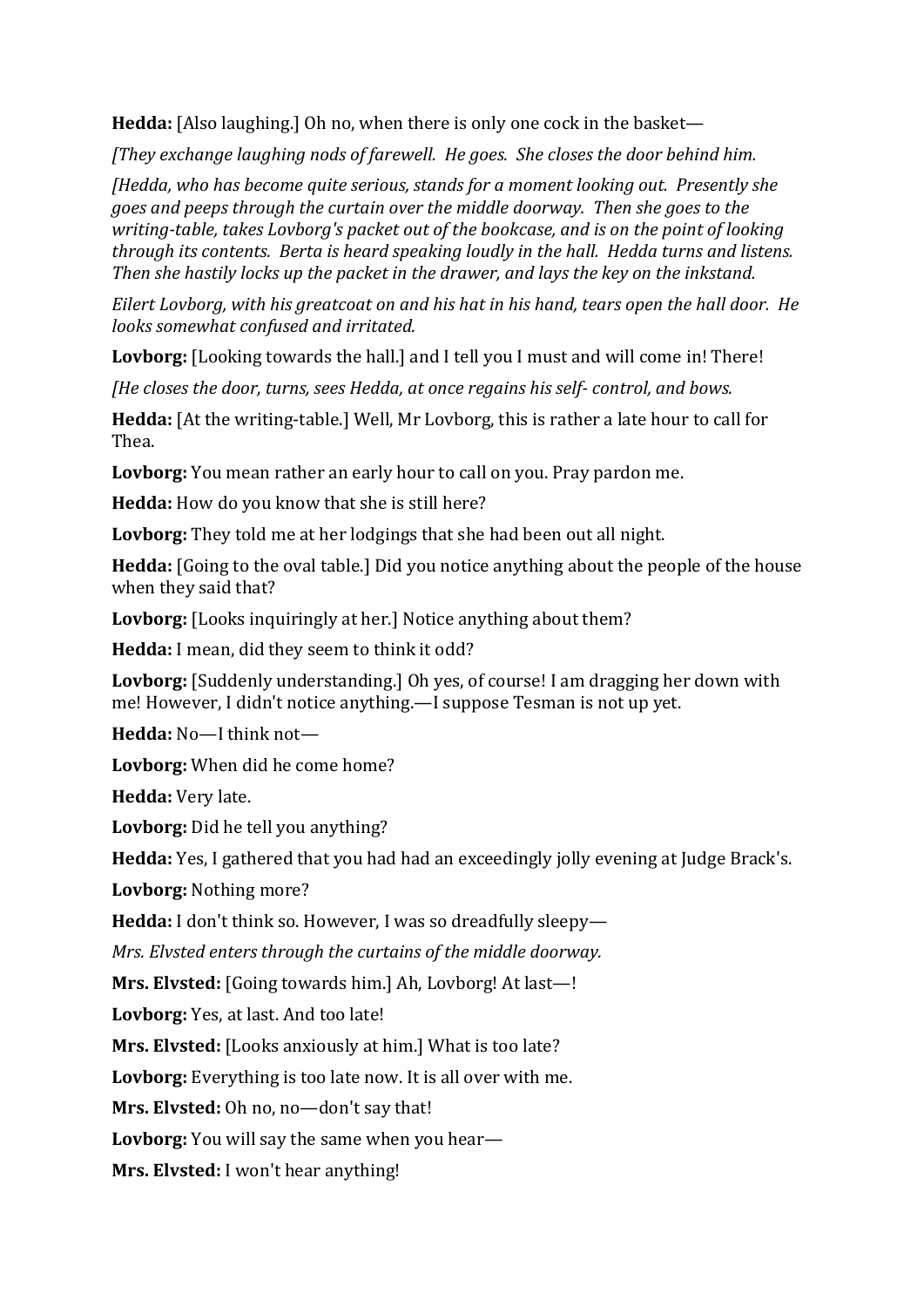**Hedda:** [Also laughing.] Oh no, when there is only one cock in the basket—

*[They exchange laughing nods of farewell. He goes. She closes the door behind him.*

*[Hedda, who has become quite serious, stands for a moment looking out. Presently she goes and peeps through the curtain over the middle doorway. Then she goes to the writing-table, takes Lovborg's packet out of the bookcase, and is on the point of looking through its contents. Berta is heard speaking loudly in the hall. Hedda turns and listens. Then she hastily locks up the packet in the drawer, and lays the key on the inkstand.*

*Eilert Lovborg, with his greatcoat on and his hat in his hand, tears open the hall door. He looks somewhat confused and irritated.*

**Lovborg:** [Looking towards the hall.] and I tell you I must and will come in! There!

*[He closes the door, turns, sees Hedda, at once regains his self- control, and bows.*

**Hedda:** [At the writing-table.] Well, Mr Lovborg, this is rather a late hour to call for Thea.

**Lovborg:** You mean rather an early hour to call on you. Pray pardon me.

**Hedda:** How do you know that she is still here?

**Lovborg:** They told me at her lodgings that she had been out all night.

**Hedda:** [Going to the oval table.] Did you notice anything about the people of the house when they said that?

**Lovborg:** [Looks inquiringly at her.] Notice anything about them?

**Hedda:** I mean, did they seem to think it odd?

**Lovborg:** [Suddenly understanding.] Oh yes, of course! I am dragging her down with me! However, I didn't notice anything.—I suppose Tesman is not up yet.

**Hedda:** No—I think not—

**Lovborg:** When did he come home?

**Hedda:** Very late.

**Lovborg:** Did he tell you anything?

**Hedda:** Yes, I gathered that you had had an exceedingly jolly evening at Judge Brack's.

**Lovborg:** Nothing more?

**Hedda:** I don't think so. However, I was so dreadfully sleepy—

*Mrs. Elvsted enters through the curtains of the middle doorway.*

**Mrs. Elvsted:** [Going towards him.] Ah, Lovborg! At last—!

**Lovborg:** Yes, at last. And too late!

**Mrs. Elvsted:** [Looks anxiously at him.] What is too late?

**Lovborg:** Everything is too late now. It is all over with me.

**Mrs. Elvsted:** Oh no, no—don't say that!

**Lovborg:** You will say the same when you hear—

**Mrs. Elvsted:** I won't hear anything!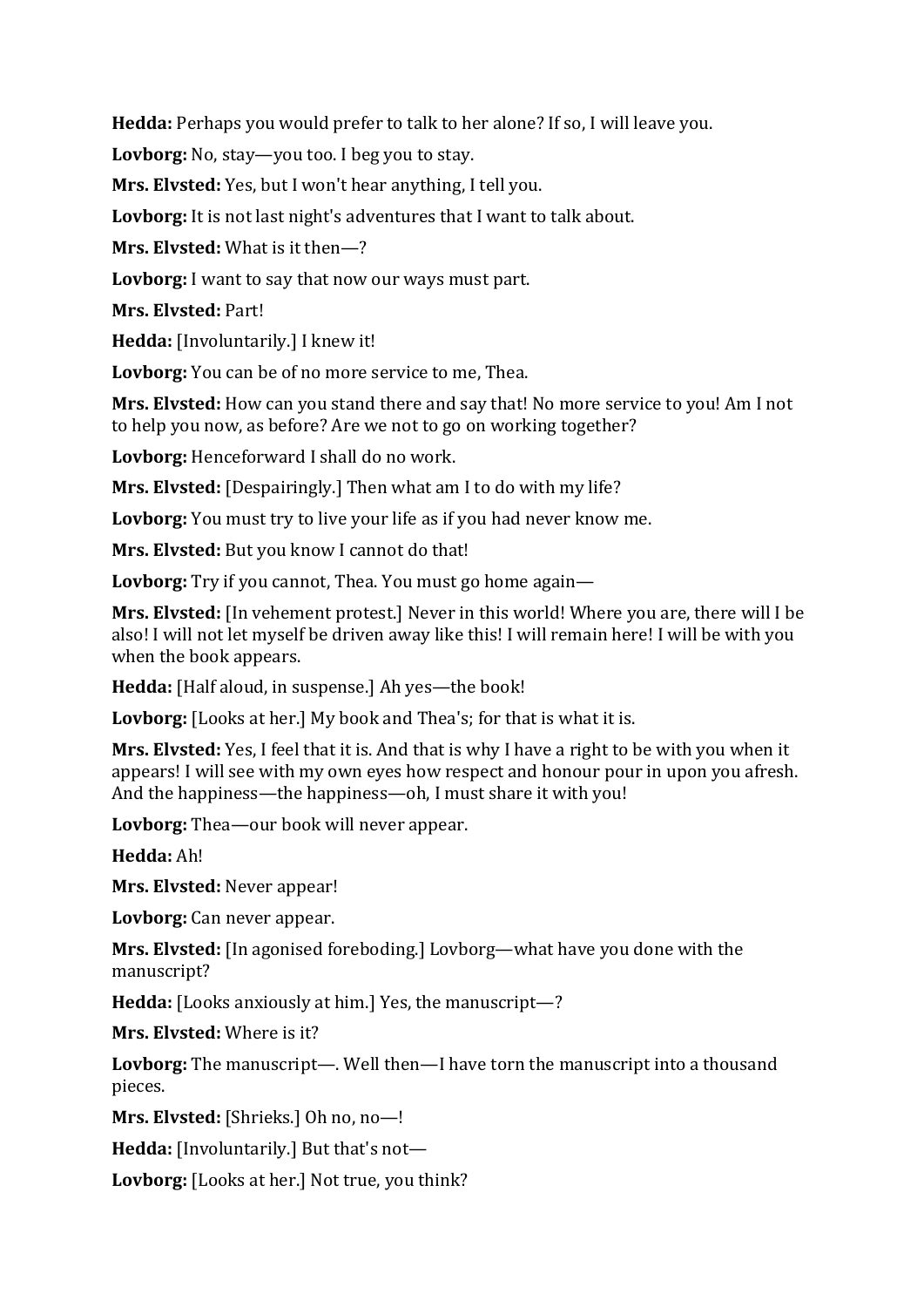**Hedda:** Perhaps you would prefer to talk to her alone? If so, I will leave you.

**Lovborg:** No, stay—you too. I beg you to stay.

**Mrs. Elvsted:** Yes, but I won't hear anything, I tell you.

**Lovborg:** It is not last night's adventures that I want to talk about.

**Mrs. Elvsted:** What is it then—?

**Lovborg:** I want to say that now our ways must part.

**Mrs. Elvsted:** Part!

**Hedda:** [Involuntarily.] I knew it!

**Lovborg:** You can be of no more service to me, Thea.

**Mrs. Elvsted:** How can you stand there and say that! No more service to you! Am I not to help you now, as before? Are we not to go on working together?

**Lovborg:** Henceforward I shall do no work.

**Mrs. Elvsted:** [Despairingly.] Then what am I to do with my life?

**Lovborg:** You must try to live your life as if you had never know me.

**Mrs. Elvsted:** But you know I cannot do that!

**Lovborg:** Try if you cannot, Thea. You must go home again—

**Mrs. Elvsted:** [In vehement protest.] Never in this world! Where you are, there will I be also! I will not let myself be driven away like this! I will remain here! I will be with you when the book appears.

**Hedda:** [Half aloud, in suspense.] Ah yes—the book!

**Lovborg:** [Looks at her.] My book and Thea's; for that is what it is.

**Mrs. Elvsted:** Yes, I feel that it is. And that is why I have a right to be with you when it appears! I will see with my own eyes how respect and honour pour in upon you afresh. And the happiness—the happiness—oh, I must share it with you!

**Lovborg:** Thea—our book will never appear.

**Hedda:** Ah!

**Mrs. Elvsted:** Never appear!

**Lovborg:** Can never appear.

**Mrs. Elvsted:** [In agonised foreboding.] Lovborg—what have you done with the manuscript?

**Hedda:** [Looks anxiously at him.] Yes, the manuscript—?

**Mrs. Elvsted:** Where is it?

**Lovborg:** The manuscript—. Well then—I have torn the manuscript into a thousand pieces.

**Mrs. Elvsted:** [Shrieks.] Oh no, no—!

**Hedda:** [Involuntarily.] But that's not—

**Lovborg:** [Looks at her.] Not true, you think?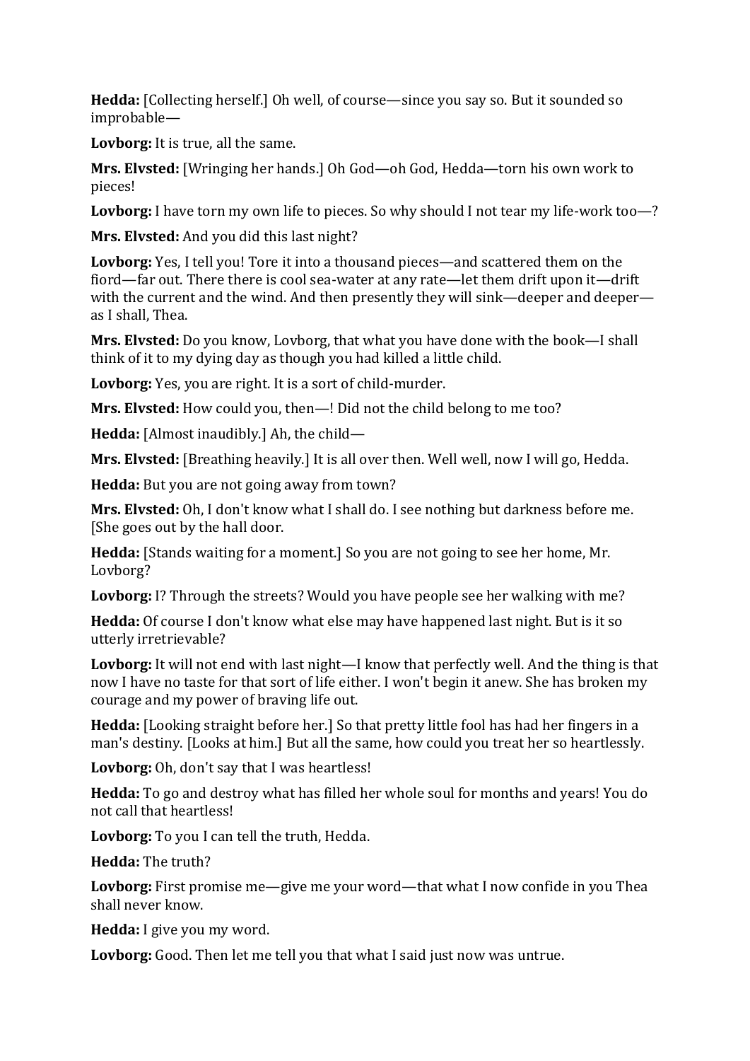**Hedda:** [Collecting herself.] Oh well, of course—since you say so. But it sounded so improbable—

**Lovborg:** It is true, all the same.

**Mrs. Elvsted:** [Wringing her hands.] Oh God—oh God, Hedda—torn his own work to pieces!

**Lovborg:** I have torn my own life to pieces. So why should I not tear my life-work too—?

**Mrs. Elvsted:** And you did this last night?

**Lovborg:** Yes, I tell you! Tore it into a thousand pieces—and scattered them on the fiord—far out. There there is cool sea-water at any rate—let them drift upon it—drift with the current and the wind. And then presently they will sink—deeper and deeper—as I shall, Thea.

**Mrs. Elvsted:** Do you know, Lovborg, that what you have done with the book—I shall think of it to my dying day as though you had killed a little child.

**Lovborg:** Yes, you are right. It is a sort of child-murder.

**Mrs. Elvsted:** How could you, then—! Did not the child belong to me too?

**Hedda:** [Almost inaudibly.] Ah, the child—

**Mrs. Elvsted:** [Breathing heavily.] It is all over then. Well well, now I will go, Hedda.

**Hedda:** But you are not going away from town?

**Mrs. Elvsted:** Oh, I don't know what I shall do. I see nothing but darkness before me. [She goes out by the hall door.

**Hedda:** [Stands waiting for a moment.] So you are not going to see her home, Mr. Lovborg?

**Lovborg:** I? Through the streets? Would you have people see her walking with me?

**Hedda:** Of course I don't know what else may have happened last night. But is it so utterly irretrievable?

**Lovborg:** It will not end with last night—I know that perfectly well. And the thing is that now I have no taste for that sort of life either. I won't begin it anew. She has broken my courage and my power of braving life out.

**Hedda:** [Looking straight before her.] So that pretty little fool has had her fingers in a man's destiny. [Looks at him.] But all the same, how could you treat her so heartlessly.

**Lovborg:** Oh, don't say that I was heartless!

**Hedda:** To go and destroy what has filled her whole soul for months and years! You do not call that heartless!

**Lovborg:** To you I can tell the truth, Hedda.

**Hedda:** The truth?

**Lovborg:** First promise me—give me your word—that what I now confide in you Thea shall never know.

**Hedda:** I give you my word.

**Lovborg:** Good. Then let me tell you that what I said just now was untrue.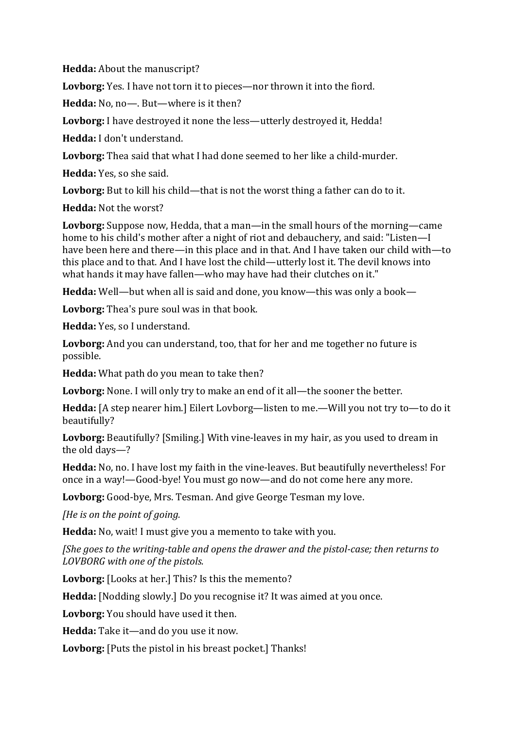**Hedda:** About the manuscript?

**Lovborg:** Yes. I have not torn it to pieces—nor thrown it into the fiord.

**Hedda:** No, no—. But—where is it then?

**Lovborg:** I have destroyed it none the less—utterly destroyed it, Hedda!

**Hedda:** I don't understand.

**Lovborg:** Thea said that what I had done seemed to her like a child-murder.

**Hedda:** Yes, so she said.

**Lovborg:** But to kill his child—that is not the worst thing a father can do to it.

**Hedda:** Not the worst?

**Lovborg:** Suppose now, Hedda, that a man—in the small hours of the morning—came home to his child's mother after a night of riot and debauchery, and said: "Listen—I have been here and there—in this place and in that. And I have taken our child with—to this place and to that. And I have lost the child—utterly lost it. The devil knows into what hands it may have fallen—who may have had their clutches on it."

**Hedda:** Well—but when all is said and done, you know—this was only a book—

**Lovborg:** Thea's pure soul was in that book.

**Hedda:** Yes, so I understand.

**Lovborg:** And you can understand, too, that for her and me together no future is possible.

**Hedda:** What path do you mean to take then?

**Lovborg:** None. I will only try to make an end of it all—the sooner the better.

**Hedda:** [A step nearer him.] Eilert Lovborg—listen to me.—Will you not try to—to do it beautifully?

**Lovborg:** Beautifully? [Smiling.] With vine-leaves in my hair, as you used to dream in the old days—?

**Hedda:** No, no. I have lost my faith in the vine-leaves. But beautifully nevertheless! For once in a way!—Good-bye! You must go now—and do not come here any more.

**Lovborg:** Good-bye, Mrs. Tesman. And give George Tesman my love.

*[He is on the point of going.*

**Hedda:** No, wait! I must give you a memento to take with you.

*[She goes to the writing-table and opens the drawer and the pistol-case; then returns to LOVBORG with one of the pistols.*

**Lovborg:** [Looks at her.] This? Is this the memento?

**Hedda:** [Nodding slowly.] Do you recognise it? It was aimed at you once.

**Lovborg:** You should have used it then.

**Hedda:** Take it—and do you use it now.

**Lovborg:** [Puts the pistol in his breast pocket.] Thanks!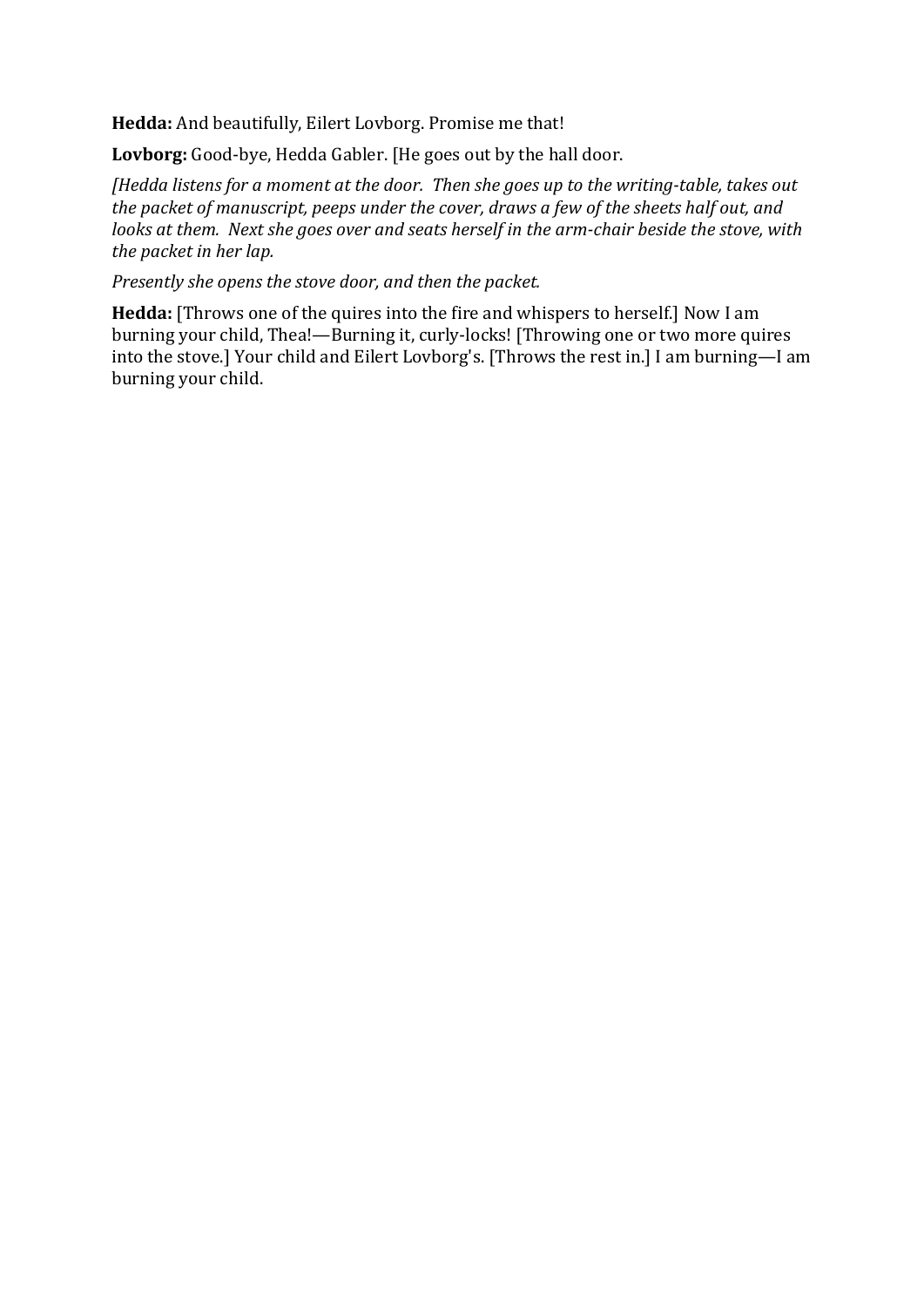**Hedda:** And beautifully, Eilert Lovborg. Promise me that!

**Lovborg:** Good-bye, Hedda Gabler. [He goes out by the hall door.

*[Hedda listens for a moment at the door. Then she goes up to the writing-table, takes out the packet of manuscript, peeps under the cover, draws a few of the sheets half out, and looks at them. Next she goes over and seats herself in the arm-chair beside the stove, with the packet in her lap.*

*Presently she opens the stove door, and then the packet.*

**Hedda:** [Throws one of the quires into the fire and whispers to herself.] Now I am burning your child, Thea!—Burning it, curly-locks! [Throwing one or two more quires into the stove.] Your child and Eilert Lovborg's. [Throws the rest in.] I am burning—I am burning your child.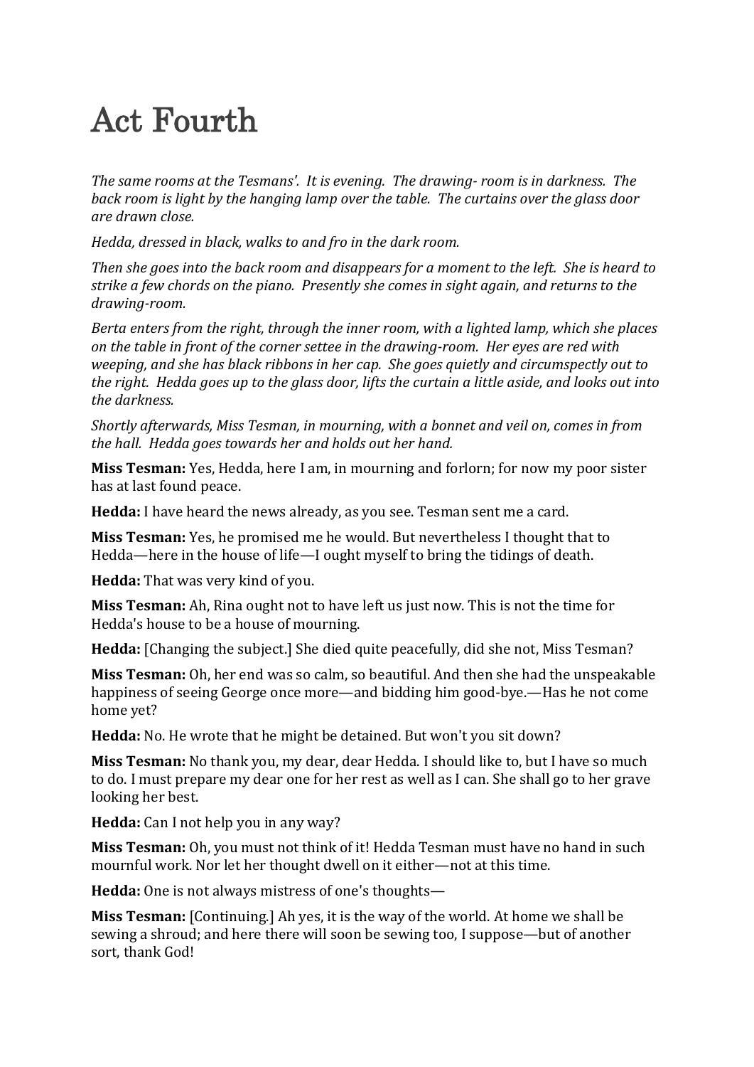# Act Fourth

*The same rooms at the Tesmans'. It is evening. The drawing- room is in darkness. The back room is light by the hanging lamp over the table. The curtains over the glass door are drawn close.*

*Hedda, dressed in black, walks to and fro in the dark room.*

*Then she goes into the back room and disappears for a moment to the left. She is heard to strike a few chords on the piano. Presently she comes in sight again, and returns to the drawing-room.*

*Berta enters from the right, through the inner room, with a lighted lamp, which she places on the table in front of the corner settee in the drawing-room. Her eyes are red with weeping, and she has black ribbons in her cap. She goes quietly and circumspectly out to the right. Hedda goes up to the glass door, lifts the curtain a little aside, and looks out into the darkness.*

*Shortly afterwards, Miss Tesman, in mourning, with a bonnet and veil on, comes in from the hall. Hedda goes towards her and holds out her hand.*

**Miss Tesman:** Yes, Hedda, here I am, in mourning and forlorn; for now my poor sister has at last found peace.

**Hedda:** I have heard the news already, as you see. Tesman sent me a card.

**Miss Tesman:** Yes, he promised me he would. But nevertheless I thought that to Hedda—here in the house of life—I ought myself to bring the tidings of death.

**Hedda:** That was very kind of you.

**Miss Tesman:** Ah, Rina ought not to have left us just now. This is not the time for Hedda's house to be a house of mourning.

**Hedda:** [Changing the subject.] She died quite peacefully, did she not, Miss Tesman?

**Miss Tesman:** Oh, her end was so calm, so beautiful. And then she had the unspeakable happiness of seeing George once more—and bidding him good-bye.—Has he not come home yet?

**Hedda:** No. He wrote that he might be detained. But won't you sit down?

**Miss Tesman:** No thank you, my dear, dear Hedda. I should like to, but I have so much to do. I must prepare my dear one for her rest as well as I can. She shall go to her grave looking her best.

**Hedda:** Can I not help you in any way?

**Miss Tesman:** Oh, you must not think of it! Hedda Tesman must have no hand in such mournful work. Nor let her thought dwell on it either—not at this time.

**Hedda:** One is not always mistress of one's thoughts—

**Miss Tesman:** [Continuing.] Ah yes, it is the way of the world. At home we shall be sewing a shroud; and here there will soon be sewing too, I suppose—but of another sort, thank God!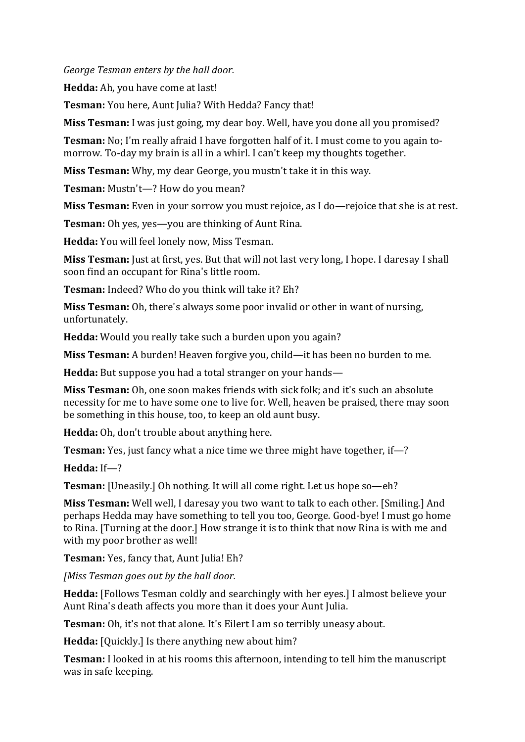*George Tesman enters by the hall door.*

**Hedda:** Ah, you have come at last!

**Tesman:** You here, Aunt Julia? With Hedda? Fancy that!

**Miss Tesman:** I was just going, my dear boy. Well, have you done all you promised?

**Tesman:** No; I'm really afraid I have forgotten half of it. I must come to you again to-morrow. To-day my brain is all in a whirl. I can't keep my thoughts together.

**Miss Tesman:** Why, my dear George, you mustn't take it in this way.

**Tesman:** Mustn't—? How do you mean?

**Miss Tesman:** Even in your sorrow you must rejoice, as I do—rejoice that she is at rest.

**Tesman:** Oh yes, yes—you are thinking of Aunt Rina.

**Hedda:** You will feel lonely now, Miss Tesman.

**Miss Tesman:** Just at first, yes. But that will not last very long, I hope. I daresay I shall soon find an occupant for Rina's little room.

**Tesman:** Indeed? Who do you think will take it? Eh?

**Miss Tesman:** Oh, there's always some poor invalid or other in want of nursing, unfortunately.

**Hedda:** Would you really take such a burden upon you again?

**Miss Tesman:** A burden! Heaven forgive you, child—it has been no burden to me.

**Hedda:** But suppose you had a total stranger on your hands—

**Miss Tesman:** Oh, one soon makes friends with sick folk; and it's such an absolute necessity for me to have some one to live for. Well, heaven be praised, there may soon be something in this house, too, to keep an old aunt busy.

**Hedda:** Oh, don't trouble about anything here.

**Tesman:** Yes, just fancy what a nice time we three might have together, if—?

**Hedda:** If—?

**Tesman:** [Uneasily.] Oh nothing. It will all come right. Let us hope so—eh?

**Miss Tesman:** Well well, I daresay you two want to talk to each other. [Smiling.] And perhaps Hedda may have something to tell you too, George. Good-bye! I must go home to Rina. [Turning at the door.] How strange it is to think that now Rina is with me and with my poor brother as well!

**Tesman:** Yes, fancy that, Aunt Julia! Eh?

*[Miss Tesman goes out by the hall door.*

**Hedda:** [Follows Tesman coldly and searchingly with her eyes.] I almost believe your Aunt Rina's death affects you more than it does your Aunt Julia.

**Tesman:** Oh, it's not that alone. It's Eilert I am so terribly uneasy about.

**Hedda:** [Quickly.] Is there anything new about him?

**Tesman:** I looked in at his rooms this afternoon, intending to tell him the manuscript was in safe keeping.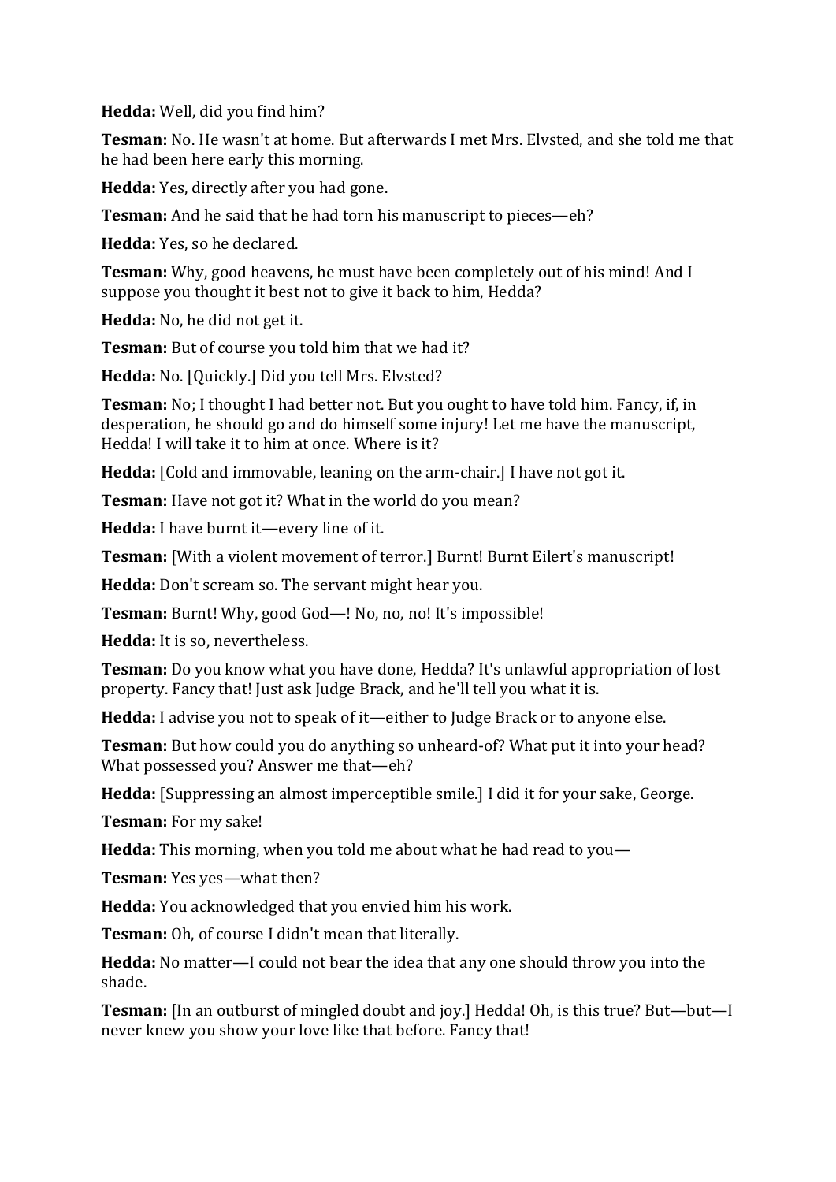**Hedda:** Well, did you find him?

**Tesman:** No. He wasn't at home. But afterwards I met Mrs. Elvsted, and she told me that he had been here early this morning.

**Hedda:** Yes, directly after you had gone.

**Tesman:** And he said that he had torn his manuscript to pieces—eh?

**Hedda:** Yes, so he declared.

**Tesman:** Why, good heavens, he must have been completely out of his mind! And I suppose you thought it best not to give it back to him, Hedda?

**Hedda:** No, he did not get it.

**Tesman:** But of course you told him that we had it?

**Hedda:** No. [Quickly.] Did you tell Mrs. Elvsted?

**Tesman:** No; I thought I had better not. But you ought to have told him. Fancy, if, in desperation, he should go and do himself some injury! Let me have the manuscript, Hedda! I will take it to him at once. Where is it?

**Hedda:** [Cold and immovable, leaning on the arm-chair.] I have not got it.

**Tesman:** Have not got it? What in the world do you mean?

**Hedda:** I have burnt it—every line of it.

**Tesman:** [With a violent movement of terror.] Burnt! Burnt Eilert's manuscript!

**Hedda:** Don't scream so. The servant might hear you.

**Tesman:** Burnt! Why, good God—! No, no, no! It's impossible!

**Hedda:** It is so, nevertheless.

**Tesman:** Do you know what you have done, Hedda? It's unlawful appropriation of lost property. Fancy that! Just ask Judge Brack, and he'll tell you what it is.

**Hedda:** I advise you not to speak of it—either to Judge Brack or to anyone else.

**Tesman:** But how could you do anything so unheard-of? What put it into your head? What possessed you? Answer me that—eh?

**Hedda:** [Suppressing an almost imperceptible smile.] I did it for your sake, George.

**Tesman:** For my sake!

**Hedda:** This morning, when you told me about what he had read to you—

**Tesman:** Yes yes—what then?

**Hedda:** You acknowledged that you envied him his work.

**Tesman:** Oh, of course I didn't mean that literally.

**Hedda:** No matter—I could not bear the idea that any one should throw you into the shade.

**Tesman:** [In an outburst of mingled doubt and joy.] Hedda! Oh, is this true? But—but—I never knew you show your love like that before. Fancy that!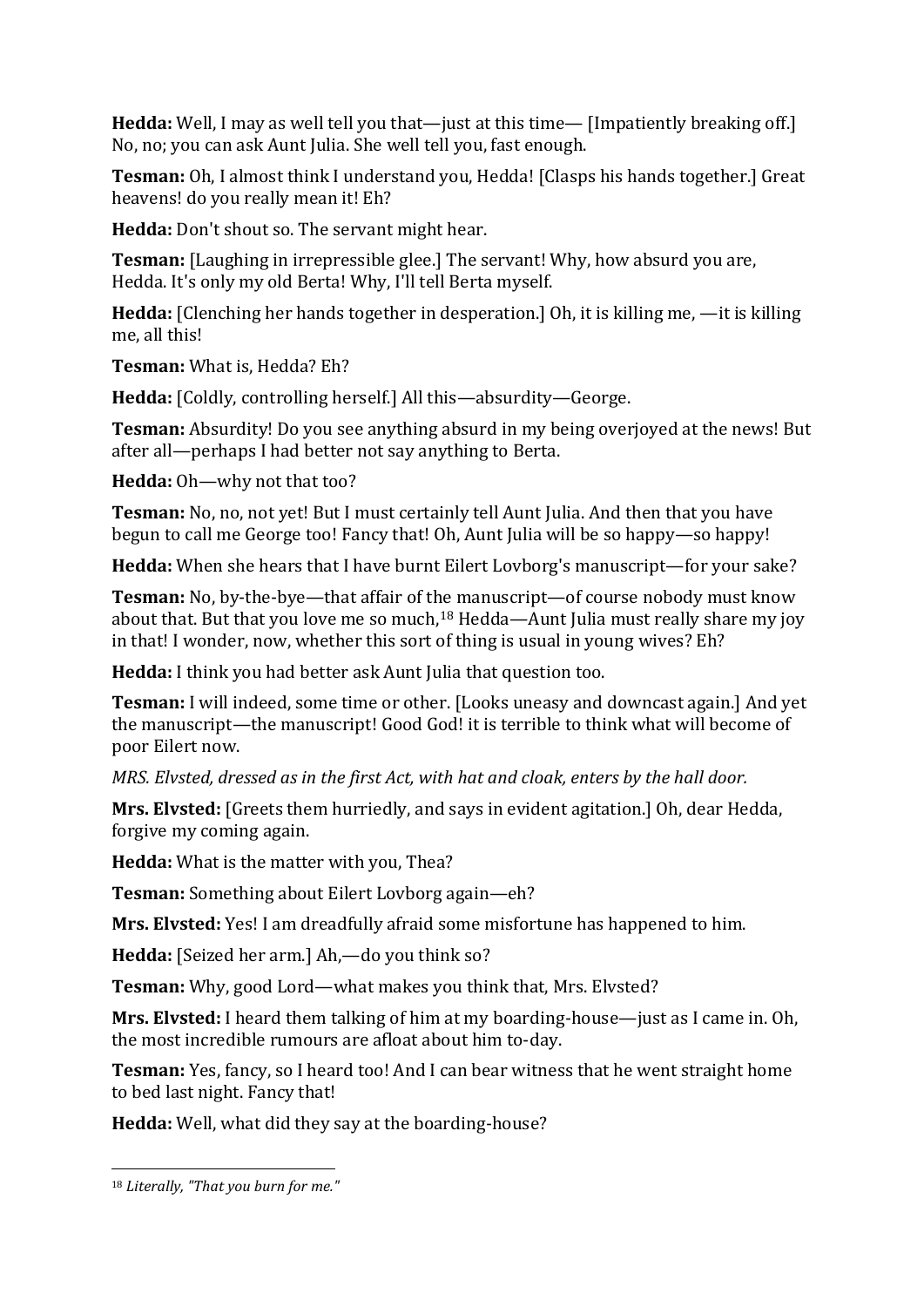**Hedda:** Well, I may as well tell you that—just at this time— [Impatiently breaking off.] No, no; you can ask Aunt Julia. She well tell you, fast enough.

**Tesman:** Oh, I almost think I understand you, Hedda! [Clasps his hands together.] Great heavens! do you really mean it! Eh?

**Hedda:** Don't shout so. The servant might hear.

**Tesman:** [Laughing in irrepressible glee.] The servant! Why, how absurd you are, Hedda. It's only my old Berta! Why, I'll tell Berta myself.

**Hedda:** [Clenching her hands together in desperation.] Oh, it is killing me, —it is killing me, all this!

**Tesman:** What is, Hedda? Eh?

**Hedda:** [Coldly, controlling herself.] All this—absurdity—George.

**Tesman:** Absurdity! Do you see anything absurd in my being overjoyed at the news! But after all—perhaps I had better not say anything to Berta.

**Hedda:** Oh—why not that too?

**Tesman:** No, no, not yet! But I must certainly tell Aunt Julia. And then that you have begun to call me George too! Fancy that! Oh, Aunt Julia will be so happy—so happy!

**Hedda:** When she hears that I have burnt Eilert Lovborg's manuscript—for your sake?

**Tesman:** No, by-the-bye—that affair of the manuscript—of course nobody must know about that. But that you love me so much,[18] Hedda—Aunt Julia must really share my joy in that! I wonder, now, whether this sort of thing is usual in young wives? Eh?

**Hedda:** I think you had better ask Aunt Julia that question too.

**Tesman:** I will indeed, some time or other. [Looks uneasy and downcast again.] And yet the manuscript—the manuscript! Good God! it is terrible to think what will become of poor Eilert now.

*MRS. Elvsted, dressed as in the first Act, with hat and cloak, enters by the hall door.*

**Mrs. Elvsted:** [Greets them hurriedly, and says in evident agitation.] Oh, dear Hedda, forgive my coming again.

**Hedda:** What is the matter with you, Thea?

**Tesman:** Something about Eilert Lovborg again—eh?

**Mrs. Elvsted:** Yes! I am dreadfully afraid some misfortune has happened to him.

**Hedda:** [Seized her arm.] Ah,—do you think so?

**Tesman:** Why, good Lord—what makes you think that, Mrs. Elvsted?

**Mrs. Elvsted:** I heard them talking of him at my boarding-house—just as I came in. Oh, the most incredible rumours are afloat about him to-day.

**Tesman:** Yes, fancy, so I heard too! And I can bear witness that he went straight home to bed last night. Fancy that!

**Hedda:** Well, what did they say at the boarding-house?

---

[18] *Literally, "That you burn for me."*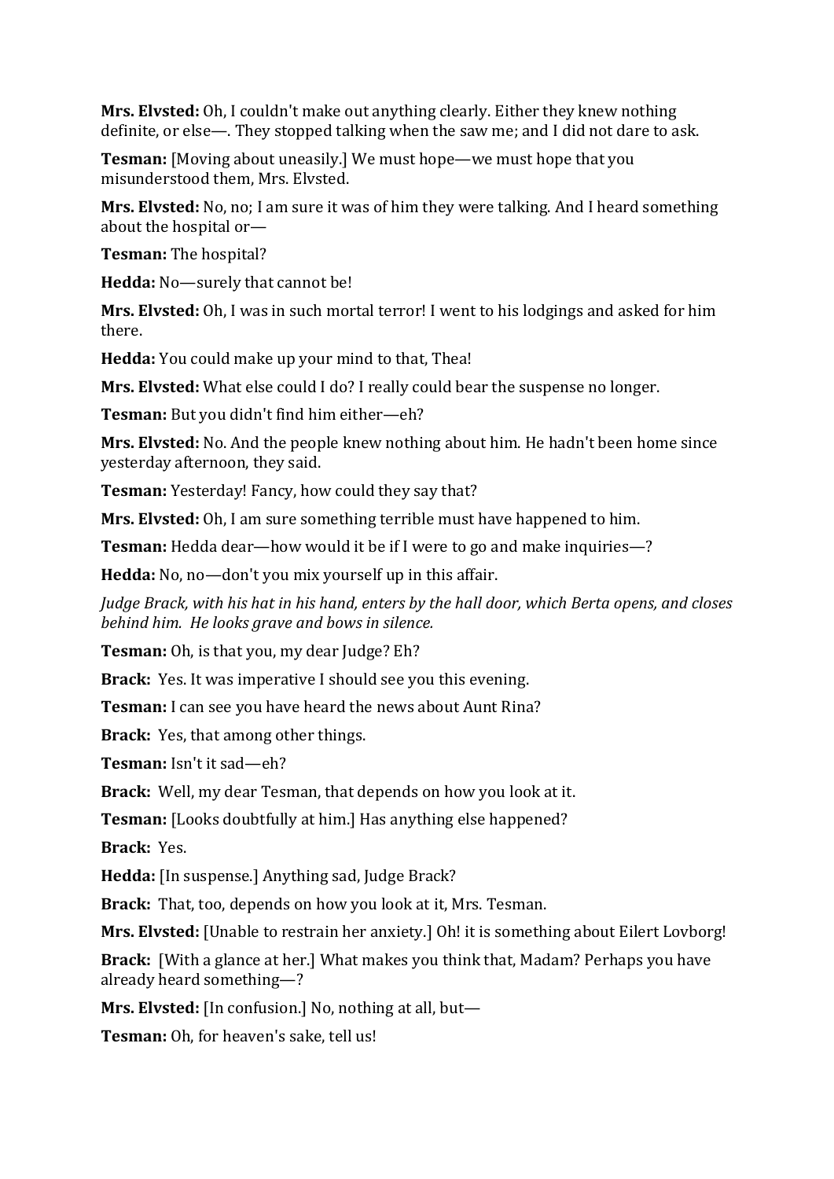**Mrs. Elvsted:** Oh, I couldn't make out anything clearly. Either they knew nothing definite, or else—. They stopped talking when the saw me; and I did not dare to ask.

**Tesman:** [Moving about uneasily.] We must hope—we must hope that you misunderstood them, Mrs. Elvsted.

**Mrs. Elvsted:** No, no; I am sure it was of him they were talking. And I heard something about the hospital or—

**Tesman:** The hospital?

**Hedda:** No—surely that cannot be!

**Mrs. Elvsted:** Oh, I was in such mortal terror! I went to his lodgings and asked for him there.

**Hedda:** You could make up your mind to that, Thea!

**Mrs. Elvsted:** What else could I do? I really could bear the suspense no longer.

**Tesman:** But you didn't find him either—eh?

**Mrs. Elvsted:** No. And the people knew nothing about him. He hadn't been home since yesterday afternoon, they said.

**Tesman:** Yesterday! Fancy, how could they say that?

**Mrs. Elvsted:** Oh, I am sure something terrible must have happened to him.

**Tesman:** Hedda dear—how would it be if I were to go and make inquiries—?

**Hedda:** No, no—don't you mix yourself up in this affair.

*Judge Brack, with his hat in his hand, enters by the hall door, which Berta opens, and closes behind him. He looks grave and bows in silence.*

**Tesman:** Oh, is that you, my dear Judge? Eh?

**Brack:** Yes. It was imperative I should see you this evening.

**Tesman:** I can see you have heard the news about Aunt Rina?

**Brack:** Yes, that among other things.

**Tesman:** Isn't it sad—eh?

**Brack:** Well, my dear Tesman, that depends on how you look at it.

**Tesman:** [Looks doubtfully at him.] Has anything else happened?

**Brack:** Yes.

**Hedda:** [In suspense.] Anything sad, Judge Brack?

**Brack:** That, too, depends on how you look at it, Mrs. Tesman.

**Mrs. Elvsted:** [Unable to restrain her anxiety.] Oh! it is something about Eilert Lovborg!

**Brack:** [With a glance at her.] What makes you think that, Madam? Perhaps you have already heard something—?

**Mrs. Elvsted:** [In confusion.] No, nothing at all, but—

**Tesman:** Oh, for heaven's sake, tell us!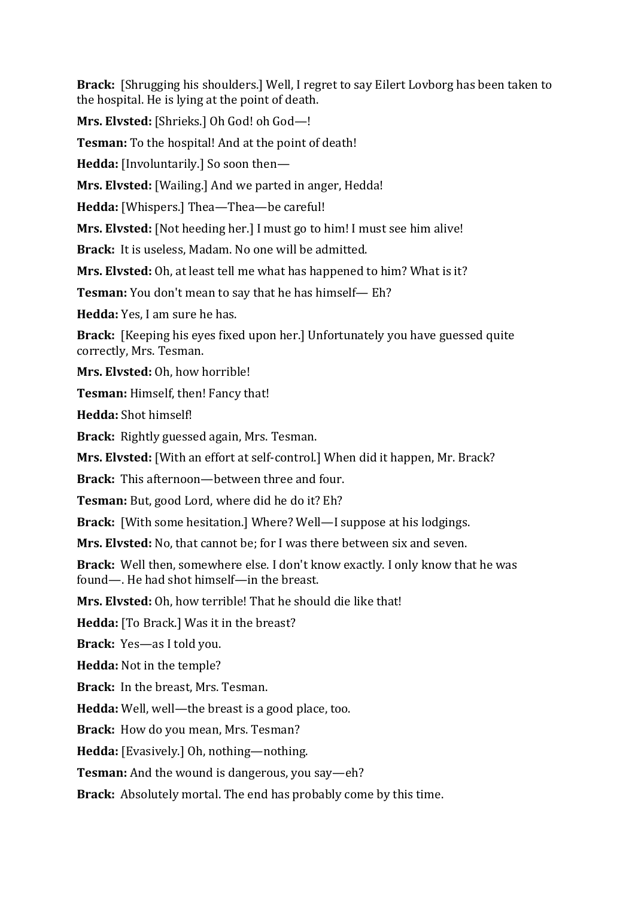**Brack:** [Shrugging his shoulders.] Well, I regret to say Eilert Lovborg has been taken to the hospital. He is lying at the point of death.

**Mrs. Elvsted:** [Shrieks.] Oh God! oh God—!

**Tesman:** To the hospital! And at the point of death!

**Hedda:** [Involuntarily.] So soon then—

**Mrs. Elvsted:** [Wailing.] And we parted in anger, Hedda!

**Hedda:** [Whispers.] Thea—Thea—be careful!

**Mrs. Elvsted:** [Not heeding her.] I must go to him! I must see him alive!

**Brack:** It is useless, Madam. No one will be admitted.

**Mrs. Elvsted:** Oh, at least tell me what has happened to him? What is it?

**Tesman:** You don't mean to say that he has himself— Eh?

**Hedda:** Yes, I am sure he has.

**Brack:** [Keeping his eyes fixed upon her.] Unfortunately you have guessed quite correctly, Mrs. Tesman.

**Mrs. Elvsted:** Oh, how horrible!

**Tesman:** Himself, then! Fancy that!

**Hedda:** Shot himself!

**Brack:** Rightly guessed again, Mrs. Tesman.

**Mrs. Elvsted:** [With an effort at self-control.] When did it happen, Mr. Brack?

**Brack:** This afternoon—between three and four.

**Tesman:** But, good Lord, where did he do it? Eh?

**Brack:** [With some hesitation.] Where? Well—I suppose at his lodgings.

**Mrs. Elvsted:** No, that cannot be; for I was there between six and seven.

**Brack:** Well then, somewhere else. I don't know exactly. I only know that he was found—. He had shot himself—in the breast.

**Mrs. Elvsted:** Oh, how terrible! That he should die like that!

**Hedda:** [To Brack.] Was it in the breast?

**Brack:** Yes—as I told you.

**Hedda:** Not in the temple?

**Brack:** In the breast, Mrs. Tesman.

**Hedda:** Well, well—the breast is a good place, too.

**Brack:** How do you mean, Mrs. Tesman?

**Hedda:** [Evasively.] Oh, nothing—nothing.

**Tesman:** And the wound is dangerous, you say—eh?

**Brack:** Absolutely mortal. The end has probably come by this time.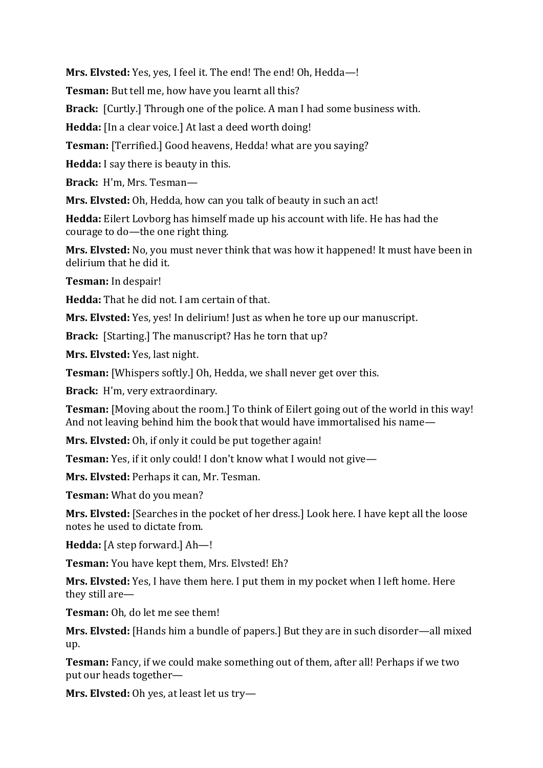**Mrs. Elvsted:** Yes, yes, I feel it. The end! The end! Oh, Hedda—!

**Tesman:** But tell me, how have you learnt all this?

**Brack:** [Curtly.] Through one of the police. A man I had some business with.

**Hedda:** [In a clear voice.] At last a deed worth doing!

**Tesman:** [Terrified.] Good heavens, Hedda! what are you saying?

**Hedda:** I say there is beauty in this.

**Brack:** H'm, Mrs. Tesman—

**Mrs. Elvsted:** Oh, Hedda, how can you talk of beauty in such an act!

**Hedda:** Eilert Lovborg has himself made up his account with life. He has had the courage to do—the one right thing.

**Mrs. Elvsted:** No, you must never think that was how it happened! It must have been in delirium that he did it.

**Tesman:** In despair!

**Hedda:** That he did not. I am certain of that.

**Mrs. Elvsted:** Yes, yes! In delirium! Just as when he tore up our manuscript.

**Brack:** [Starting.] The manuscript? Has he torn that up?

**Mrs. Elvsted:** Yes, last night.

**Tesman:** [Whispers softly.] Oh, Hedda, we shall never get over this.

**Brack:** H'm, very extraordinary.

**Tesman:** [Moving about the room.] To think of Eilert going out of the world in this way! And not leaving behind him the book that would have immortalised his name—

**Mrs. Elvsted:** Oh, if only it could be put together again!

**Tesman:** Yes, if it only could! I don't know what I would not give—

**Mrs. Elvsted:** Perhaps it can, Mr. Tesman.

**Tesman:** What do you mean?

**Mrs. Elvsted:** [Searches in the pocket of her dress.] Look here. I have kept all the loose notes he used to dictate from.

**Hedda:** [A step forward.] Ah—!

**Tesman:** You have kept them, Mrs. Elvsted! Eh?

**Mrs. Elvsted:** Yes, I have them here. I put them in my pocket when I left home. Here they still are—

**Tesman:** Oh, do let me see them!

**Mrs. Elvsted:** [Hands him a bundle of papers.] But they are in such disorder—all mixed up.

**Tesman:** Fancy, if we could make something out of them, after all! Perhaps if we two put our heads together—

**Mrs. Elvsted:** Oh yes, at least let us try—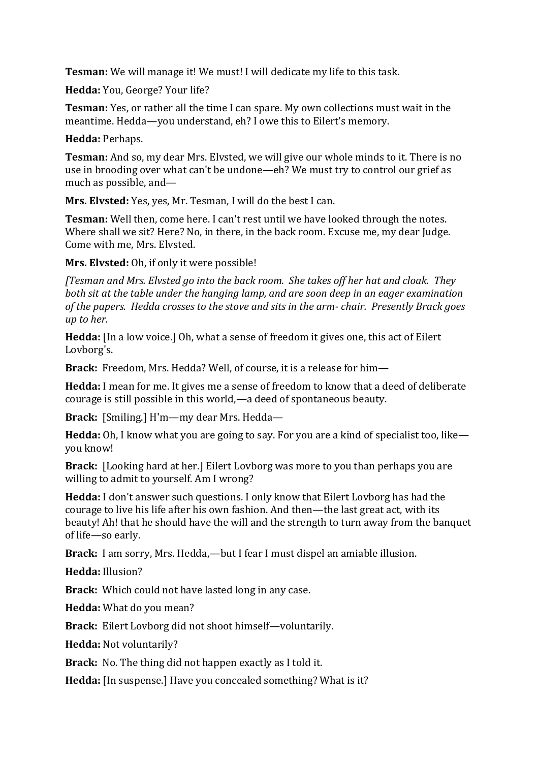**Tesman:** We will manage it! We must! I will dedicate my life to this task.

**Hedda:** You, George? Your life?

**Tesman:** Yes, or rather all the time I can spare. My own collections must wait in the meantime. Hedda—you understand, eh? I owe this to Eilert's memory.

**Hedda:** Perhaps.

**Tesman:** And so, my dear Mrs. Elvsted, we will give our whole minds to it. There is no use in brooding over what can't be undone—eh? We must try to control our grief as much as possible, and—

**Mrs. Elvsted:** Yes, yes, Mr. Tesman, I will do the best I can.

**Tesman:** Well then, come here. I can't rest until we have looked through the notes. Where shall we sit? Here? No, in there, in the back room. Excuse me, my dear Judge. Come with me, Mrs. Elvsted.

**Mrs. Elvsted:** Oh, if only it were possible!

*[Tesman and Mrs. Elvsted go into the back room. She takes off her hat and cloak. They both sit at the table under the hanging lamp, and are soon deep in an eager examination of the papers. Hedda crosses to the stove and sits in the arm- chair. Presently Brack goes up to her.*

**Hedda:** [In a low voice.] Oh, what a sense of freedom it gives one, this act of Eilert Lovborg's.

**Brack:** Freedom, Mrs. Hedda? Well, of course, it is a release for him—

**Hedda:** I mean for me. It gives me a sense of freedom to know that a deed of deliberate courage is still possible in this world,—a deed of spontaneous beauty.

**Brack:** [Smiling.] H'm—my dear Mrs. Hedda—

**Hedda:** Oh, I know what you are going to say. For you are a kind of specialist too, like—you know!

**Brack:** [Looking hard at her.] Eilert Lovborg was more to you than perhaps you are willing to admit to yourself. Am I wrong?

**Hedda:** I don't answer such questions. I only know that Eilert Lovborg has had the courage to live his life after his own fashion. And then—the last great act, with its beauty! Ah! that he should have the will and the strength to turn away from the banquet of life—so early.

**Brack:** I am sorry, Mrs. Hedda,—but I fear I must dispel an amiable illusion.

**Hedda:** Illusion?

**Brack:** Which could not have lasted long in any case.

**Hedda:** What do you mean?

**Brack:** Eilert Lovborg did not shoot himself—voluntarily.

**Hedda:** Not voluntarily?

**Brack:** No. The thing did not happen exactly as I told it.

**Hedda:** [In suspense.] Have you concealed something? What is it?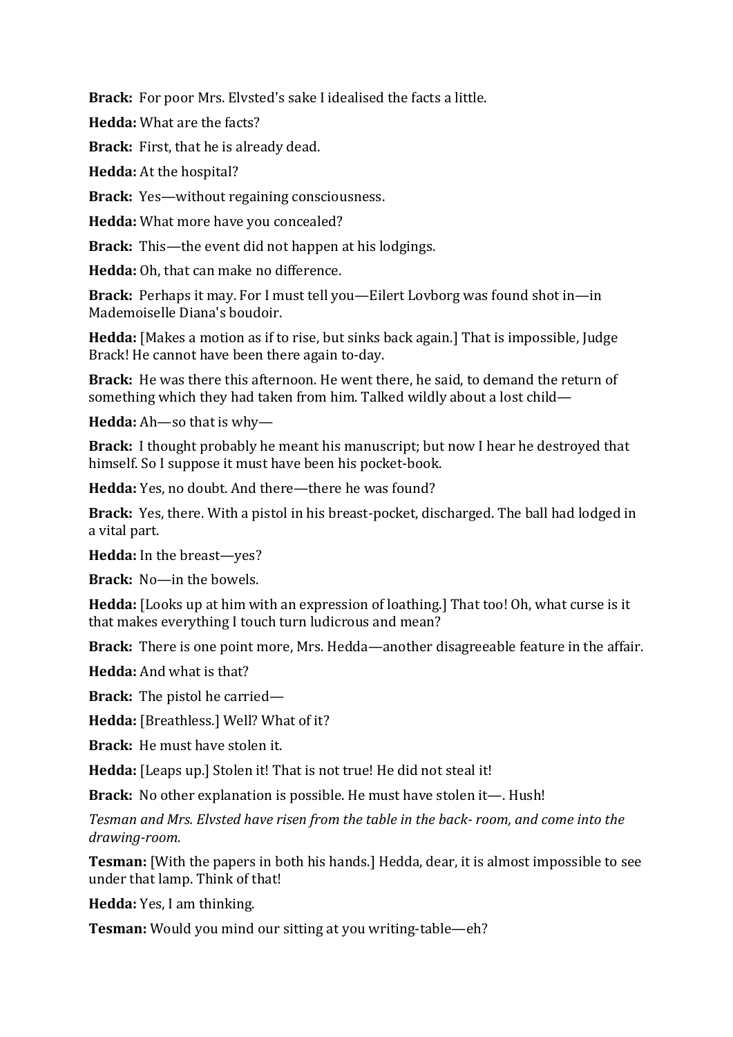**Brack:** For poor Mrs. Elvsted's sake I idealised the facts a little.

**Hedda:** What are the facts?

**Brack:** First, that he is already dead.

**Hedda:** At the hospital?

**Brack:** Yes—without regaining consciousness.

**Hedda:** What more have you concealed?

**Brack:** This—the event did not happen at his lodgings.

**Hedda:** Oh, that can make no difference.

**Brack:** Perhaps it may. For I must tell you—Eilert Lovborg was found shot in—in Mademoiselle Diana's boudoir.

**Hedda:** [Makes a motion as if to rise, but sinks back again.] That is impossible, Judge Brack! He cannot have been there again to-day.

**Brack:** He was there this afternoon. He went there, he said, to demand the return of something which they had taken from him. Talked wildly about a lost child—

**Hedda:** Ah—so that is why—

**Brack:** I thought probably he meant his manuscript; but now I hear he destroyed that himself. So I suppose it must have been his pocket-book.

**Hedda:** Yes, no doubt. And there—there he was found?

**Brack:** Yes, there. With a pistol in his breast-pocket, discharged. The ball had lodged in a vital part.

**Hedda:** In the breast—yes?

**Brack:** No—in the bowels.

**Hedda:** [Looks up at him with an expression of loathing.] That too! Oh, what curse is it that makes everything I touch turn ludicrous and mean?

**Brack:** There is one point more, Mrs. Hedda—another disagreeable feature in the affair.

**Hedda:** And what is that?

**Brack:** The pistol he carried—

**Hedda:** [Breathless.] Well? What of it?

**Brack:** He must have stolen it.

**Hedda:** [Leaps up.] Stolen it! That is not true! He did not steal it!

**Brack:** No other explanation is possible. He must have stolen it—. Hush!

*Tesman and Mrs. Elvsted have risen from the table in the back- room, and come into the drawing-room.*

**Tesman:** [With the papers in both his hands.] Hedda, dear, it is almost impossible to see under that lamp. Think of that!

**Hedda:** Yes, I am thinking.

**Tesman:** Would you mind our sitting at you writing-table—eh?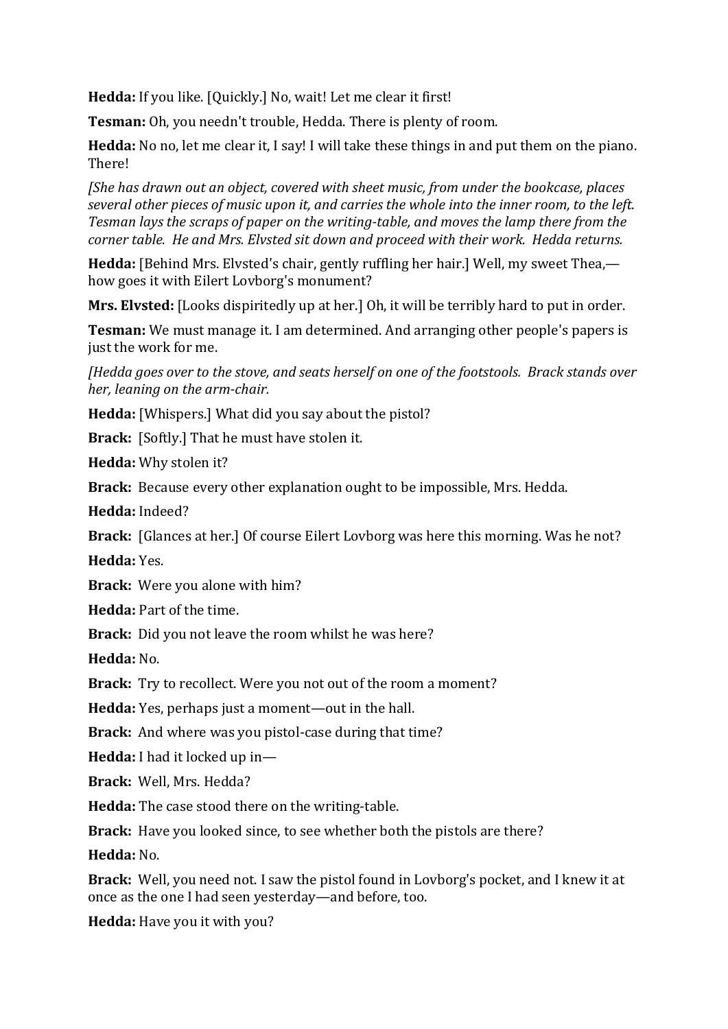**Hedda:** If you like. [Quickly.] No, wait! Let me clear it first!

**Tesman:** Oh, you needn't trouble, Hedda. There is plenty of room.

**Hedda:** No no, let me clear it, I say! I will take these things in and put them on the piano. There!

*[She has drawn out an object, covered with sheet music, from under the bookcase, places several other pieces of music upon it, and carries the whole into the inner room, to the left. Tesman lays the scraps of paper on the writing-table, and moves the lamp there from the corner table. He and Mrs. Elvsted sit down and proceed with their work. Hedda returns.*

**Hedda:** [Behind Mrs. Elvsted's chair, gently ruffling her hair.] Well, my sweet Thea,—how goes it with Eilert Lovborg's monument?

**Mrs. Elvsted:** [Looks dispiritedly up at her.] Oh, it will be terribly hard to put in order.

**Tesman:** We must manage it. I am determined. And arranging other people's papers is just the work for me.

*[Hedda goes over to the stove, and seats herself on one of the footstools. Brack stands over her, leaning on the arm-chair.*

**Hedda:** [Whispers.] What did you say about the pistol?

**Brack:** [Softly.] That he must have stolen it.

**Hedda:** Why stolen it?

**Brack:** Because every other explanation ought to be impossible, Mrs. Hedda.

**Hedda:** Indeed?

**Brack:** [Glances at her.] Of course Eilert Lovborg was here this morning. Was he not?

**Hedda:** Yes.

**Brack:** Were you alone with him?

**Hedda:** Part of the time.

**Brack:** Did you not leave the room whilst he was here?

**Hedda:** No.

**Brack:** Try to recollect. Were you not out of the room a moment?

**Hedda:** Yes, perhaps just a moment—out in the hall.

**Brack:** And where was you pistol-case during that time?

**Hedda:** I had it locked up in—

**Brack:** Well, Mrs. Hedda?

**Hedda:** The case stood there on the writing-table.

**Brack:** Have you looked since, to see whether both the pistols are there?

**Hedda:** No.

**Brack:** Well, you need not. I saw the pistol found in Lovborg's pocket, and I knew it at once as the one I had seen yesterday—and before, too.

**Hedda:** Have you it with you?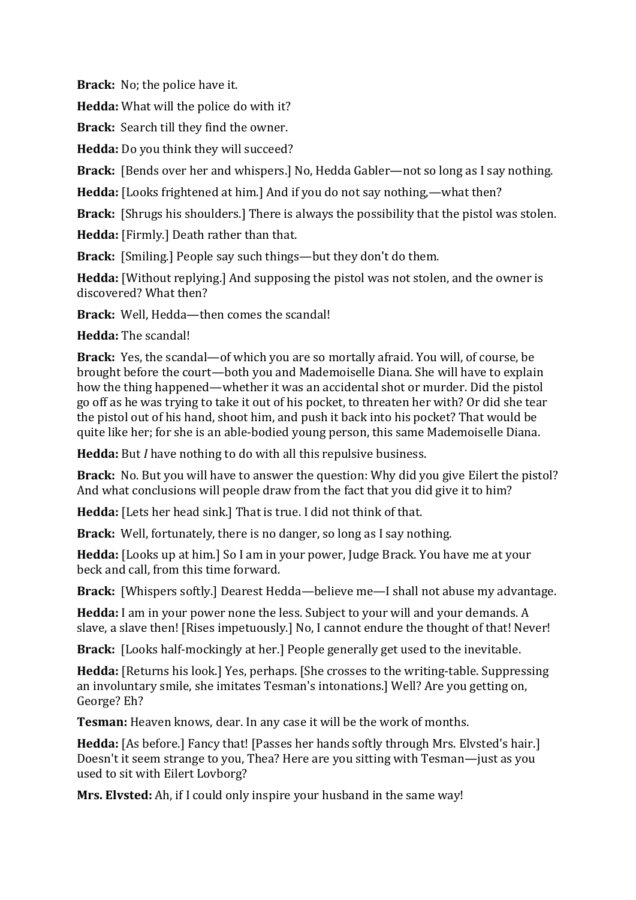**Brack:** No; the police have it.

**Hedda:** What will the police do with it?

**Brack:** Search till they find the owner.

**Hedda:** Do you think they will succeed?

**Brack:** [Bends over her and whispers.] No, Hedda Gabler—not so long as I say nothing.

**Hedda:** [Looks frightened at him.] And if you do not say nothing,—what then?

**Brack:** [Shrugs his shoulders.] There is always the possibility that the pistol was stolen.

**Hedda:** [Firmly.] Death rather than that.

**Brack:** [Smiling.] People say such things—but they don't do them.

**Hedda:** [Without replying.] And supposing the pistol was not stolen, and the owner is discovered? What then?

**Brack:** Well, Hedda—then comes the scandal!

**Hedda:** The scandal!

**Brack:** Yes, the scandal—of which you are so mortally afraid. You will, of course, be brought before the court—both you and Mademoiselle Diana. She will have to explain how the thing happened—whether it was an accidental shot or murder. Did the pistol go off as he was trying to take it out of his pocket, to threaten her with? Or did she tear the pistol out of his hand, shoot him, and push it back into his pocket? That would be quite like her; for she is an able-bodied young person, this same Mademoiselle Diana.

**Hedda:** But *I* have nothing to do with all this repulsive business.

**Brack:** No. But you will have to answer the question: Why did you give Eilert the pistol? And what conclusions will people draw from the fact that you did give it to him?

**Hedda:** [Lets her head sink.] That is true. I did not think of that.

**Brack:** Well, fortunately, there is no danger, so long as I say nothing.

**Hedda:** [Looks up at him.] So I am in your power, Judge Brack. You have me at your beck and call, from this time forward.

**Brack:** [Whispers softly.] Dearest Hedda—believe me—I shall not abuse my advantage.

**Hedda:** I am in your power none the less. Subject to your will and your demands. A slave, a slave then! [Rises impetuously.] No, I cannot endure the thought of that! Never!

**Brack:** [Looks half-mockingly at her.] People generally get used to the inevitable.

**Hedda:** [Returns his look.] Yes, perhaps. [She crosses to the writing-table. Suppressing an involuntary smile, she imitates Tesman's intonations.] Well? Are you getting on, George? Eh?

**Tesman:** Heaven knows, dear. In any case it will be the work of months.

**Hedda:** [As before.] Fancy that! [Passes her hands softly through Mrs. Elvsted's hair.] Doesn't it seem strange to you, Thea? Here are you sitting with Tesman—just as you used to sit with Eilert Lovborg?

**Mrs. Elvsted:** Ah, if I could only inspire your husband in the same way!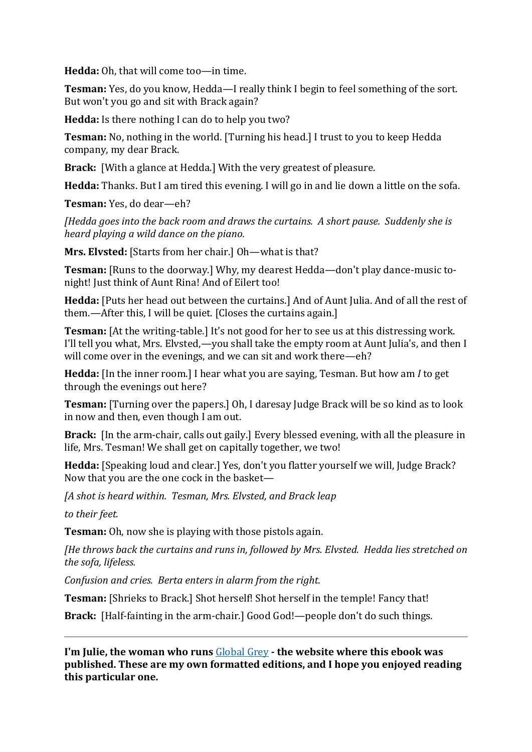**Hedda:** Oh, that will come too—in time.

**Tesman:** Yes, do you know, Hedda—I really think I begin to feel something of the sort. But won't you go and sit with Brack again?

**Hedda:** Is there nothing I can do to help you two?

**Tesman:** No, nothing in the world. [Turning his head.] I trust to you to keep Hedda company, my dear Brack.

**Brack:** [With a glance at Hedda.] With the very greatest of pleasure.

**Hedda:** Thanks. But I am tired this evening. I will go in and lie down a little on the sofa.

**Tesman:** Yes, do dear—eh?

*[Hedda goes into the back room and draws the curtains. A short pause. Suddenly she is heard playing a wild dance on the piano.*

**Mrs. Elvsted:** [Starts from her chair.] Oh—what is that?

**Tesman:** [Runs to the doorway.] Why, my dearest Hedda—don't play dance-music to-night! Just think of Aunt Rina! And of Eilert too!

**Hedda:** [Puts her head out between the curtains.] And of Aunt Julia. And of all the rest of them.—After this, I will be quiet. [Closes the curtains again.]

**Tesman:** [At the writing-table.] It's not good for her to see us at this distressing work. I'll tell you what, Mrs. Elvsted,—you shall take the empty room at Aunt Julia's, and then I will come over in the evenings, and we can sit and work there—eh?

**Hedda:** [In the inner room.] I hear what you are saying, Tesman. But how am *I* to get through the evenings out here?

**Tesman:** [Turning over the papers.] Oh, I daresay Judge Brack will be so kind as to look in now and then, even though I am out.

**Brack:** [In the arm-chair, calls out gaily.] Every blessed evening, with all the pleasure in life, Mrs. Tesman! We shall get on capitally together, we two!

**Hedda:** [Speaking loud and clear.] Yes, don't you flatter yourself we will, Judge Brack? Now that you are the one cock in the basket—

*[A shot is heard within. Tesman, Mrs. Elvsted, and Brack leap*

*to their feet.*

**Tesman:** Oh, now she is playing with those pistols again.

*[He throws back the curtains and runs in, followed by Mrs. Elvsted. Hedda lies stretched on the sofa, lifeless.*

*Confusion and cries. Berta enters in alarm from the right.*

**Tesman:** [Shrieks to Brack.] Shot herself! Shot herself in the temple! Fancy that!

**Brack:** [Half-fainting in the arm-chair.] Good God!—people don't do such things.

---

**I'm Julie, the woman who runs Global Grey - the website where this ebook was published. These are my own formatted editions, and I hope you enjoyed reading this particular one.**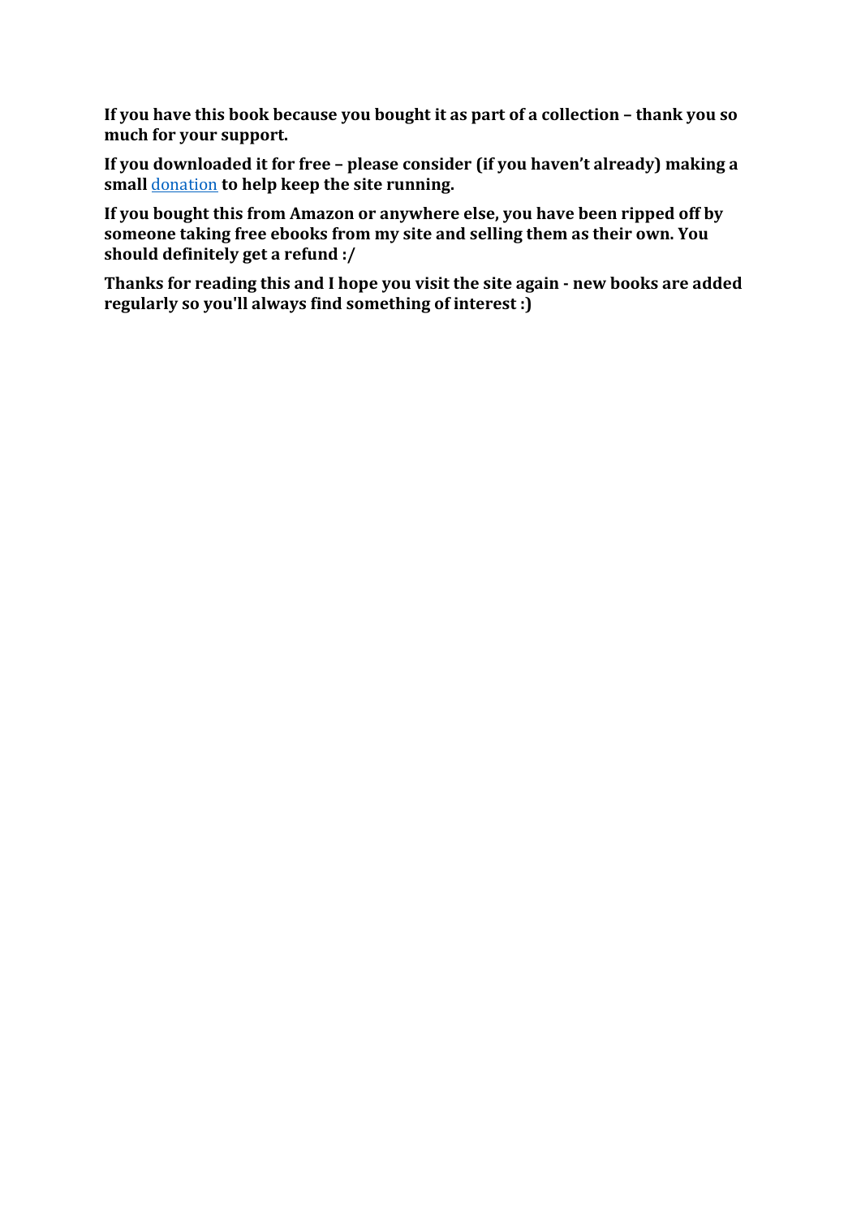**If you have this book because you bought it as part of a collection – thank you so much for your support.**

**If you downloaded it for free – please consider (if you haven't already) making a small** donation **to help keep the site running.**

**If you bought this from Amazon or anywhere else, you have been ripped off by someone taking free ebooks from my site and selling them as their own. You should definitely get a refund :/**

**Thanks for reading this and I hope you visit the site again - new books are added regularly so you'll always find something of interest :)**